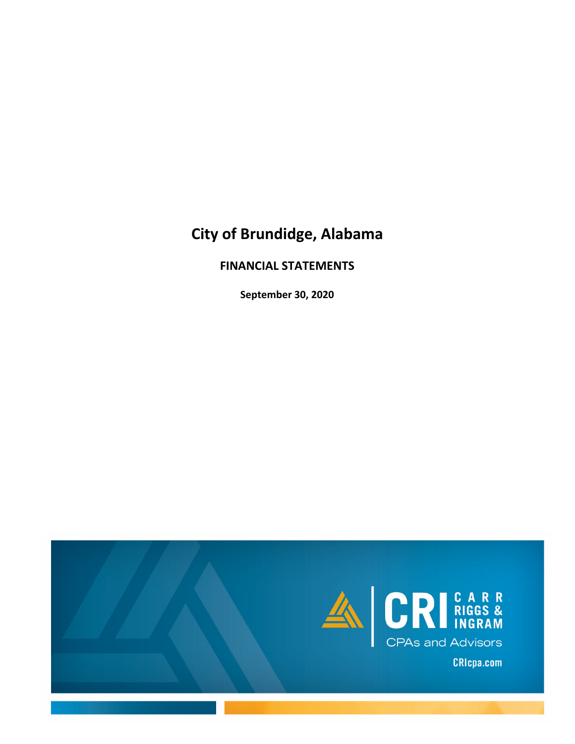# City of Brundidge, Alabama

## FINANCIAL STATEMENTS

**September 30, 2020**

CRI CARR RIGGS & INGRAM

CPAs and Advisors

CRIcpa.com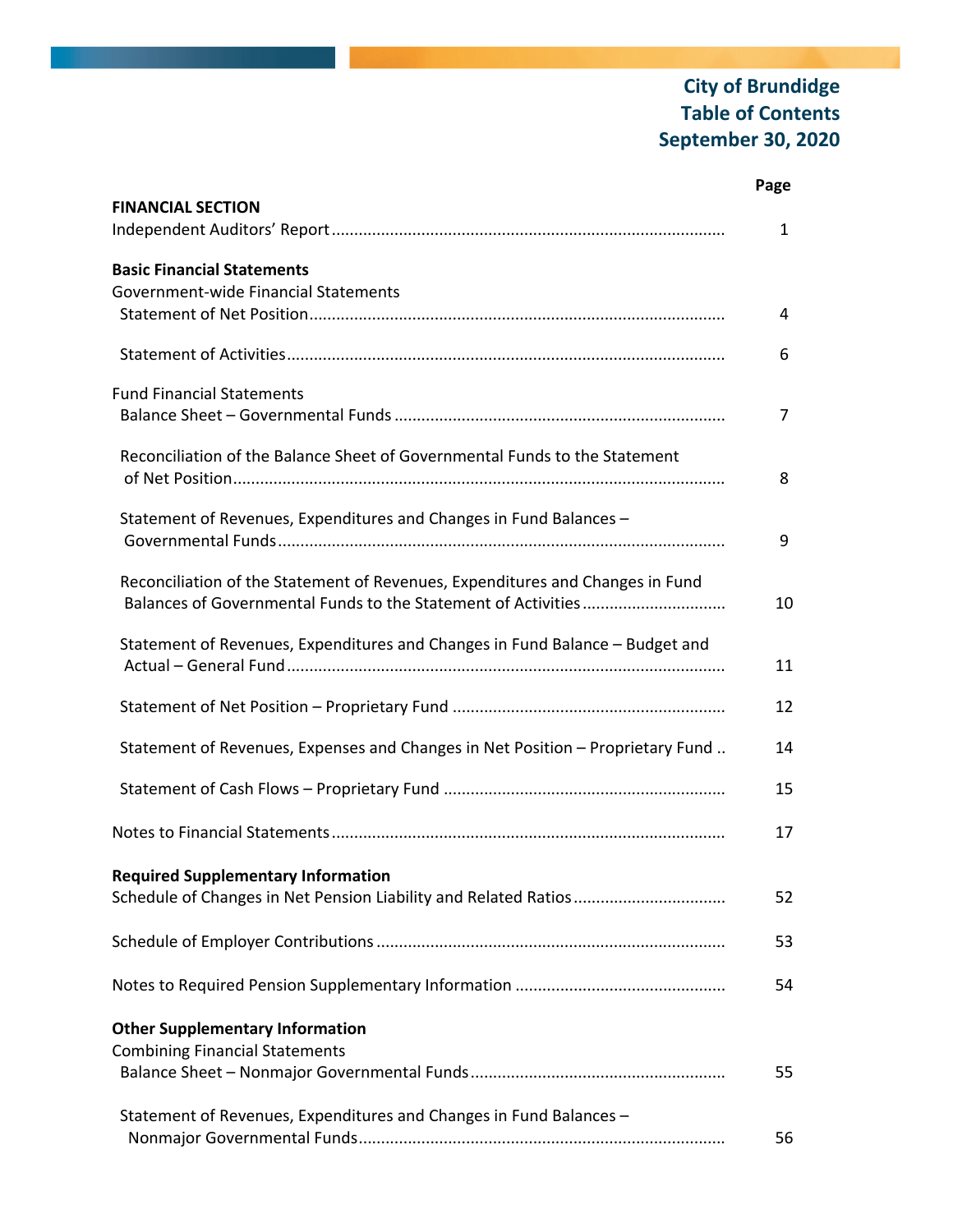# City of Brundidge
# Table of Contents
# September 30, 2020

| | Page |
|---|---|
| **FINANCIAL SECTION** | |
| Independent Auditors' Report | 1 |
| **Basic Financial Statements** | |
| Government-wide Financial Statements | |
| Statement of Net Position | 4 |
| Statement of Activities | 6 |
| Fund Financial Statements | |
| Balance Sheet – Governmental Funds | 7 |
| Reconciliation of the Balance Sheet of Governmental Funds to the Statement of Net Position | 8 |
| Statement of Revenues, Expenditures and Changes in Fund Balances – Governmental Funds | 9 |
| Reconciliation of the Statement of Revenues, Expenditures and Changes in Fund Balances of Governmental Funds to the Statement of Activities | 10 |
| Statement of Revenues, Expenditures and Changes in Fund Balance – Budget and Actual – General Fund | 11 |
| Statement of Net Position – Proprietary Fund | 12 |
| Statement of Revenues, Expenses and Changes in Net Position – Proprietary Fund | 14 |
| Statement of Cash Flows – Proprietary Fund | 15 |
| Notes to Financial Statements | 17 |
| **Required Supplementary Information** | |
| Schedule of Changes in Net Pension Liability and Related Ratios | 52 |
| Schedule of Employer Contributions | 53 |
| Notes to Required Pension Supplementary Information | 54 |
| **Other Supplementary Information** | |
| Combining Financial Statements | |
| Balance Sheet – Nonmajor Governmental Funds | 55 |
| Statement of Revenues, Expenditures and Changes in Fund Balances – Nonmajor Governmental Funds | 56 |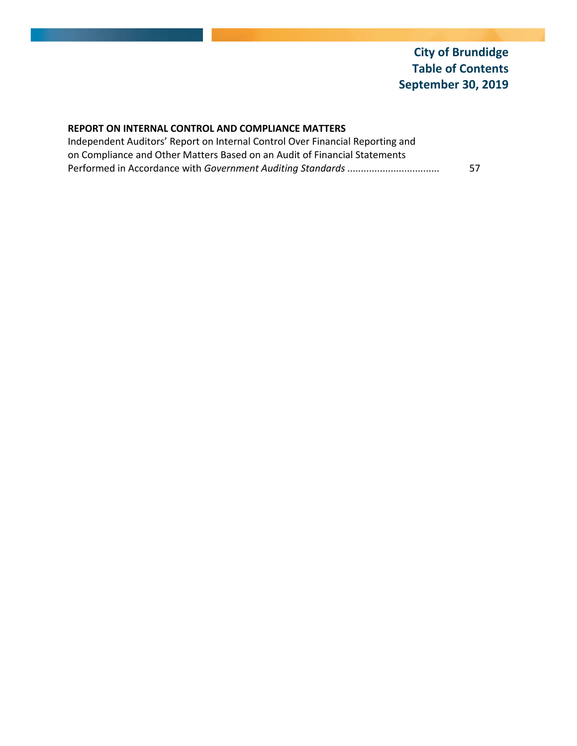# City of Brundidge
# Table of Contents
# September 30, 2019

**REPORT ON INTERNAL CONTROL AND COMPLIANCE MATTERS**

| | |
|---|---|
| Independent Auditors' Report on Internal Control Over Financial Reporting and on Compliance and Other Matters Based on an Audit of Financial Statements Performed in Accordance with *Government Auditing Standards* ................................. | 57 |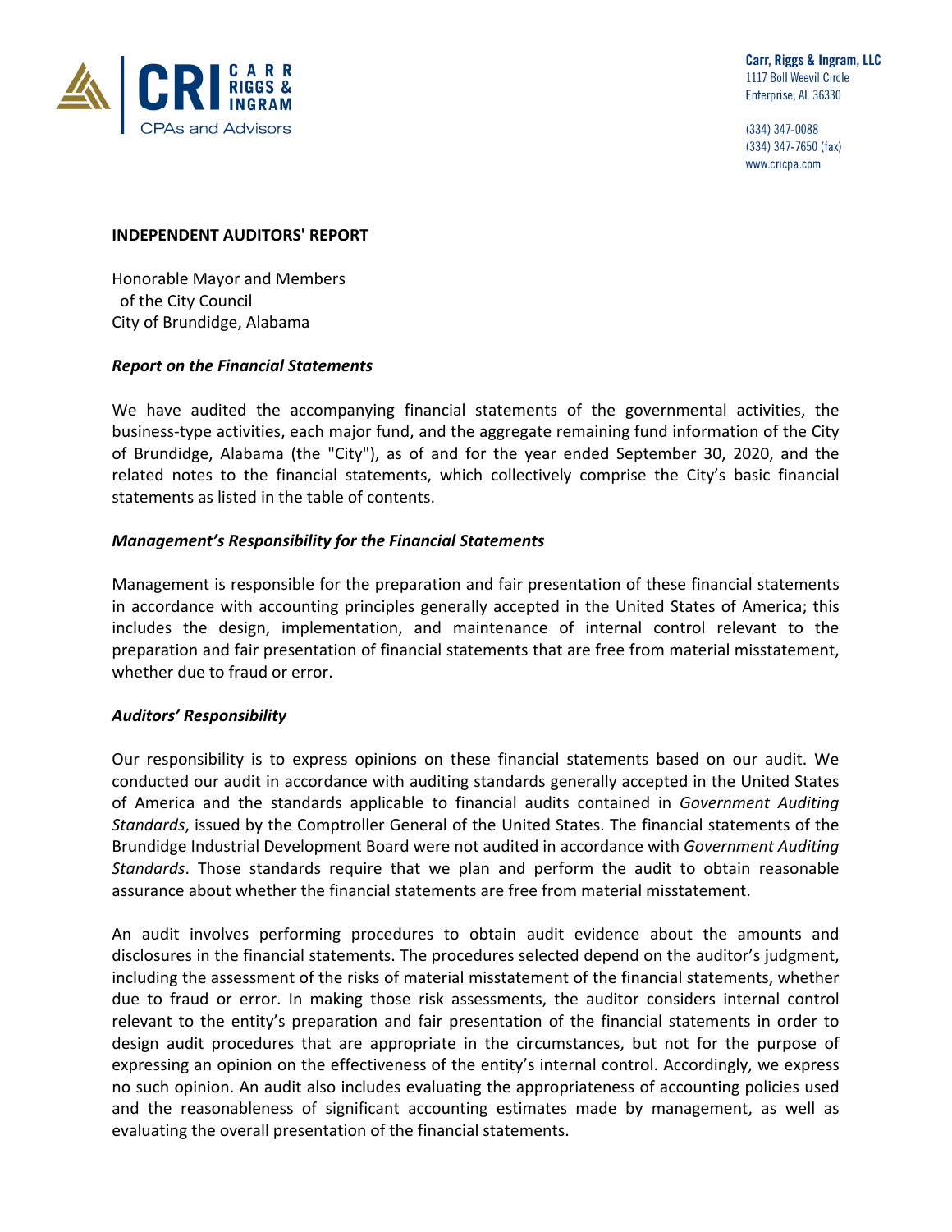Carr, Riggs & Ingram, LLC
1117 Boll Weevil Circle
Enterprise, AL 36330

(334) 347-0088
(334) 347-7650 (fax)
www.cricpa.com

## INDEPENDENT AUDITORS' REPORT

Honorable Mayor and Members
of the City Council
City of Brundidge, Alabama

### *Report on the Financial Statements*

We have audited the accompanying financial statements of the governmental activities, the business-type activities, each major fund, and the aggregate remaining fund information of the City of Brundidge, Alabama (the "City"), as of and for the year ended September 30, 2020, and the related notes to the financial statements, which collectively comprise the City's basic financial statements as listed in the table of contents.

### *Management's Responsibility for the Financial Statements*

Management is responsible for the preparation and fair presentation of these financial statements in accordance with accounting principles generally accepted in the United States of America; this includes the design, implementation, and maintenance of internal control relevant to the preparation and fair presentation of financial statements that are free from material misstatement, whether due to fraud or error.

### *Auditors' Responsibility*

Our responsibility is to express opinions on these financial statements based on our audit. We conducted our audit in accordance with auditing standards generally accepted in the United States of America and the standards applicable to financial audits contained in *Government Auditing Standards*, issued by the Comptroller General of the United States. The financial statements of the Brundidge Industrial Development Board were not audited in accordance with *Government Auditing Standards*. Those standards require that we plan and perform the audit to obtain reasonable assurance about whether the financial statements are free from material misstatement.

An audit involves performing procedures to obtain audit evidence about the amounts and disclosures in the financial statements. The procedures selected depend on the auditor's judgment, including the assessment of the risks of material misstatement of the financial statements, whether due to fraud or error. In making those risk assessments, the auditor considers internal control relevant to the entity's preparation and fair presentation of the financial statements in order to design audit procedures that are appropriate in the circumstances, but not for the purpose of expressing an opinion on the effectiveness of the entity's internal control. Accordingly, we express no such opinion. An audit also includes evaluating the appropriateness of accounting policies used and the reasonableness of significant accounting estimates made by management, as well as evaluating the overall presentation of the financial statements.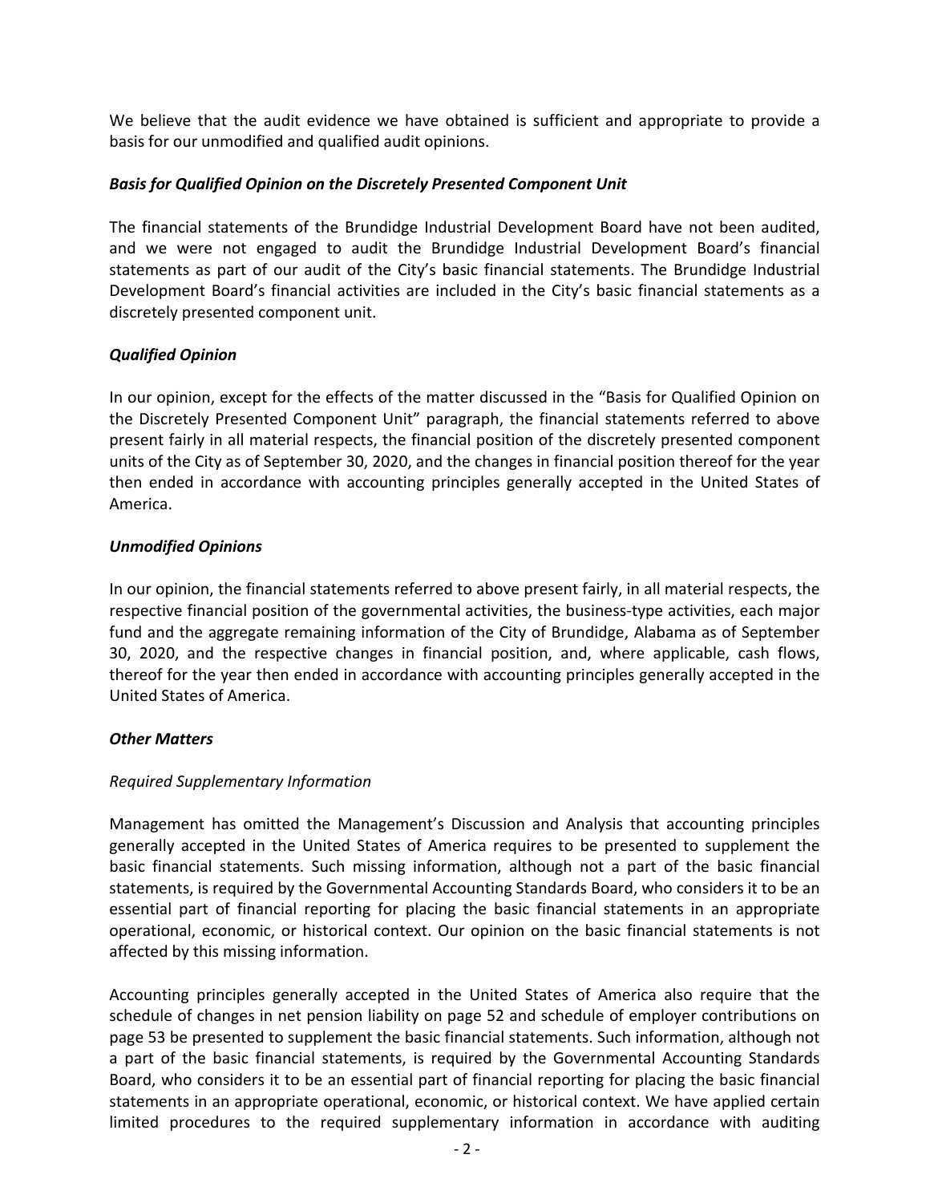We believe that the audit evidence we have obtained is sufficient and appropriate to provide a basis for our unmodified and qualified audit opinions.

***Basis for Qualified Opinion on the Discretely Presented Component Unit***

The financial statements of the Brundidge Industrial Development Board have not been audited, and we were not engaged to audit the Brundidge Industrial Development Board's financial statements as part of our audit of the City's basic financial statements. The Brundidge Industrial Development Board's financial activities are included in the City's basic financial statements as a discretely presented component unit.

***Qualified Opinion***

In our opinion, except for the effects of the matter discussed in the "Basis for Qualified Opinion on the Discretely Presented Component Unit" paragraph, the financial statements referred to above present fairly in all material respects, the financial position of the discretely presented component units of the City as of September 30, 2020, and the changes in financial position thereof for the year then ended in accordance with accounting principles generally accepted in the United States of America.

***Unmodified Opinions***

In our opinion, the financial statements referred to above present fairly, in all material respects, the respective financial position of the governmental activities, the business-type activities, each major fund and the aggregate remaining information of the City of Brundidge, Alabama as of September 30, 2020, and the respective changes in financial position, and, where applicable, cash flows, thereof for the year then ended in accordance with accounting principles generally accepted in the United States of America.

***Other Matters***

*Required Supplementary Information*

Management has omitted the Management's Discussion and Analysis that accounting principles generally accepted in the United States of America requires to be presented to supplement the basic financial statements. Such missing information, although not a part of the basic financial statements, is required by the Governmental Accounting Standards Board, who considers it to be an essential part of financial reporting for placing the basic financial statements in an appropriate operational, economic, or historical context. Our opinion on the basic financial statements is not affected by this missing information.

Accounting principles generally accepted in the United States of America also require that the schedule of changes in net pension liability on page 52 and schedule of employer contributions on page 53 be presented to supplement the basic financial statements. Such information, although not a part of the basic financial statements, is required by the Governmental Accounting Standards Board, who considers it to be an essential part of financial reporting for placing the basic financial statements in an appropriate operational, economic, or historical context. We have applied certain limited procedures to the required supplementary information in accordance with auditing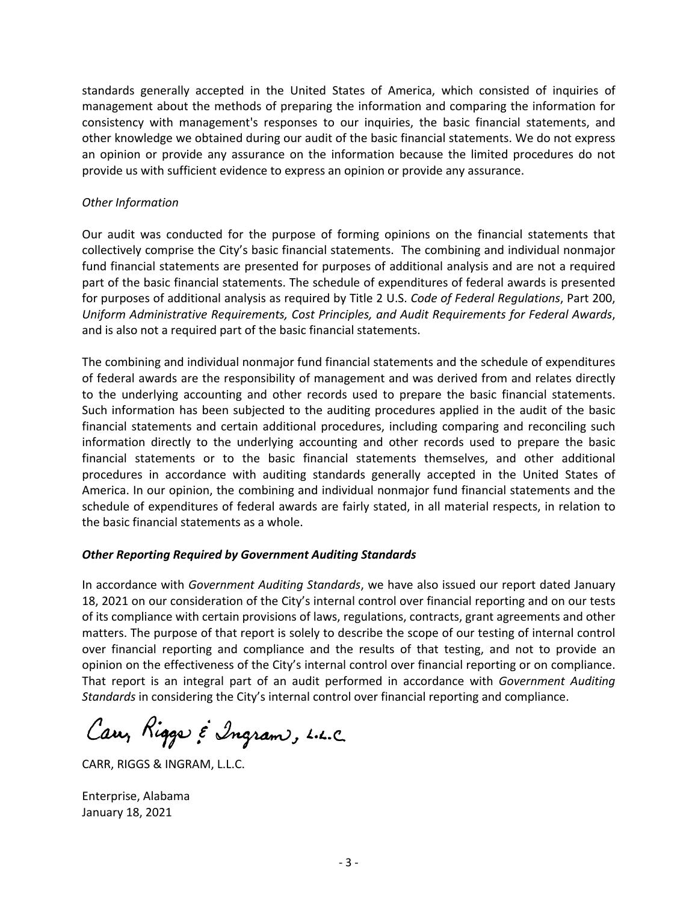standards generally accepted in the United States of America, which consisted of inquiries of management about the methods of preparing the information and comparing the information for consistency with management's responses to our inquiries, the basic financial statements, and other knowledge we obtained during our audit of the basic financial statements. We do not express an opinion or provide any assurance on the information because the limited procedures do not provide us with sufficient evidence to express an opinion or provide any assurance.

*Other Information*

Our audit was conducted for the purpose of forming opinions on the financial statements that collectively comprise the City's basic financial statements. The combining and individual nonmajor fund financial statements are presented for purposes of additional analysis and are not a required part of the basic financial statements. The schedule of expenditures of federal awards is presented for purposes of additional analysis as required by Title 2 U.S. *Code of Federal Regulations*, Part 200, *Uniform Administrative Requirements, Cost Principles, and Audit Requirements for Federal Awards*, and is also not a required part of the basic financial statements.

The combining and individual nonmajor fund financial statements and the schedule of expenditures of federal awards are the responsibility of management and was derived from and relates directly to the underlying accounting and other records used to prepare the basic financial statements. Such information has been subjected to the auditing procedures applied in the audit of the basic financial statements and certain additional procedures, including comparing and reconciling such information directly to the underlying accounting and other records used to prepare the basic financial statements or to the basic financial statements themselves, and other additional procedures in accordance with auditing standards generally accepted in the United States of America. In our opinion, the combining and individual nonmajor fund financial statements and the schedule of expenditures of federal awards are fairly stated, in all material respects, in relation to the basic financial statements as a whole.

***Other Reporting Required by Government Auditing Standards***

In accordance with *Government Auditing Standards*, we have also issued our report dated January 18, 2021 on our consideration of the City's internal control over financial reporting and on our tests of its compliance with certain provisions of laws, regulations, contracts, grant agreements and other matters. The purpose of that report is solely to describe the scope of our testing of internal control over financial reporting and compliance and the results of that testing, and not to provide an opinion on the effectiveness of the City's internal control over financial reporting or on compliance. That report is an integral part of an audit performed in accordance with *Government Auditing Standards* in considering the City's internal control over financial reporting and compliance.

Carr, Riggs & Ingram, L.L.C.

CARR, RIGGS & INGRAM, L.L.C.

Enterprise, Alabama
January 18, 2021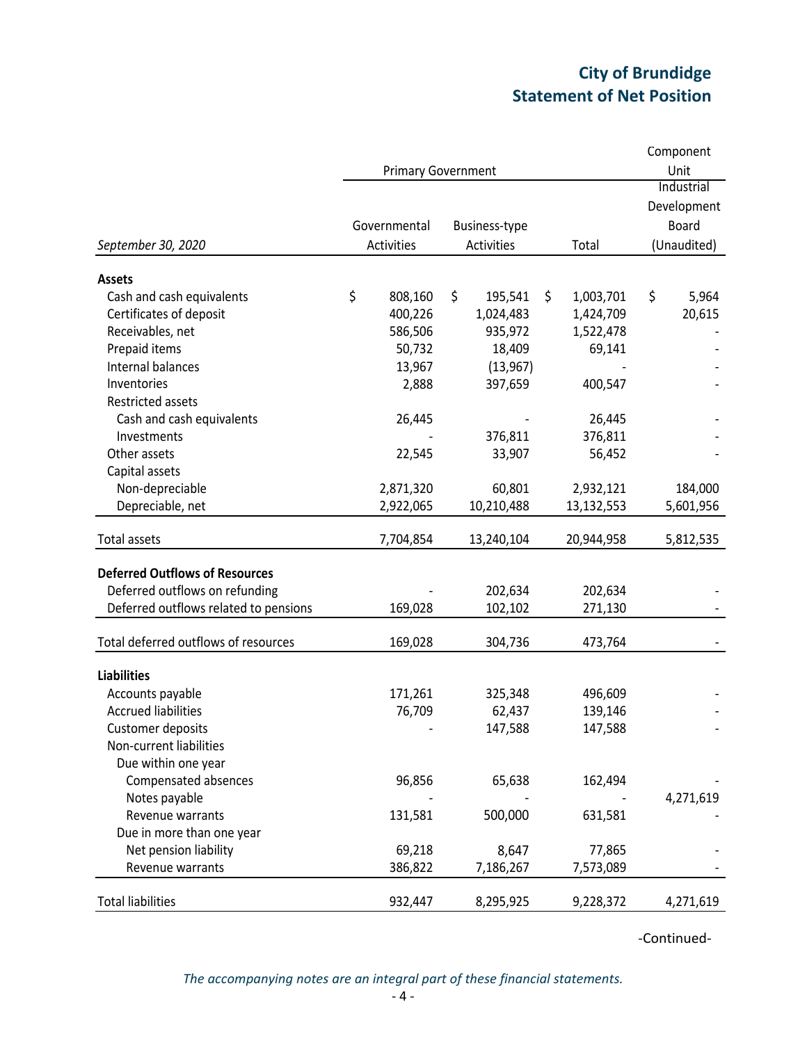# City of Brundidge
## Statement of Net Position

| *September 30, 2020* | Primary Government Governmental Activities | Business-type Activities | Total | Component Unit Industrial Development Board (Unaudited) |
|---|---|---|---|---|
| **Assets** | | | | |
| Cash and cash equivalents | $ 808,160 | $ 195,541 | $ 1,003,701 | $ 5,964 |
| Certificates of deposit | 400,226 | 1,024,483 | 1,424,709 | 20,615 |
| Receivables, net | 586,506 | 935,972 | 1,522,478 | - |
| Prepaid items | 50,732 | 18,409 | 69,141 | - |
| Internal balances | 13,967 | (13,967) | - | - |
| Inventories | 2,888 | 397,659 | 400,547 | - |
| Restricted assets | | | | |
| Cash and cash equivalents | 26,445 | - | 26,445 | - |
| Investments | - | 376,811 | 376,811 | - |
| Other assets | 22,545 | 33,907 | 56,452 | - |
| Capital assets | | | | |
| Non-depreciable | 2,871,320 | 60,801 | 2,932,121 | 184,000 |
| Depreciable, net | 2,922,065 | 10,210,488 | 13,132,553 | 5,601,956 |
| Total assets | 7,704,854 | 13,240,104 | 20,944,958 | 5,812,535 |
| **Deferred Outflows of Resources** | | | | |
| Deferred outflows on refunding | - | 202,634 | 202,634 | - |
| Deferred outflows related to pensions | 169,028 | 102,102 | 271,130 | - |
| Total deferred outflows of resources | 169,028 | 304,736 | 473,764 | - |
| **Liabilities** | | | | |
| Accounts payable | 171,261 | 325,348 | 496,609 | - |
| Accrued liabilities | 76,709 | 62,437 | 139,146 | - |
| Customer deposits | - | 147,588 | 147,588 | - |
| Non-current liabilities | | | | |
| Due within one year | | | | |
| Compensated absences | 96,856 | 65,638 | 162,494 | - |
| Notes payable | - | - | - | 4,271,619 |
| Revenue warrants | 131,581 | 500,000 | 631,581 | - |
| Due in more than one year | | | | |
| Net pension liability | 69,218 | 8,647 | 77,865 | - |
| Revenue warrants | 386,822 | 7,186,267 | 7,573,089 | - |
| Total liabilities | 932,447 | 8,295,925 | 9,228,372 | 4,271,619 |

-Continued-

*The accompanying notes are an integral part of these financial statements.*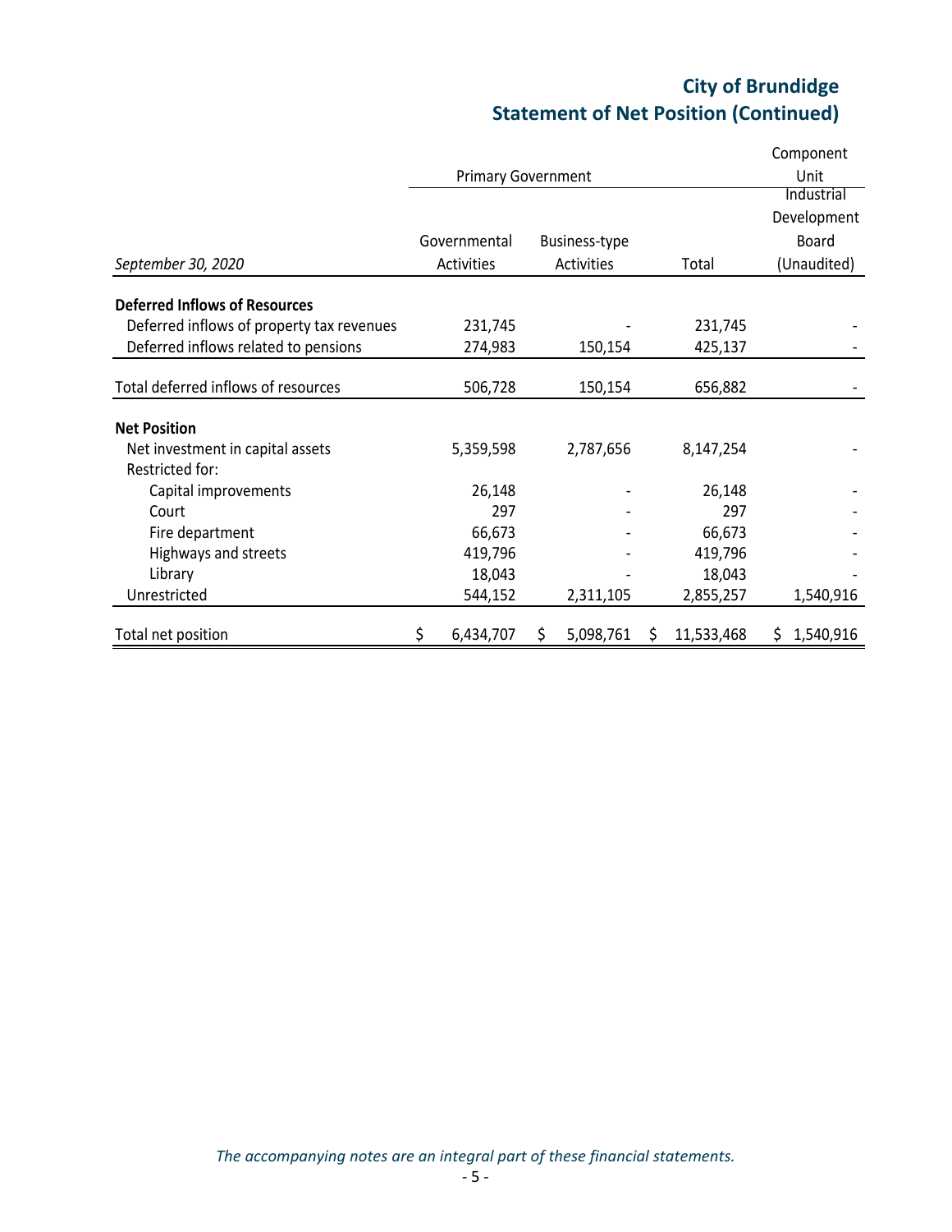# City of Brundidge
## Statement of Net Position (Continued)

| September 30, 2020 | Primary Government Governmental Activities | Primary Government Business-type Activities | Primary Government Total | Component Unit Industrial Development Board (Unaudited) |
|---|---|---|---|---|
| **Deferred Inflows of Resources** | | | | |
| Deferred inflows of property tax revenues | 231,745 | - | 231,745 | - |
| Deferred inflows related to pensions | 274,983 | 150,154 | 425,137 | - |
| Total deferred inflows of resources | 506,728 | 150,154 | 656,882 | - |
| **Net Position** | | | | |
| Net investment in capital assets | 5,359,598 | 2,787,656 | 8,147,254 | - |
| Restricted for: | | | | |
| Capital improvements | 26,148 | - | 26,148 | - |
| Court | 297 | - | 297 | - |
| Fire department | 66,673 | - | 66,673 | - |
| Highways and streets | 419,796 | - | 419,796 | - |
| Library | 18,043 | - | 18,043 | - |
| Unrestricted | 544,152 | 2,311,105 | 2,855,257 | 1,540,916 |
| Total net position | $ 6,434,707 | $ 5,098,761 | $ 11,533,468 | $ 1,540,916 |

*The accompanying notes are an integral part of these financial statements.*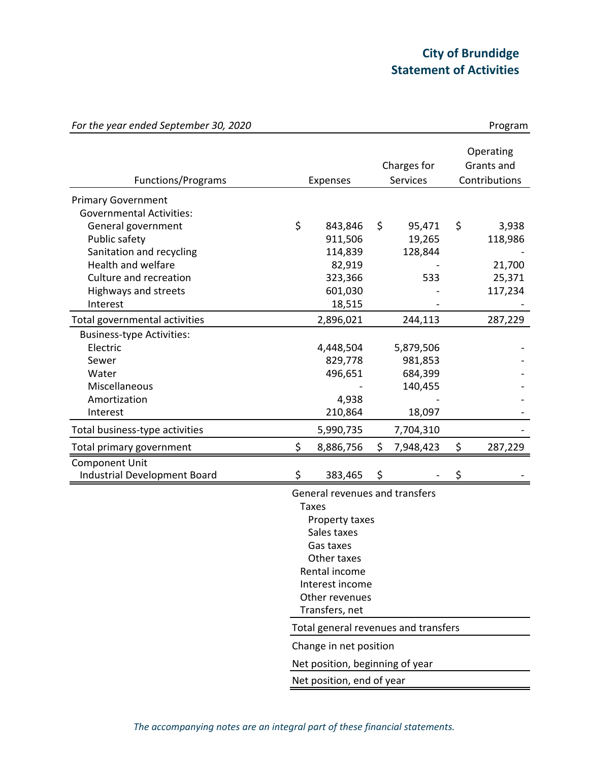# City of Brundidge
# Statement of Activities

*For the year ended September 30, 2020*

| Functions/Programs | Expenses | Program Charges for Services | Program Operating Grants and Contributions |
|---|---|---|---|
| **Primary Government** | | | |
| Governmental Activities: | | | |
| General government | $ 843,846 | $ 95,471 | $ 3,938 |
| Public safety | 911,506 | 19,265 | 118,986 |
| Sanitation and recycling | 114,839 | 128,844 | - |
| Health and welfare | 82,919 | - | 21,700 |
| Culture and recreation | 323,366 | 533 | 25,371 |
| Highways and streets | 601,030 | - | 117,234 |
| Interest | 18,515 | - | - |
| Total governmental activities | 2,896,021 | 244,113 | 287,229 |
| Business-type Activities: | | | |
| Electric | 4,448,504 | 5,879,506 | - |
| Sewer | 829,778 | 981,853 | - |
| Water | 496,651 | 684,399 | - |
| Miscellaneous | - | 140,455 | - |
| Amortization | 4,938 | - | - |
| Interest | 210,864 | 18,097 | - |
| Total business-type activities | 5,990,735 | 7,704,310 | - |
| Total primary government | $ 8,886,756 | $ 7,948,423 | $ 287,229 |
| **Component Unit** | | | |
| Industrial Development Board | $ 383,465 | $ - | $ - |

General revenues and transfers
- Taxes
  - Property taxes
  - Sales taxes
  - Gas taxes
  - Other taxes
- Rental income
- Interest income
- Other revenues
- Transfers, net

Total general revenues and transfers

Change in net position

Net position, beginning of year

Net position, end of year

*The accompanying notes are an integral part of these financial statements.*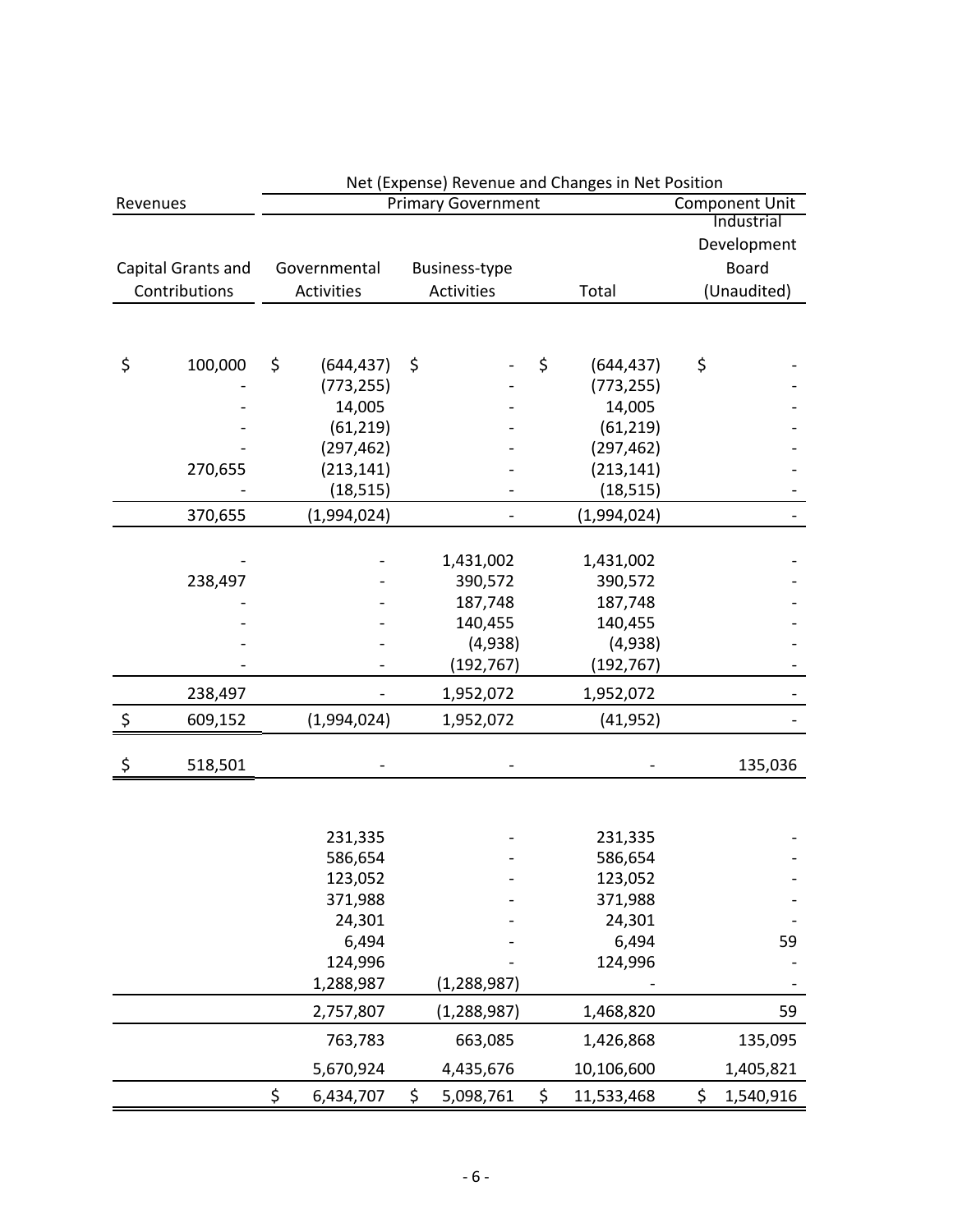| Revenues | Net (Expense) Revenue and Changes in Net Position | | | |
|---|---|---|---|---|
| | Primary Government | | | Component Unit |
| Capital Grants and Contributions | Governmental Activities | Business-type Activities | Total | Industrial Development Board (Unaudited) |
| | | | | |
| $ 100,000 | $ (644,437) | $ - | $ (644,437) | $ - |
| - | (773,255) | - | (773,255) | - |
| - | 14,005 | - | 14,005 | - |
| - | (61,219) | - | (61,219) | - |
| - | (297,462) | - | (297,462) | - |
| 270,655 | (213,141) | - | (213,141) | - |
| - | (18,515) | - | (18,515) | - |
| 370,655 | (1,994,024) | - | (1,994,024) | - |
| | | | | |
| - | - | 1,431,002 | 1,431,002 | - |
| 238,497 | - | 390,572 | 390,572 | - |
| - | - | 187,748 | 187,748 | - |
| - | - | 140,455 | 140,455 | - |
| - | - | (4,938) | (4,938) | - |
| - | - | (192,767) | (192,767) | - |
| 238,497 | - | 1,952,072 | 1,952,072 | - |
| $ 609,152 | (1,994,024) | 1,952,072 | (41,952) | - |
| | | | | |
| $ 518,501 | - | - | - | 135,036 |
| | | | | |
| | 231,335 | - | 231,335 | - |
| | 586,654 | - | 586,654 | - |
| | 123,052 | - | 123,052 | - |
| | 371,988 | - | 371,988 | - |
| | 24,301 | - | 24,301 | - |
| | 6,494 | - | 6,494 | 59 |
| | 124,996 | - | 124,996 | - |
| | 1,288,987 | (1,288,987) | - | - |
| | 2,757,807 | (1,288,987) | 1,468,820 | 59 |
| | 763,783 | 663,085 | 1,426,868 | 135,095 |
| | 5,670,924 | 4,435,676 | 10,106,600 | 1,405,821 |
| | $ 6,434,707 | $ 5,098,761 | $ 11,533,468 | $ 1,540,916 |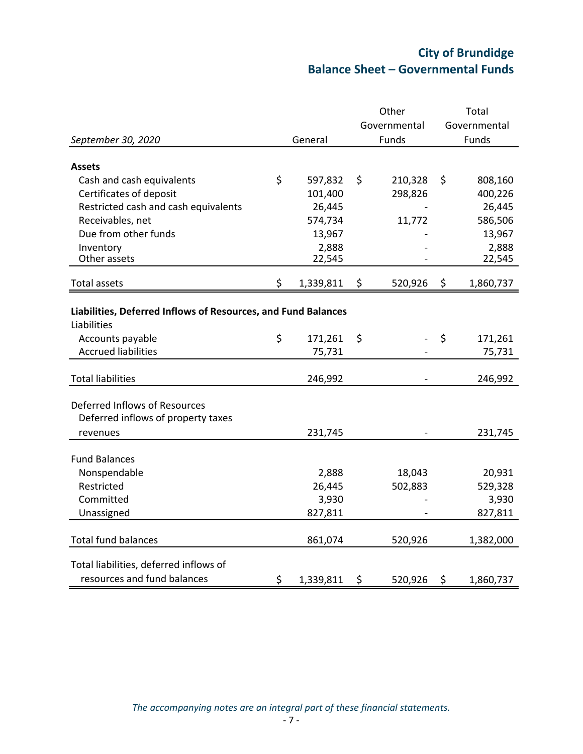# City of Brundidge
## Balance Sheet – Governmental Funds

| September 30, 2020 | General | Other Governmental Funds | Total Governmental Funds |
|---|---|---|---|
| **Assets** | | | |
| Cash and cash equivalents | $ 597,832 | $ 210,328 | $ 808,160 |
| Certificates of deposit | 101,400 | 298,826 | 400,226 |
| Restricted cash and cash equivalents | 26,445 | - | 26,445 |
| Receivables, net | 574,734 | 11,772 | 586,506 |
| Due from other funds | 13,967 | - | 13,967 |
| Inventory | 2,888 | - | 2,888 |
| Other assets | 22,545 | - | 22,545 |
| Total assets | $ 1,339,811 | $ 520,926 | $ 1,860,737 |
| **Liabilities, Deferred Inflows of Resources, and Fund Balances** | | | |
| Liabilities | | | |
| Accounts payable | $ 171,261 | $ - | $ 171,261 |
| Accrued liabilities | 75,731 | - | 75,731 |
| Total liabilities | 246,992 | - | 246,992 |
| Deferred Inflows of Resources | | | |
| Deferred inflows of property taxes revenues | 231,745 | - | 231,745 |
| Fund Balances | | | |
| Nonspendable | 2,888 | 18,043 | 20,931 |
| Restricted | 26,445 | 502,883 | 529,328 |
| Committed | 3,930 | - | 3,930 |
| Unassigned | 827,811 | - | 827,811 |
| Total fund balances | 861,074 | 520,926 | 1,382,000 |
| Total liabilities, deferred inflows of resources and fund balances | $ 1,339,811 | $ 520,926 | $ 1,860,737 |

*The accompanying notes are an integral part of these financial statements.*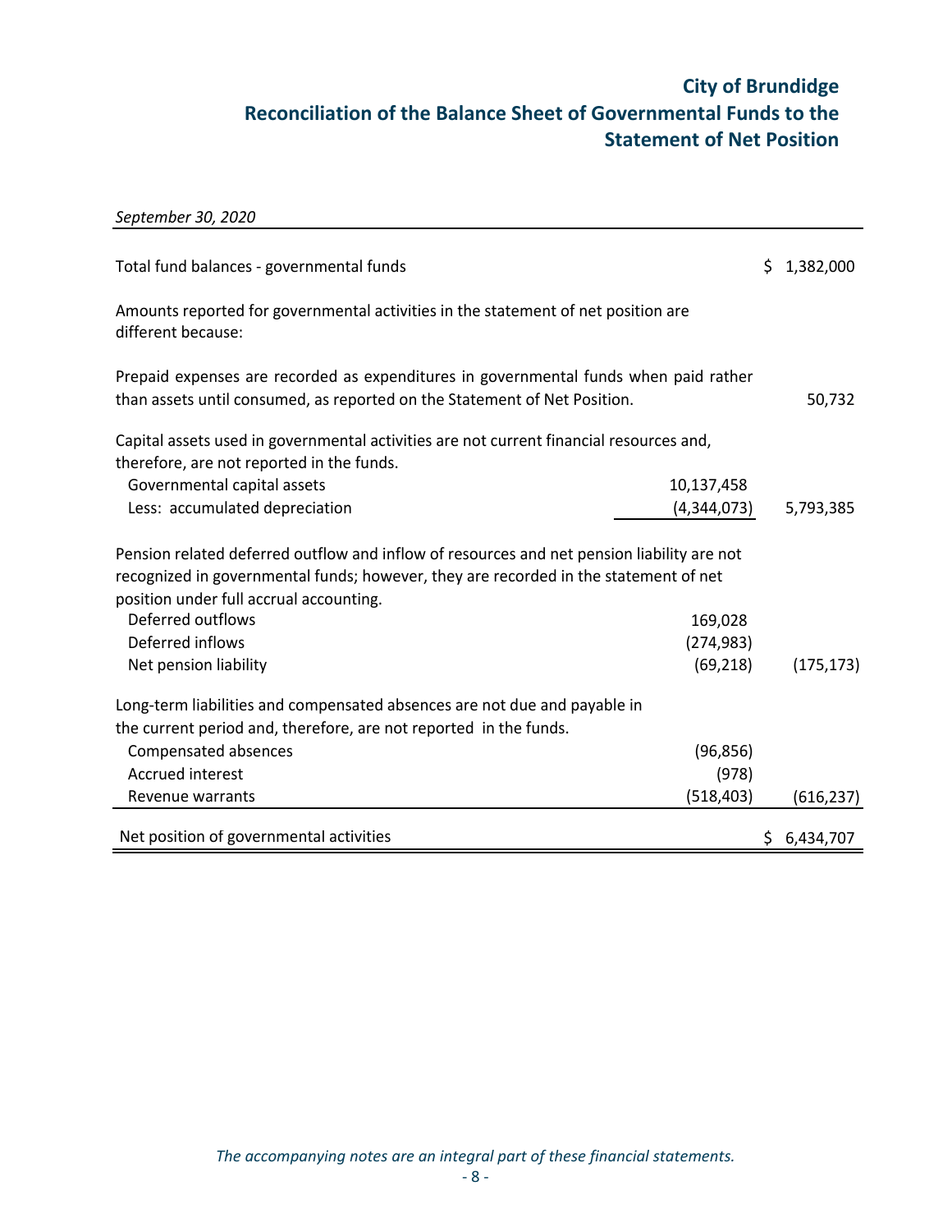# City of Brundidge
## Reconciliation of the Balance Sheet of Governmental Funds to the Statement of Net Position

*September 30, 2020*

| | | |
|---|---|---|
| Total fund balances - governmental funds | | $ 1,382,000 |
| Amounts reported for governmental activities in the statement of net position are different because: | | |
| Prepaid expenses are recorded as expenditures in governmental funds when paid rather than assets until consumed, as reported on the Statement of Net Position. | | 50,732 |
| Capital assets used in governmental activities are not current financial resources and, therefore, are not reported in the funds. | | |
| Governmental capital assets | 10,137,458 | |
| Less: accumulated depreciation | (4,344,073) | 5,793,385 |
| Pension related deferred outflow and inflow of resources and net pension liability are not recognized in governmental funds; however, they are recorded in the statement of net position under full accrual accounting. | | |
| Deferred outflows | 169,028 | |
| Deferred inflows | (274,983) | |
| Net pension liability | (69,218) | (175,173) |
| Long-term liabilities and compensated absences are not due and payable in the current period and, therefore, are not reported in the funds. | | |
| Compensated absences | (96,856) | |
| Accrued interest | (978) | |
| Revenue warrants | (518,403) | (616,237) |
| Net position of governmental activities | | $ 6,434,707 |

*The accompanying notes are an integral part of these financial statements.*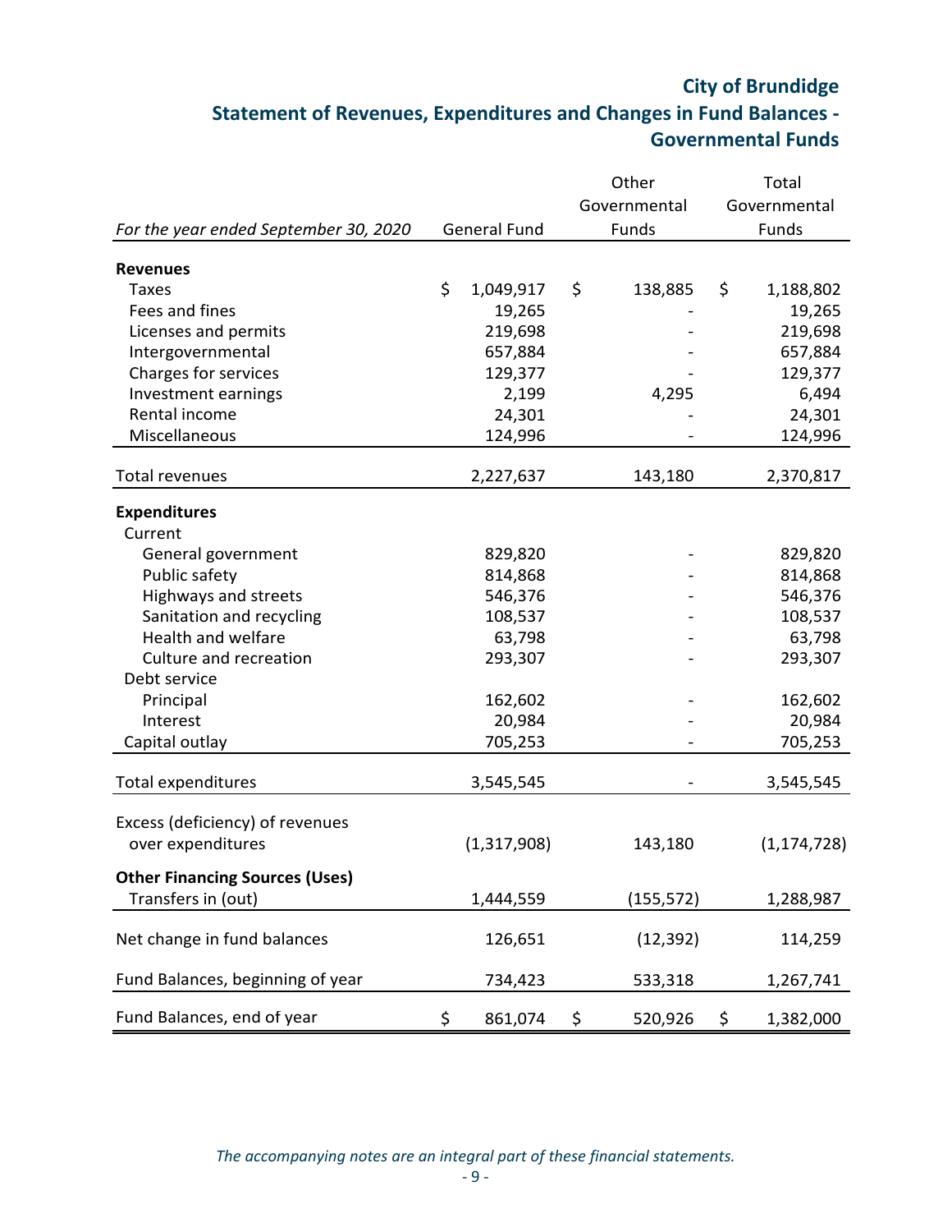# City of Brundidge

## Statement of Revenues, Expenditures and Changes in Fund Balances - Governmental Funds

| *For the year ended September 30, 2020* | General Fund | Other Governmental Funds | Total Governmental Funds |
|---|---|---|---|
| **Revenues** | | | |
| Taxes | $ 1,049,917 | $ 138,885 | $ 1,188,802 |
| Fees and fines | 19,265 | - | 19,265 |
| Licenses and permits | 219,698 | - | 219,698 |
| Intergovernmental | 657,884 | - | 657,884 |
| Charges for services | 129,377 | - | 129,377 |
| Investment earnings | 2,199 | 4,295 | 6,494 |
| Rental income | 24,301 | - | 24,301 |
| Miscellaneous | 124,996 | - | 124,996 |
| Total revenues | 2,227,637 | 143,180 | 2,370,817 |
| **Expenditures** | | | |
| Current | | | |
| General government | 829,820 | - | 829,820 |
| Public safety | 814,868 | - | 814,868 |
| Highways and streets | 546,376 | - | 546,376 |
| Sanitation and recycling | 108,537 | - | 108,537 |
| Health and welfare | 63,798 | - | 63,798 |
| Culture and recreation | 293,307 | - | 293,307 |
| Debt service | | | |
| Principal | 162,602 | - | 162,602 |
| Interest | 20,984 | - | 20,984 |
| Capital outlay | 705,253 | - | 705,253 |
| Total expenditures | 3,545,545 | - | 3,545,545 |
| Excess (deficiency) of revenues over expenditures | (1,317,908) | 143,180 | (1,174,728) |
| **Other Financing Sources (Uses)** | | | |
| Transfers in (out) | 1,444,559 | (155,572) | 1,288,987 |
| Net change in fund balances | 126,651 | (12,392) | 114,259 |
| Fund Balances, beginning of year | 734,423 | 533,318 | 1,267,741 |
| Fund Balances, end of year | $ 861,074 | $ 520,926 | $ 1,382,000 |

*The accompanying notes are an integral part of these financial statements.*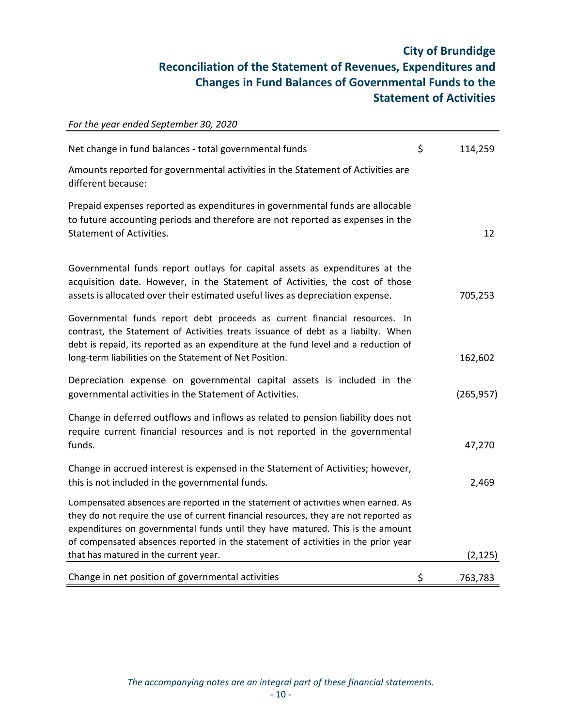# City of Brundidge
## Reconciliation of the Statement of Revenues, Expenditures and Changes in Fund Balances of Governmental Funds to the Statement of Activities

*For the year ended September 30, 2020*

| | | |
|---|---|---|
| Net change in fund balances - total governmental funds | $ | 114,259 |
| Amounts reported for governmental activities in the Statement of Activities are different because: | | |
| Prepaid expenses reported as expenditures in governmental funds are allocable to future accounting periods and therefore are not reported as expenses in the Statement of Activities. | | 12 |
| Governmental funds report outlays for capital assets as expenditures at the acquisition date. However, in the Statement of Activities, the cost of those assets is allocated over their estimated useful lives as depreciation expense. | | 705,253 |
| Governmental funds report debt proceeds as current financial resources. In contrast, the Statement of Activities treats issuance of debt as a liabilty. When debt is repaid, its reported as an expenditure at the fund level and a reduction of long-term liabilities on the Statement of Net Position. | | 162,602 |
| Depreciation expense on governmental capital assets is included in the governmental activities in the Statement of Activities. | | (265,957) |
| Change in deferred outflows and inflows as related to pension liability does not require current financial resources and is not reported in the governmental funds. | | 47,270 |
| Change in accrued interest is expensed in the Statement of Activities; however, this is not included in the governmental funds. | | 2,469 |
| Compensated absences are reported in the statement of activities when earned. As they do not require the use of current financial resources, they are not reported as expenditures on governmental funds until they have matured. This is the amount of compensated absences reported in the statement of activities in the prior year that has matured in the current year. | | (2,125) |
| Change in net position of governmental activities | $ | 763,783 |

*The accompanying notes are an integral part of these financial statements.*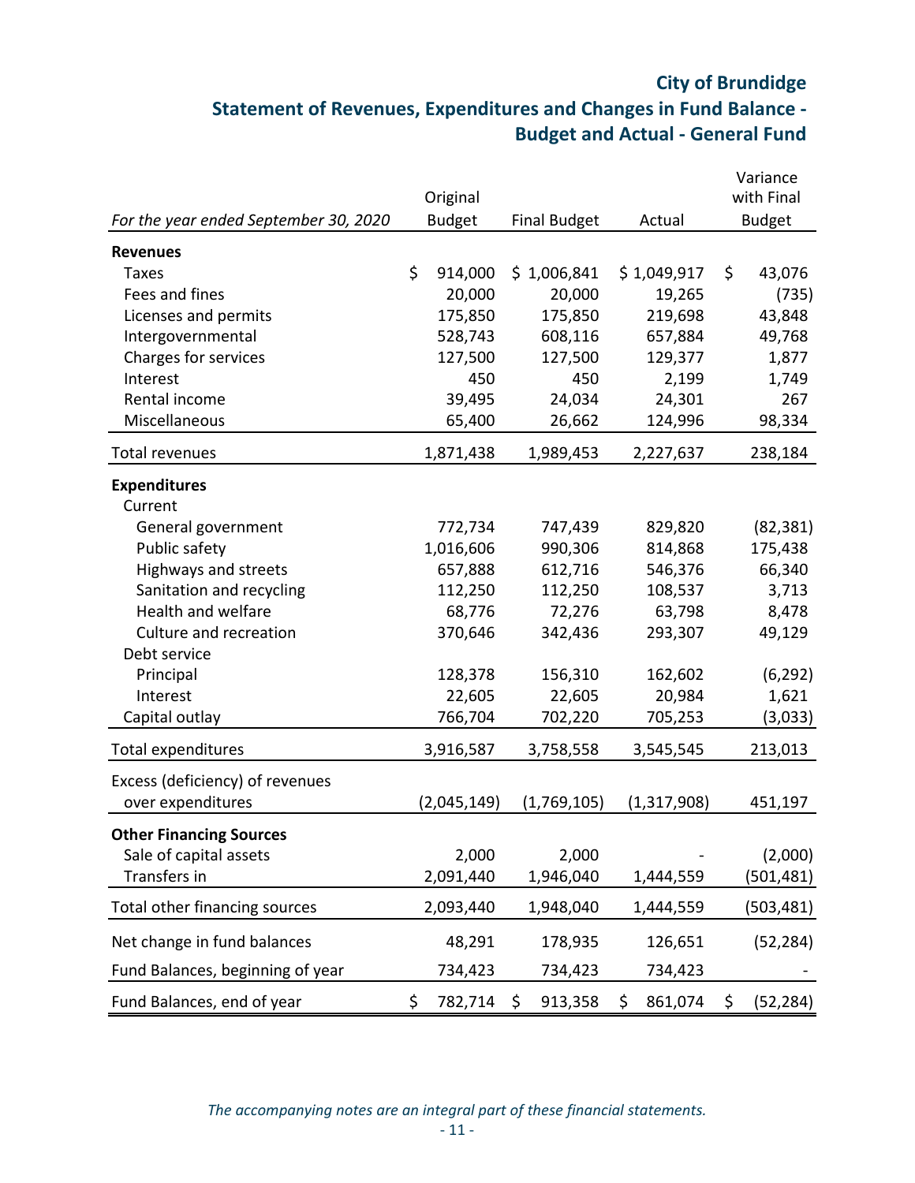# City of Brundidge

## Statement of Revenues, Expenditures and Changes in Fund Balance - Budget and Actual - General Fund

| *For the year ended September 30, 2020* | Original Budget | Final Budget | Actual | Variance with Final Budget |
|---|---|---|---|---|
| **Revenues** | | | | |
| Taxes | $ 914,000 | $ 1,006,841 | $ 1,049,917 | $ 43,076 |
| Fees and fines | 20,000 | 20,000 | 19,265 | (735) |
| Licenses and permits | 175,850 | 175,850 | 219,698 | 43,848 |
| Intergovernmental | 528,743 | 608,116 | 657,884 | 49,768 |
| Charges for services | 127,500 | 127,500 | 129,377 | 1,877 |
| Interest | 450 | 450 | 2,199 | 1,749 |
| Rental income | 39,495 | 24,034 | 24,301 | 267 |
| Miscellaneous | 65,400 | 26,662 | 124,996 | 98,334 |
| Total revenues | 1,871,438 | 1,989,453 | 2,227,637 | 238,184 |
| **Expenditures** | | | | |
| Current | | | | |
| General government | 772,734 | 747,439 | 829,820 | (82,381) |
| Public safety | 1,016,606 | 990,306 | 814,868 | 175,438 |
| Highways and streets | 657,888 | 612,716 | 546,376 | 66,340 |
| Sanitation and recycling | 112,250 | 112,250 | 108,537 | 3,713 |
| Health and welfare | 68,776 | 72,276 | 63,798 | 8,478 |
| Culture and recreation | 370,646 | 342,436 | 293,307 | 49,129 |
| Debt service | | | | |
| Principal | 128,378 | 156,310 | 162,602 | (6,292) |
| Interest | 22,605 | 22,605 | 20,984 | 1,621 |
| Capital outlay | 766,704 | 702,220 | 705,253 | (3,033) |
| Total expenditures | 3,916,587 | 3,758,558 | 3,545,545 | 213,013 |
| Excess (deficiency) of revenues over expenditures | (2,045,149) | (1,769,105) | (1,317,908) | 451,197 |
| **Other Financing Sources** | | | | |
| Sale of capital assets | 2,000 | 2,000 | - | (2,000) |
| Transfers in | 2,091,440 | 1,946,040 | 1,444,559 | (501,481) |
| Total other financing sources | 2,093,440 | 1,948,040 | 1,444,559 | (503,481) |
| Net change in fund balances | 48,291 | 178,935 | 126,651 | (52,284) |
| Fund Balances, beginning of year | 734,423 | 734,423 | 734,423 | - |
| Fund Balances, end of year | $ 782,714 | $ 913,358 | $ 861,074 | $ (52,284) |

*The accompanying notes are an integral part of these financial statements.*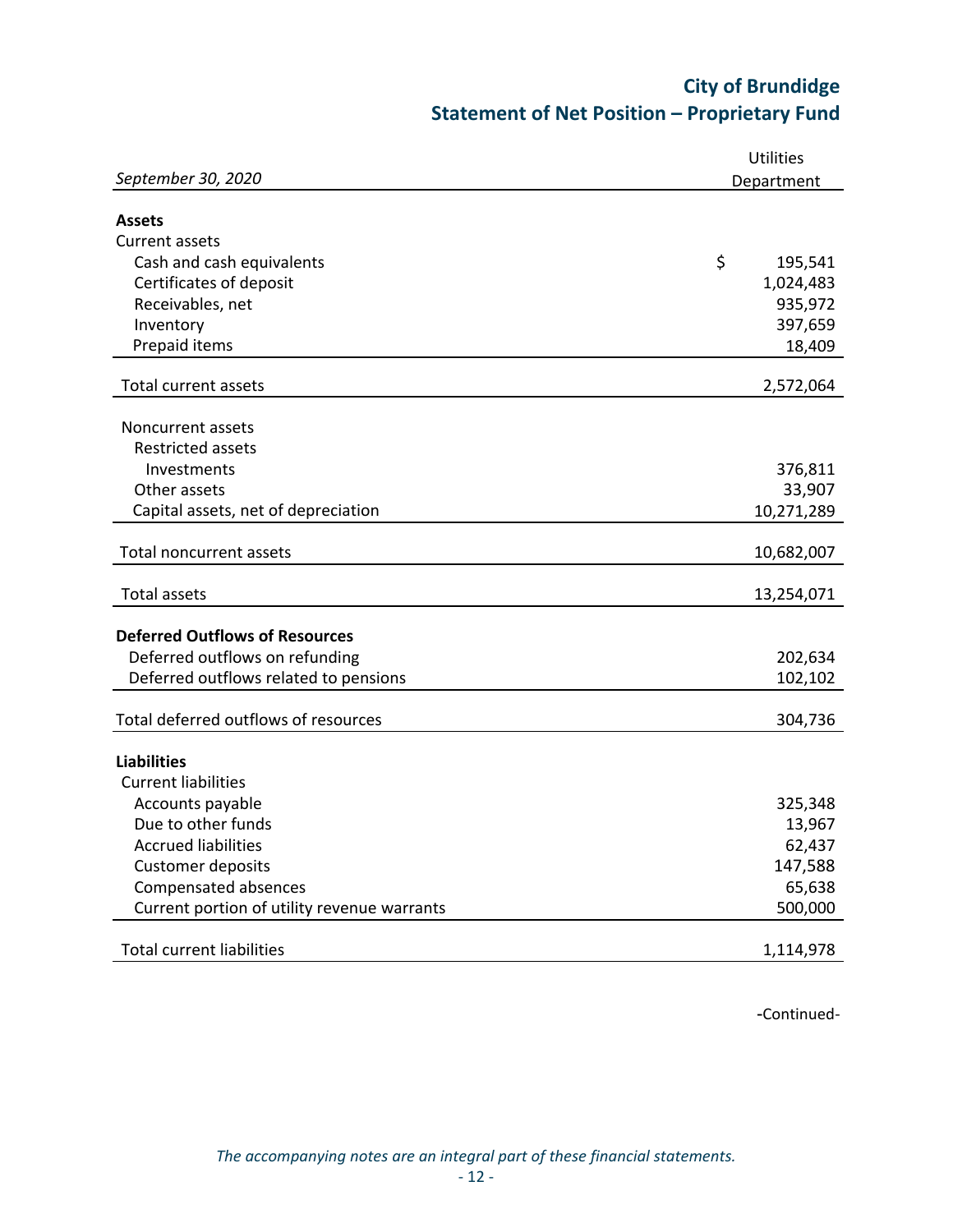# City of Brundidge
## Statement of Net Position – Proprietary Fund

| *September 30, 2020* | Utilities Department |
|---|---|
| **Assets** | |
| Current assets | |
| Cash and cash equivalents | $ 195,541 |
| Certificates of deposit | 1,024,483 |
| Receivables, net | 935,972 |
| Inventory | 397,659 |
| Prepaid items | 18,409 |
| Total current assets | 2,572,064 |
| Noncurrent assets | |
| Restricted assets | |
| Investments | 376,811 |
| Other assets | 33,907 |
| Capital assets, net of depreciation | 10,271,289 |
| Total noncurrent assets | 10,682,007 |
| Total assets | 13,254,071 |
| **Deferred Outflows of Resources** | |
| Deferred outflows on refunding | 202,634 |
| Deferred outflows related to pensions | 102,102 |
| Total deferred outflows of resources | 304,736 |
| **Liabilities** | |
| Current liabilities | |
| Accounts payable | 325,348 |
| Due to other funds | 13,967 |
| Accrued liabilities | 62,437 |
| Customer deposits | 147,588 |
| Compensated absences | 65,638 |
| Current portion of utility revenue warrants | 500,000 |
| Total current liabilities | 1,114,978 |

-Continued-

*The accompanying notes are an integral part of these financial statements.*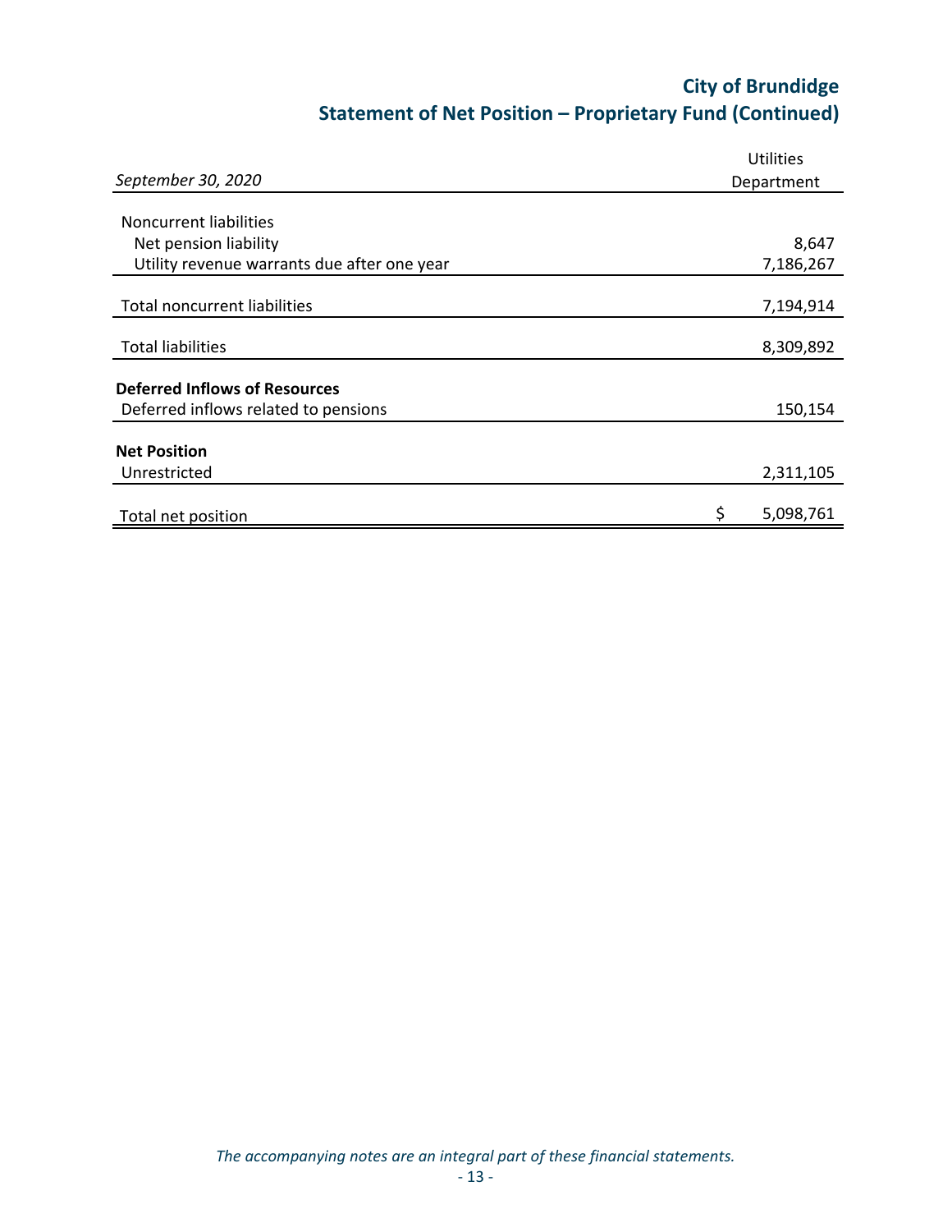## City of Brundidge
## Statement of Net Position – Proprietary Fund (Continued)

| *September 30, 2020* | Utilities Department |
|---|---|
| Noncurrent liabilities | |
| Net pension liability | 8,647 |
| Utility revenue warrants due after one year | 7,186,267 |
| Total noncurrent liabilities | 7,194,914 |
| Total liabilities | 8,309,892 |
| **Deferred Inflows of Resources** | |
| Deferred inflows related to pensions | 150,154 |
| **Net Position** | |
| Unrestricted | 2,311,105 |
| Total net position | $ 5,098,761 |

*The accompanying notes are an integral part of these financial statements.*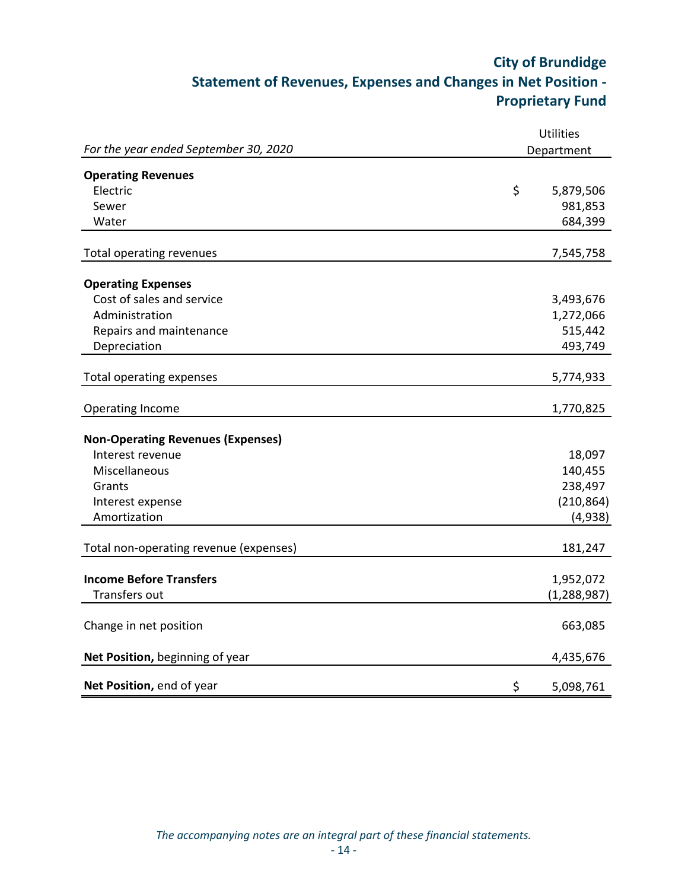# City of Brundidge
## Statement of Revenues, Expenses and Changes in Net Position - Proprietary Fund

| *For the year ended September 30, 2020* | Utilities Department |
|---|---|
| **Operating Revenues** | |
| Electric | $ 5,879,506 |
| Sewer | 981,853 |
| Water | 684,399 |
| Total operating revenues | 7,545,758 |
| **Operating Expenses** | |
| Cost of sales and service | 3,493,676 |
| Administration | 1,272,066 |
| Repairs and maintenance | 515,442 |
| Depreciation | 493,749 |
| Total operating expenses | 5,774,933 |
| Operating Income | 1,770,825 |
| **Non-Operating Revenues (Expenses)** | |
| Interest revenue | 18,097 |
| Miscellaneous | 140,455 |
| Grants | 238,497 |
| Interest expense | (210,864) |
| Amortization | (4,938) |
| Total non-operating revenue (expenses) | 181,247 |
| **Income Before Transfers** | 1,952,072 |
| Transfers out | (1,288,987) |
| Change in net position | 663,085 |
| **Net Position,** beginning of year | 4,435,676 |
| **Net Position,** end of year | $ 5,098,761 |

*The accompanying notes are an integral part of these financial statements.*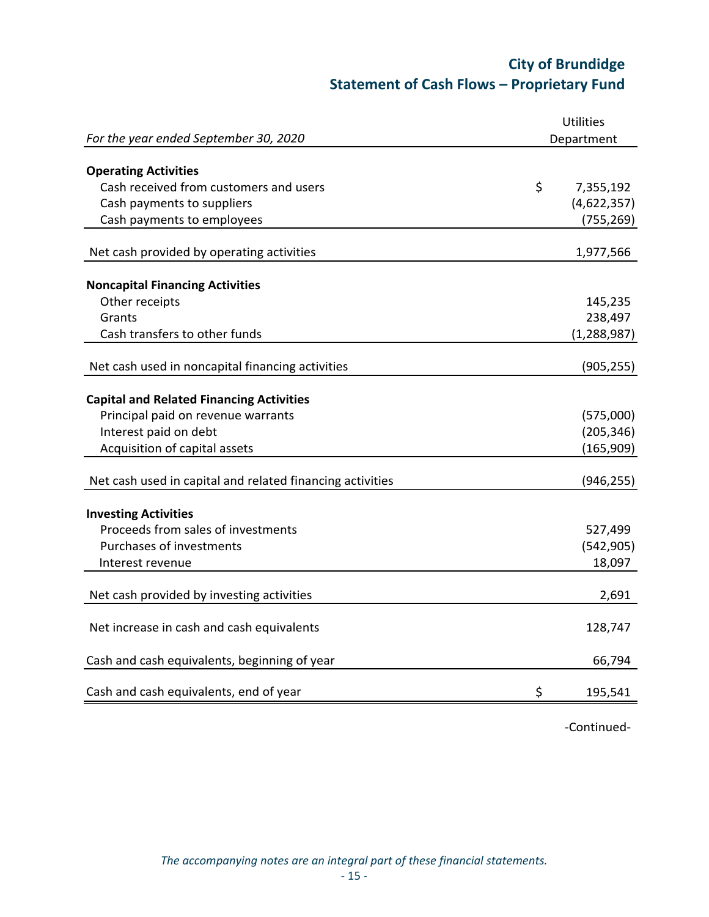# City of Brundidge
## Statement of Cash Flows – Proprietary Fund

| *For the year ended September 30, 2020* | Utilities Department |
|---|---|
| **Operating Activities** | |
| Cash received from customers and users | $ 7,355,192 |
| Cash payments to suppliers | (4,622,357) |
| Cash payments to employees | (755,269) |
| Net cash provided by operating activities | 1,977,566 |
| **Noncapital Financing Activities** | |
| Other receipts | 145,235 |
| Grants | 238,497 |
| Cash transfers to other funds | (1,288,987) |
| Net cash used in noncapital financing activities | (905,255) |
| **Capital and Related Financing Activities** | |
| Principal paid on revenue warrants | (575,000) |
| Interest paid on debt | (205,346) |
| Acquisition of capital assets | (165,909) |
| Net cash used in capital and related financing activities | (946,255) |
| **Investing Activities** | |
| Proceeds from sales of investments | 527,499 |
| Purchases of investments | (542,905) |
| Interest revenue | 18,097 |
| Net cash provided by investing activities | 2,691 |
| Net increase in cash and cash equivalents | 128,747 |
| Cash and cash equivalents, beginning of year | 66,794 |
| Cash and cash equivalents, end of year | $ 195,541 |

-Continued-

*The accompanying notes are an integral part of these financial statements.*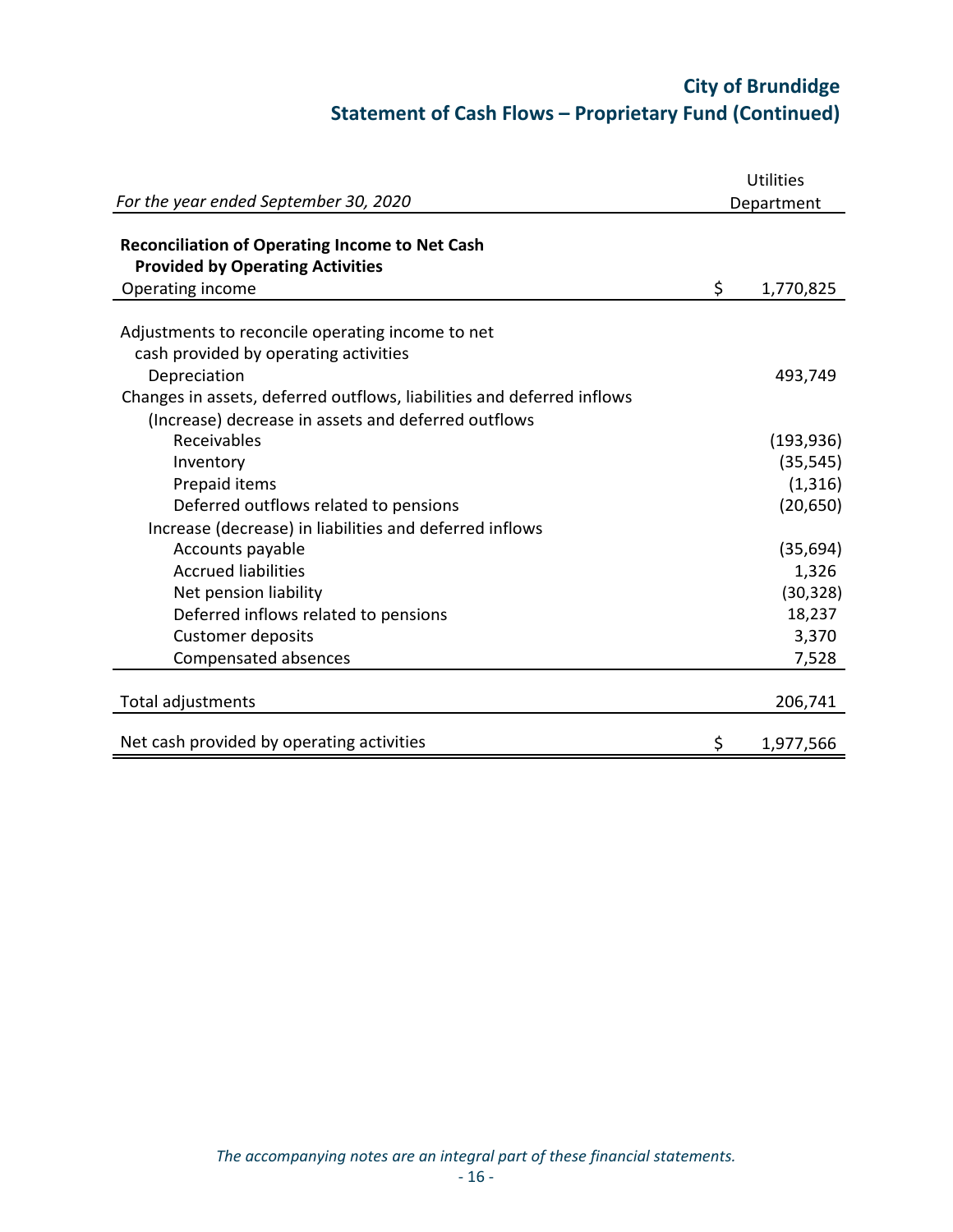# City of Brundidge
## Statement of Cash Flows – Proprietary Fund (Continued)

| *For the year ended September 30, 2020* | Utilities Department |
|---|---|
| **Reconciliation of Operating Income to Net Cash Provided by Operating Activities** | |
| Operating income | $ 1,770,825 |
| Adjustments to reconcile operating income to net cash provided by operating activities | |
| Depreciation | 493,749 |
| Changes in assets, deferred outflows, liabilities and deferred inflows | |
| (Increase) decrease in assets and deferred outflows | |
| Receivables | (193,936) |
| Inventory | (35,545) |
| Prepaid items | (1,316) |
| Deferred outflows related to pensions | (20,650) |
| Increase (decrease) in liabilities and deferred inflows | |
| Accounts payable | (35,694) |
| Accrued liabilities | 1,326 |
| Net pension liability | (30,328) |
| Deferred inflows related to pensions | 18,237 |
| Customer deposits | 3,370 |
| Compensated absences | 7,528 |
| Total adjustments | 206,741 |
| Net cash provided by operating activities | $ 1,977,566 |

*The accompanying notes are an integral part of these financial statements.*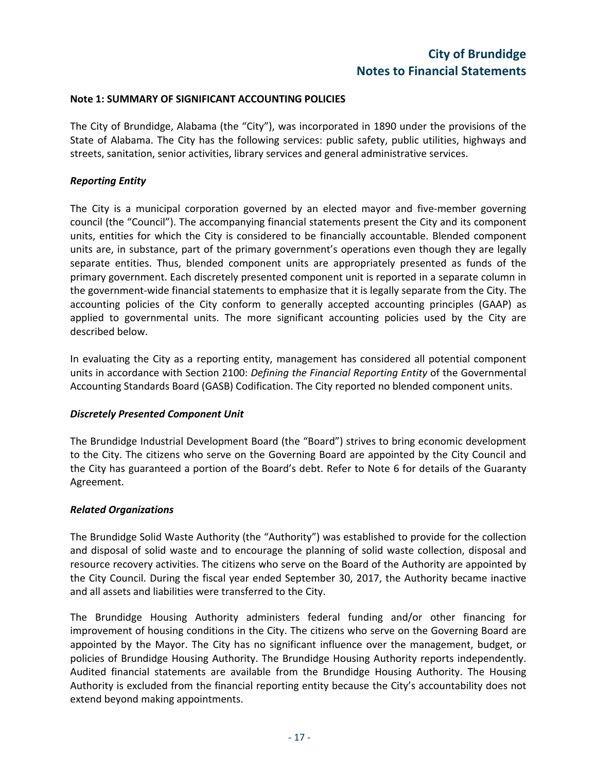## Note 1: SUMMARY OF SIGNIFICANT ACCOUNTING POLICIES

The City of Brundidge, Alabama (the "City"), was incorporated in 1890 under the provisions of the State of Alabama. The City has the following services: public safety, public utilities, highways and streets, sanitation, senior activities, library services and general administrative services.

### *Reporting Entity*

The City is a municipal corporation governed by an elected mayor and five-member governing council (the "Council"). The accompanying financial statements present the City and its component units, entities for which the City is considered to be financially accountable. Blended component units are, in substance, part of the primary government's operations even though they are legally separate entities. Thus, blended component units are appropriately presented as funds of the primary government. Each discretely presented component unit is reported in a separate column in the government-wide financial statements to emphasize that it is legally separate from the City. The accounting policies of the City conform to generally accepted accounting principles (GAAP) as applied to governmental units. The more significant accounting policies used by the City are described below.

In evaluating the City as a reporting entity, management has considered all potential component units in accordance with Section 2100: *Defining the Financial Reporting Entity* of the Governmental Accounting Standards Board (GASB) Codification. The City reported no blended component units.

### *Discretely Presented Component Unit*

The Brundidge Industrial Development Board (the "Board") strives to bring economic development to the City. The citizens who serve on the Governing Board are appointed by the City Council and the City has guaranteed a portion of the Board's debt. Refer to Note 6 for details of the Guaranty Agreement.

### *Related Organizations*

The Brundidge Solid Waste Authority (the "Authority") was established to provide for the collection and disposal of solid waste and to encourage the planning of solid waste collection, disposal and resource recovery activities. The citizens who serve on the Board of the Authority are appointed by the City Council. During the fiscal year ended September 30, 2017, the Authority became inactive and all assets and liabilities were transferred to the City.

The Brundidge Housing Authority administers federal funding and/or other financing for improvement of housing conditions in the City. The citizens who serve on the Governing Board are appointed by the Mayor. The City has no significant influence over the management, budget, or policies of Brundidge Housing Authority. The Brundidge Housing Authority reports independently. Audited financial statements are available from the Brundidge Housing Authority. The Housing Authority is excluded from the financial reporting entity because the City's accountability does not extend beyond making appointments.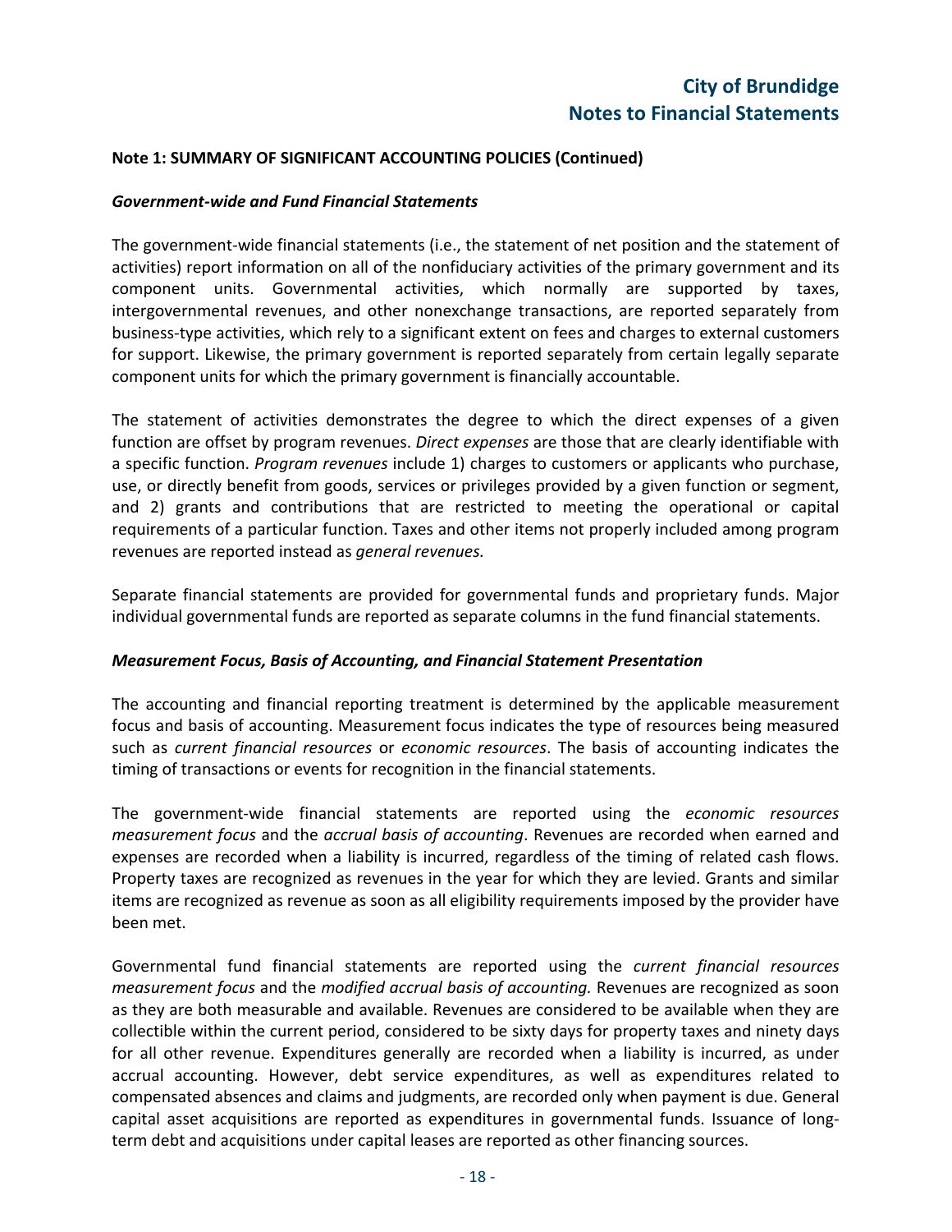**Note 1: SUMMARY OF SIGNIFICANT ACCOUNTING POLICIES (Continued)**

***Government-wide and Fund Financial Statements***

The government-wide financial statements (i.e., the statement of net position and the statement of activities) report information on all of the nonfiduciary activities of the primary government and its component units. Governmental activities, which normally are supported by taxes, intergovernmental revenues, and other nonexchange transactions, are reported separately from business-type activities, which rely to a significant extent on fees and charges to external customers for support. Likewise, the primary government is reported separately from certain legally separate component units for which the primary government is financially accountable.

The statement of activities demonstrates the degree to which the direct expenses of a given function are offset by program revenues. *Direct expenses* are those that are clearly identifiable with a specific function. *Program revenues* include 1) charges to customers or applicants who purchase, use, or directly benefit from goods, services or privileges provided by a given function or segment, and 2) grants and contributions that are restricted to meeting the operational or capital requirements of a particular function. Taxes and other items not properly included among program revenues are reported instead as *general revenues.*

Separate financial statements are provided for governmental funds and proprietary funds. Major individual governmental funds are reported as separate columns in the fund financial statements.

***Measurement Focus, Basis of Accounting, and Financial Statement Presentation***

The accounting and financial reporting treatment is determined by the applicable measurement focus and basis of accounting. Measurement focus indicates the type of resources being measured such as *current financial resources* or *economic resources*. The basis of accounting indicates the timing of transactions or events for recognition in the financial statements.

The government-wide financial statements are reported using the *economic resources measurement focus* and the *accrual basis of accounting*. Revenues are recorded when earned and expenses are recorded when a liability is incurred, regardless of the timing of related cash flows. Property taxes are recognized as revenues in the year for which they are levied. Grants and similar items are recognized as revenue as soon as all eligibility requirements imposed by the provider have been met.

Governmental fund financial statements are reported using the *current financial resources measurement focus* and the *modified accrual basis of accounting.* Revenues are recognized as soon as they are both measurable and available. Revenues are considered to be available when they are collectible within the current period, considered to be sixty days for property taxes and ninety days for all other revenue. Expenditures generally are recorded when a liability is incurred, as under accrual accounting. However, debt service expenditures, as well as expenditures related to compensated absences and claims and judgments, are recorded only when payment is due. General capital asset acquisitions are reported as expenditures in governmental funds. Issuance of long-term debt and acquisitions under capital leases are reported as other financing sources.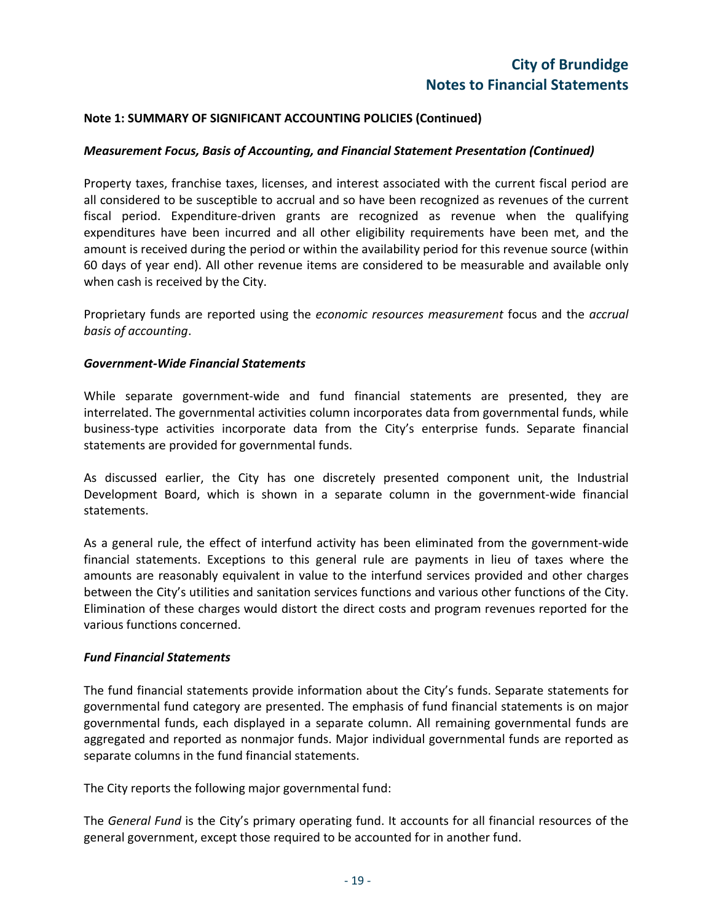**Note 1: SUMMARY OF SIGNIFICANT ACCOUNTING POLICIES (Continued)**

***Measurement Focus, Basis of Accounting, and Financial Statement Presentation (Continued)***

Property taxes, franchise taxes, licenses, and interest associated with the current fiscal period are all considered to be susceptible to accrual and so have been recognized as revenues of the current fiscal period. Expenditure-driven grants are recognized as revenue when the qualifying expenditures have been incurred and all other eligibility requirements have been met, and the amount is received during the period or within the availability period for this revenue source (within 60 days of year end). All other revenue items are considered to be measurable and available only when cash is received by the City.

Proprietary funds are reported using the *economic resources measurement* focus and the *accrual basis of accounting*.

***Government-Wide Financial Statements***

While separate government-wide and fund financial statements are presented, they are interrelated. The governmental activities column incorporates data from governmental funds, while business-type activities incorporate data from the City's enterprise funds. Separate financial statements are provided for governmental funds.

As discussed earlier, the City has one discretely presented component unit, the Industrial Development Board, which is shown in a separate column in the government-wide financial statements.

As a general rule, the effect of interfund activity has been eliminated from the government-wide financial statements. Exceptions to this general rule are payments in lieu of taxes where the amounts are reasonably equivalent in value to the interfund services provided and other charges between the City's utilities and sanitation services functions and various other functions of the City. Elimination of these charges would distort the direct costs and program revenues reported for the various functions concerned.

***Fund Financial Statements***

The fund financial statements provide information about the City's funds. Separate statements for governmental fund category are presented. The emphasis of fund financial statements is on major governmental funds, each displayed in a separate column. All remaining governmental funds are aggregated and reported as nonmajor funds. Major individual governmental funds are reported as separate columns in the fund financial statements.

The City reports the following major governmental fund:

The *General Fund* is the City's primary operating fund. It accounts for all financial resources of the general government, except those required to be accounted for in another fund.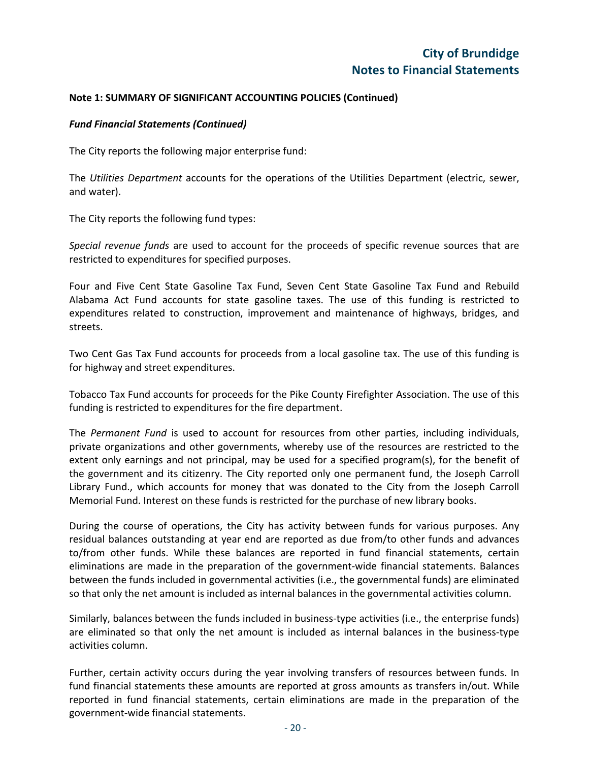**Note 1: SUMMARY OF SIGNIFICANT ACCOUNTING POLICIES (Continued)**

***Fund Financial Statements (Continued)***

The City reports the following major enterprise fund:

The *Utilities Department* accounts for the operations of the Utilities Department (electric, sewer, and water).

The City reports the following fund types:

*Special revenue funds* are used to account for the proceeds of specific revenue sources that are restricted to expenditures for specified purposes.

Four and Five Cent State Gasoline Tax Fund, Seven Cent State Gasoline Tax Fund and Rebuild Alabama Act Fund accounts for state gasoline taxes. The use of this funding is restricted to expenditures related to construction, improvement and maintenance of highways, bridges, and streets.

Two Cent Gas Tax Fund accounts for proceeds from a local gasoline tax. The use of this funding is for highway and street expenditures.

Tobacco Tax Fund accounts for proceeds for the Pike County Firefighter Association. The use of this funding is restricted to expenditures for the fire department.

The *Permanent Fund* is used to account for resources from other parties, including individuals, private organizations and other governments, whereby use of the resources are restricted to the extent only earnings and not principal, may be used for a specified program(s), for the benefit of the government and its citizenry. The City reported only one permanent fund, the Joseph Carroll Library Fund., which accounts for money that was donated to the City from the Joseph Carroll Memorial Fund. Interest on these funds is restricted for the purchase of new library books.

During the course of operations, the City has activity between funds for various purposes. Any residual balances outstanding at year end are reported as due from/to other funds and advances to/from other funds. While these balances are reported in fund financial statements, certain eliminations are made in the preparation of the government-wide financial statements. Balances between the funds included in governmental activities (i.e., the governmental funds) are eliminated so that only the net amount is included as internal balances in the governmental activities column.

Similarly, balances between the funds included in business-type activities (i.e., the enterprise funds) are eliminated so that only the net amount is included as internal balances in the business-type activities column.

Further, certain activity occurs during the year involving transfers of resources between funds. In fund financial statements these amounts are reported at gross amounts as transfers in/out. While reported in fund financial statements, certain eliminations are made in the preparation of the government-wide financial statements.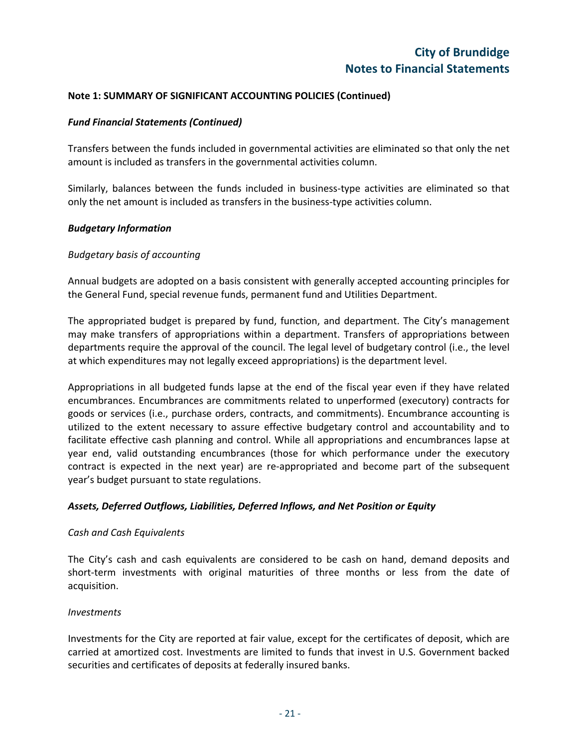**Note 1: SUMMARY OF SIGNIFICANT ACCOUNTING POLICIES (Continued)**

***Fund Financial Statements (Continued)***

Transfers between the funds included in governmental activities are eliminated so that only the net amount is included as transfers in the governmental activities column.

Similarly, balances between the funds included in business-type activities are eliminated so that only the net amount is included as transfers in the business-type activities column.

***Budgetary Information***

*Budgetary basis of accounting*

Annual budgets are adopted on a basis consistent with generally accepted accounting principles for the General Fund, special revenue funds, permanent fund and Utilities Department.

The appropriated budget is prepared by fund, function, and department. The City's management may make transfers of appropriations within a department. Transfers of appropriations between departments require the approval of the council. The legal level of budgetary control (i.e., the level at which expenditures may not legally exceed appropriations) is the department level.

Appropriations in all budgeted funds lapse at the end of the fiscal year even if they have related encumbrances. Encumbrances are commitments related to unperformed (executory) contracts for goods or services (i.e., purchase orders, contracts, and commitments). Encumbrance accounting is utilized to the extent necessary to assure effective budgetary control and accountability and to facilitate effective cash planning and control. While all appropriations and encumbrances lapse at year end, valid outstanding encumbrances (those for which performance under the executory contract is expected in the next year) are re-appropriated and become part of the subsequent year's budget pursuant to state regulations.

***Assets, Deferred Outflows, Liabilities, Deferred Inflows, and Net Position or Equity***

*Cash and Cash Equivalents*

The City's cash and cash equivalents are considered to be cash on hand, demand deposits and short-term investments with original maturities of three months or less from the date of acquisition.

*Investments*

Investments for the City are reported at fair value, except for the certificates of deposit, which are carried at amortized cost. Investments are limited to funds that invest in U.S. Government backed securities and certificates of deposits at federally insured banks.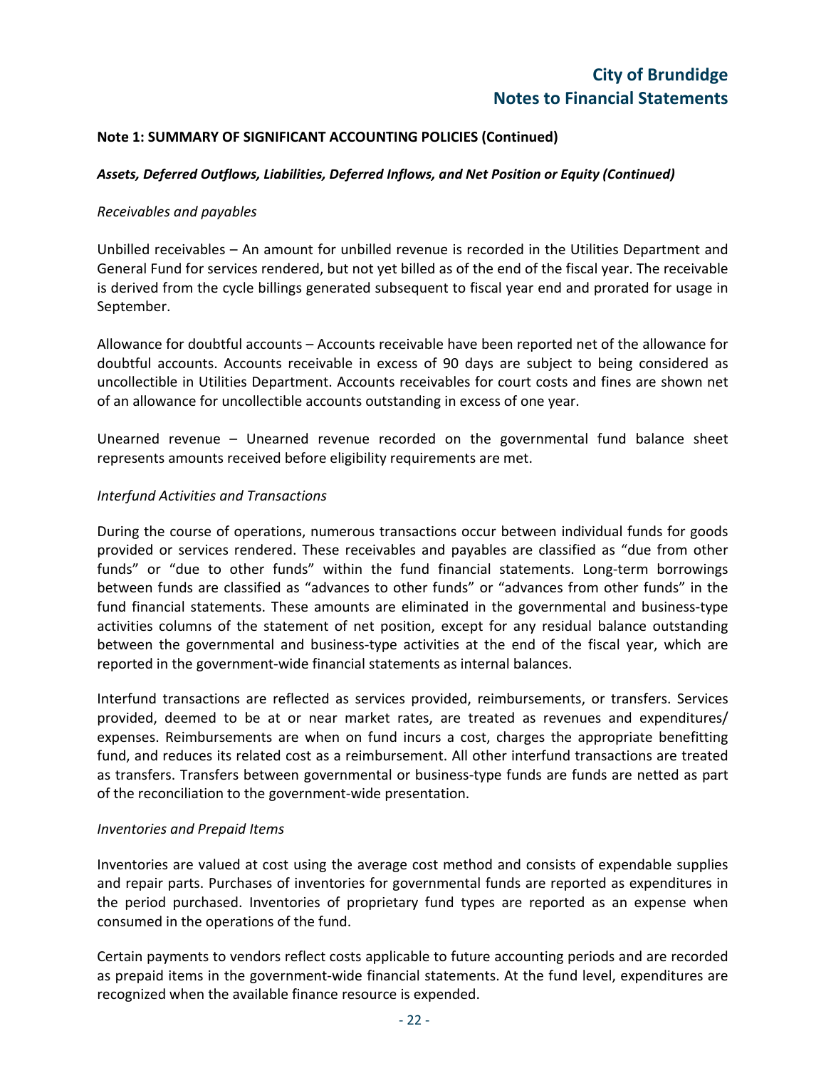**Note 1: SUMMARY OF SIGNIFICANT ACCOUNTING POLICIES (Continued)**

***Assets, Deferred Outflows, Liabilities, Deferred Inflows, and Net Position or Equity (Continued)***

*Receivables and payables*

Unbilled receivables – An amount for unbilled revenue is recorded in the Utilities Department and General Fund for services rendered, but not yet billed as of the end of the fiscal year. The receivable is derived from the cycle billings generated subsequent to fiscal year end and prorated for usage in September.

Allowance for doubtful accounts – Accounts receivable have been reported net of the allowance for doubtful accounts. Accounts receivable in excess of 90 days are subject to being considered as uncollectible in Utilities Department. Accounts receivables for court costs and fines are shown net of an allowance for uncollectible accounts outstanding in excess of one year.

Unearned revenue – Unearned revenue recorded on the governmental fund balance sheet represents amounts received before eligibility requirements are met.

*Interfund Activities and Transactions*

During the course of operations, numerous transactions occur between individual funds for goods provided or services rendered. These receivables and payables are classified as "due from other funds" or "due to other funds" within the fund financial statements. Long-term borrowings between funds are classified as "advances to other funds" or "advances from other funds" in the fund financial statements. These amounts are eliminated in the governmental and business-type activities columns of the statement of net position, except for any residual balance outstanding between the governmental and business-type activities at the end of the fiscal year, which are reported in the government-wide financial statements as internal balances.

Interfund transactions are reflected as services provided, reimbursements, or transfers. Services provided, deemed to be at or near market rates, are treated as revenues and expenditures/ expenses. Reimbursements are when on fund incurs a cost, charges the appropriate benefitting fund, and reduces its related cost as a reimbursement. All other interfund transactions are treated as transfers. Transfers between governmental or business-type funds are funds are netted as part of the reconciliation to the government-wide presentation.

*Inventories and Prepaid Items*

Inventories are valued at cost using the average cost method and consists of expendable supplies and repair parts. Purchases of inventories for governmental funds are reported as expenditures in the period purchased. Inventories of proprietary fund types are reported as an expense when consumed in the operations of the fund.

Certain payments to vendors reflect costs applicable to future accounting periods and are recorded as prepaid items in the government-wide financial statements. At the fund level, expenditures are recognized when the available finance resource is expended.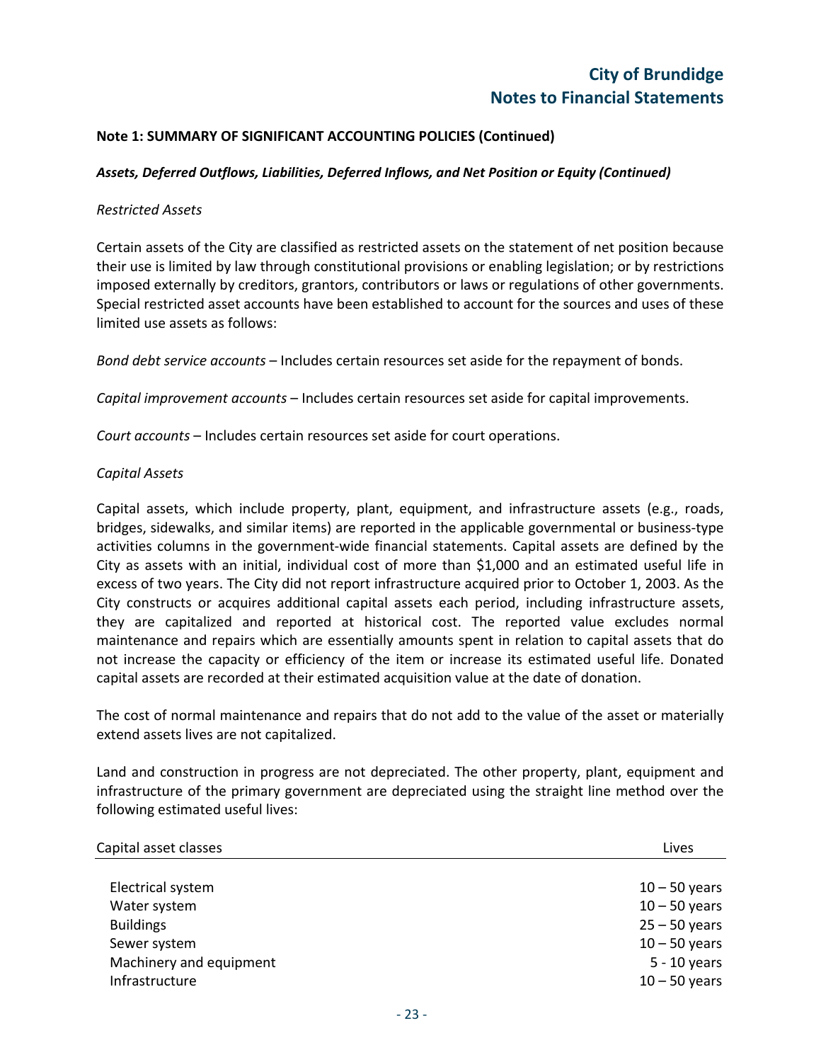**Note 1: SUMMARY OF SIGNIFICANT ACCOUNTING POLICIES (Continued)**

***Assets, Deferred Outflows, Liabilities, Deferred Inflows, and Net Position or Equity (Continued)***

*Restricted Assets*

Certain assets of the City are classified as restricted assets on the statement of net position because their use is limited by law through constitutional provisions or enabling legislation; or by restrictions imposed externally by creditors, grantors, contributors or laws or regulations of other governments. Special restricted asset accounts have been established to account for the sources and uses of these limited use assets as follows:

*Bond debt service accounts* – Includes certain resources set aside for the repayment of bonds.

*Capital improvement accounts* – Includes certain resources set aside for capital improvements.

*Court accounts* – Includes certain resources set aside for court operations.

*Capital Assets*

Capital assets, which include property, plant, equipment, and infrastructure assets (e.g., roads, bridges, sidewalks, and similar items) are reported in the applicable governmental or business-type activities columns in the government-wide financial statements. Capital assets are defined by the City as assets with an initial, individual cost of more than $1,000 and an estimated useful life in excess of two years. The City did not report infrastructure acquired prior to October 1, 2003. As the City constructs or acquires additional capital assets each period, including infrastructure assets, they are capitalized and reported at historical cost. The reported value excludes normal maintenance and repairs which are essentially amounts spent in relation to capital assets that do not increase the capacity or efficiency of the item or increase its estimated useful life. Donated capital assets are recorded at their estimated acquisition value at the date of donation.

The cost of normal maintenance and repairs that do not add to the value of the asset or materially extend assets lives are not capitalized.

Land and construction in progress are not depreciated. The other property, plant, equipment and infrastructure of the primary government are depreciated using the straight line method over the following estimated useful lives:

| Capital asset classes | Lives |
|---|---|
| Electrical system | 10 – 50 years |
| Water system | 10 – 50 years |
| Buildings | 25 – 50 years |
| Sewer system | 10 – 50 years |
| Machinery and equipment | 5 - 10 years |
| Infrastructure | 10 – 50 years |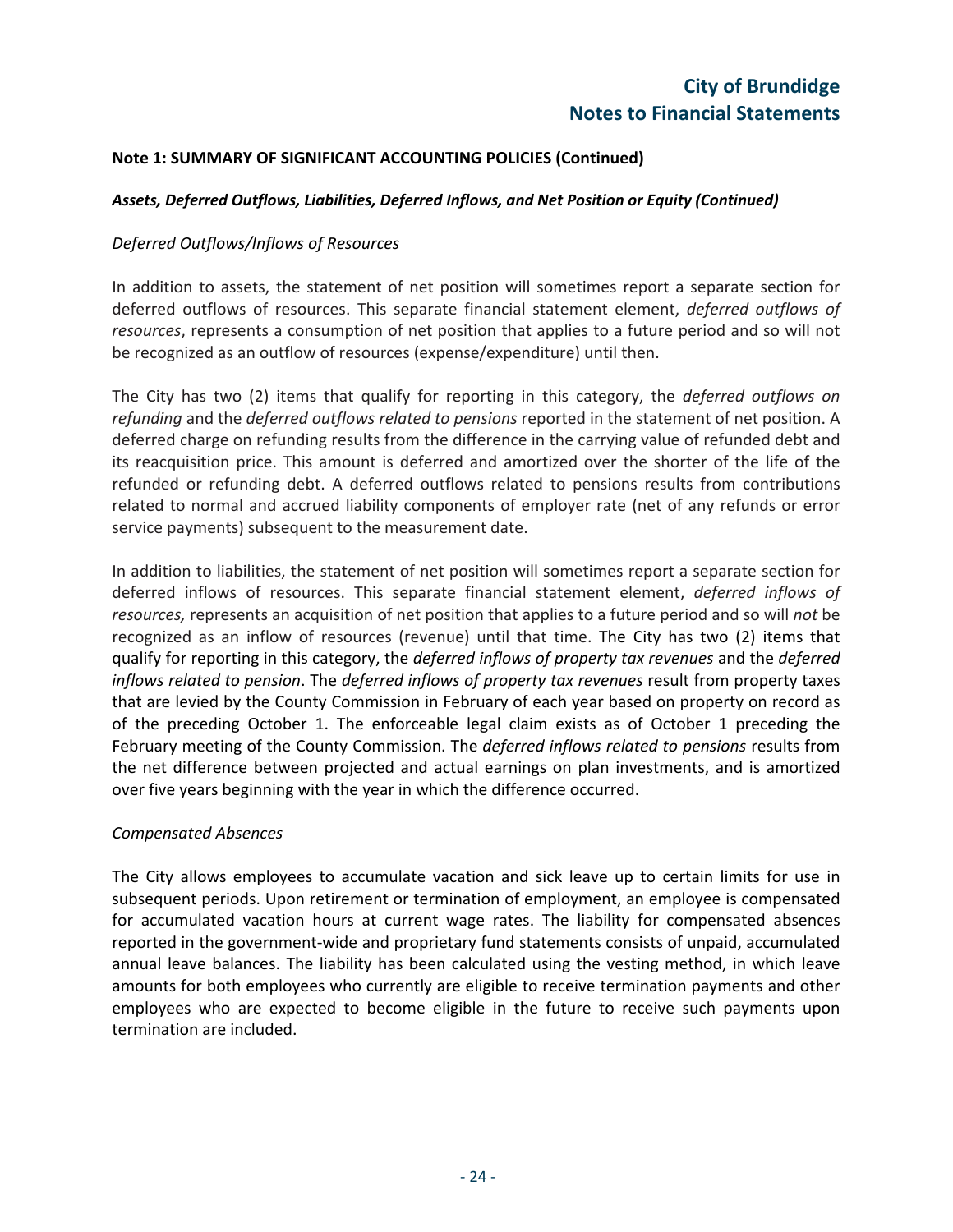**Note 1: SUMMARY OF SIGNIFICANT ACCOUNTING POLICIES (Continued)**

***Assets, Deferred Outflows, Liabilities, Deferred Inflows, and Net Position or Equity (Continued)***

*Deferred Outflows/Inflows of Resources*

In addition to assets, the statement of net position will sometimes report a separate section for deferred outflows of resources. This separate financial statement element, *deferred outflows of resources*, represents a consumption of net position that applies to a future period and so will not be recognized as an outflow of resources (expense/expenditure) until then.

The City has two (2) items that qualify for reporting in this category, the *deferred outflows on refunding* and the *deferred outflows related to pensions* reported in the statement of net position. A deferred charge on refunding results from the difference in the carrying value of refunded debt and its reacquisition price. This amount is deferred and amortized over the shorter of the life of the refunded or refunding debt. A deferred outflows related to pensions results from contributions related to normal and accrued liability components of employer rate (net of any refunds or error service payments) subsequent to the measurement date.

In addition to liabilities, the statement of net position will sometimes report a separate section for deferred inflows of resources. This separate financial statement element, *deferred inflows of resources,* represents an acquisition of net position that applies to a future period and so will *not* be recognized as an inflow of resources (revenue) until that time. The City has two (2) items that qualify for reporting in this category, the *deferred inflows of property tax revenues* and the *deferred inflows related to pension*. The *deferred inflows of property tax revenues* result from property taxes that are levied by the County Commission in February of each year based on property on record as of the preceding October 1. The enforceable legal claim exists as of October 1 preceding the February meeting of the County Commission. The *deferred inflows related to pensions* results from the net difference between projected and actual earnings on plan investments, and is amortized over five years beginning with the year in which the difference occurred.

*Compensated Absences*

The City allows employees to accumulate vacation and sick leave up to certain limits for use in subsequent periods. Upon retirement or termination of employment, an employee is compensated for accumulated vacation hours at current wage rates. The liability for compensated absences reported in the government-wide and proprietary fund statements consists of unpaid, accumulated annual leave balances. The liability has been calculated using the vesting method, in which leave amounts for both employees who currently are eligible to receive termination payments and other employees who are expected to become eligible in the future to receive such payments upon termination are included.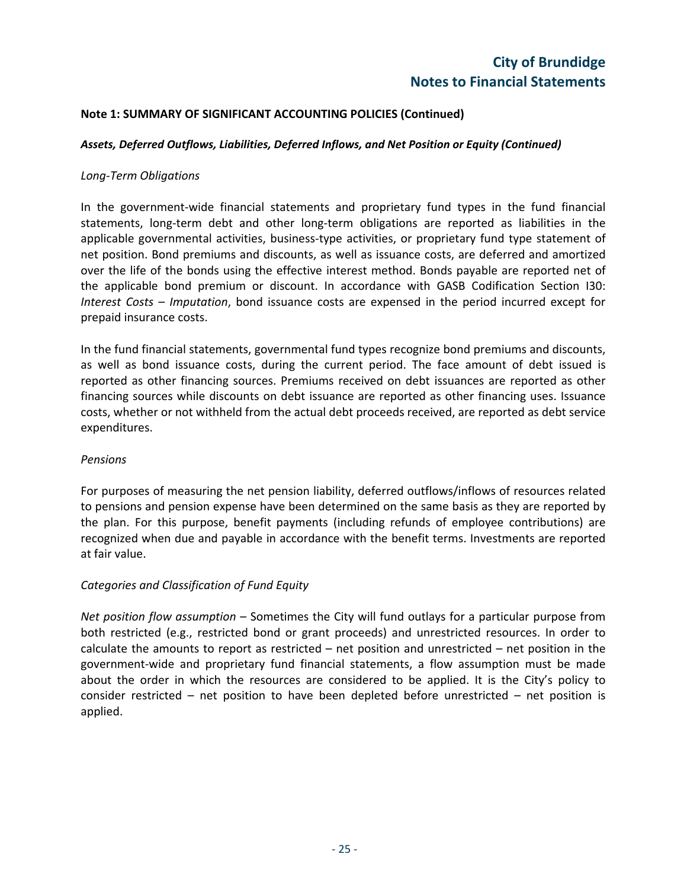## Note 1: SUMMARY OF SIGNIFICANT ACCOUNTING POLICIES (Continued)

***Assets, Deferred Outflows, Liabilities, Deferred Inflows, and Net Position or Equity (Continued)***

*Long-Term Obligations*

In the government-wide financial statements and proprietary fund types in the fund financial statements, long-term debt and other long-term obligations are reported as liabilities in the applicable governmental activities, business-type activities, or proprietary fund type statement of net position. Bond premiums and discounts, as well as issuance costs, are deferred and amortized over the life of the bonds using the effective interest method. Bonds payable are reported net of the applicable bond premium or discount. In accordance with GASB Codification Section I30: *Interest Costs – Imputation*, bond issuance costs are expensed in the period incurred except for prepaid insurance costs.

In the fund financial statements, governmental fund types recognize bond premiums and discounts, as well as bond issuance costs, during the current period. The face amount of debt issued is reported as other financing sources. Premiums received on debt issuances are reported as other financing sources while discounts on debt issuance are reported as other financing uses. Issuance costs, whether or not withheld from the actual debt proceeds received, are reported as debt service expenditures.

*Pensions*

For purposes of measuring the net pension liability, deferred outflows/inflows of resources related to pensions and pension expense have been determined on the same basis as they are reported by the plan. For this purpose, benefit payments (including refunds of employee contributions) are recognized when due and payable in accordance with the benefit terms. Investments are reported at fair value.

*Categories and Classification of Fund Equity*

*Net position flow assumption* – Sometimes the City will fund outlays for a particular purpose from both restricted (e.g., restricted bond or grant proceeds) and unrestricted resources. In order to calculate the amounts to report as restricted – net position and unrestricted – net position in the government-wide and proprietary fund financial statements, a flow assumption must be made about the order in which the resources are considered to be applied. It is the City's policy to consider restricted – net position to have been depleted before unrestricted – net position is applied.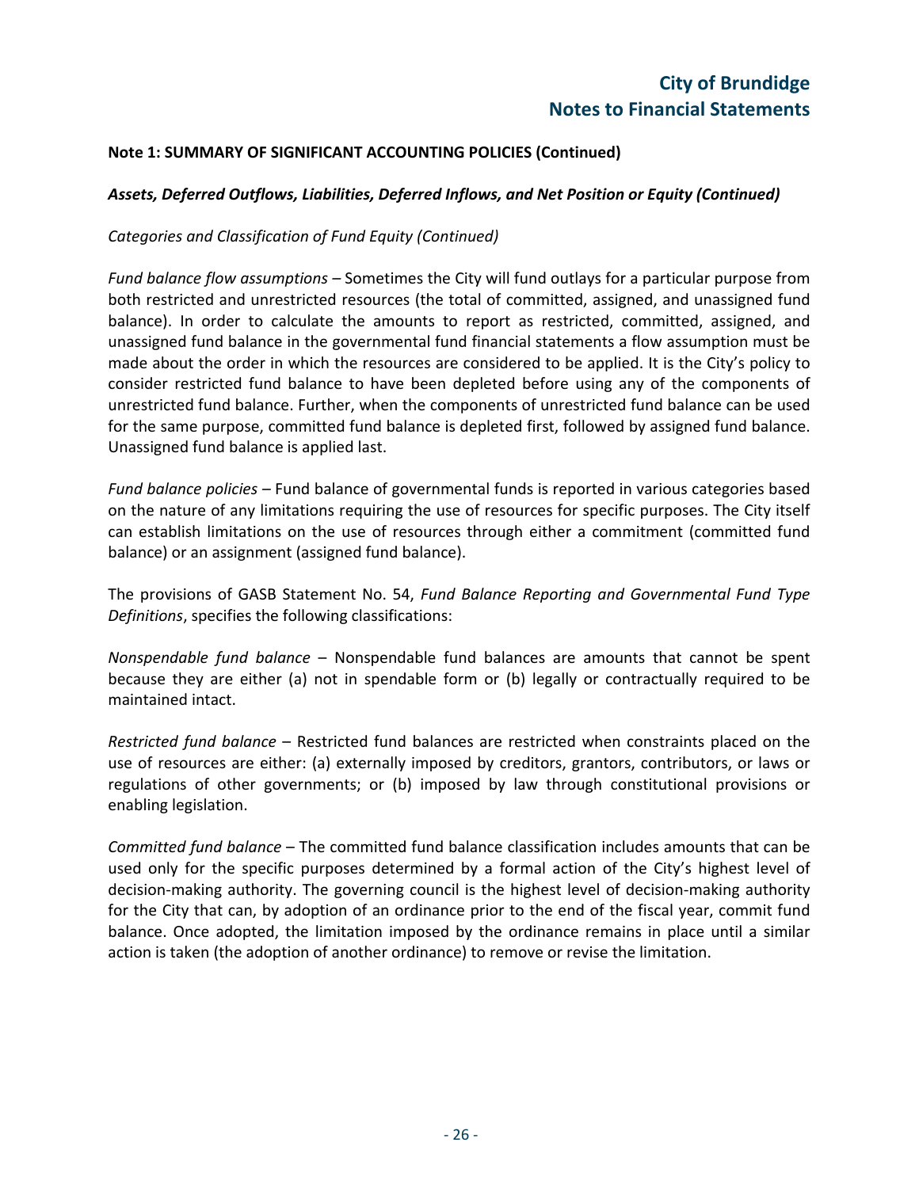**Note 1: SUMMARY OF SIGNIFICANT ACCOUNTING POLICIES (Continued)**

***Assets, Deferred Outflows, Liabilities, Deferred Inflows, and Net Position or Equity (Continued)***

*Categories and Classification of Fund Equity (Continued)*

*Fund balance flow assumptions* – Sometimes the City will fund outlays for a particular purpose from both restricted and unrestricted resources (the total of committed, assigned, and unassigned fund balance). In order to calculate the amounts to report as restricted, committed, assigned, and unassigned fund balance in the governmental fund financial statements a flow assumption must be made about the order in which the resources are considered to be applied. It is the City's policy to consider restricted fund balance to have been depleted before using any of the components of unrestricted fund balance. Further, when the components of unrestricted fund balance can be used for the same purpose, committed fund balance is depleted first, followed by assigned fund balance. Unassigned fund balance is applied last.

*Fund balance policies* – Fund balance of governmental funds is reported in various categories based on the nature of any limitations requiring the use of resources for specific purposes. The City itself can establish limitations on the use of resources through either a commitment (committed fund balance) or an assignment (assigned fund balance).

The provisions of GASB Statement No. 54, *Fund Balance Reporting and Governmental Fund Type Definitions*, specifies the following classifications:

*Nonspendable fund balance* – Nonspendable fund balances are amounts that cannot be spent because they are either (a) not in spendable form or (b) legally or contractually required to be maintained intact.

*Restricted fund balance* – Restricted fund balances are restricted when constraints placed on the use of resources are either: (a) externally imposed by creditors, grantors, contributors, or laws or regulations of other governments; or (b) imposed by law through constitutional provisions or enabling legislation.

*Committed fund balance* – The committed fund balance classification includes amounts that can be used only for the specific purposes determined by a formal action of the City's highest level of decision-making authority. The governing council is the highest level of decision-making authority for the City that can, by adoption of an ordinance prior to the end of the fiscal year, commit fund balance. Once adopted, the limitation imposed by the ordinance remains in place until a similar action is taken (the adoption of another ordinance) to remove or revise the limitation.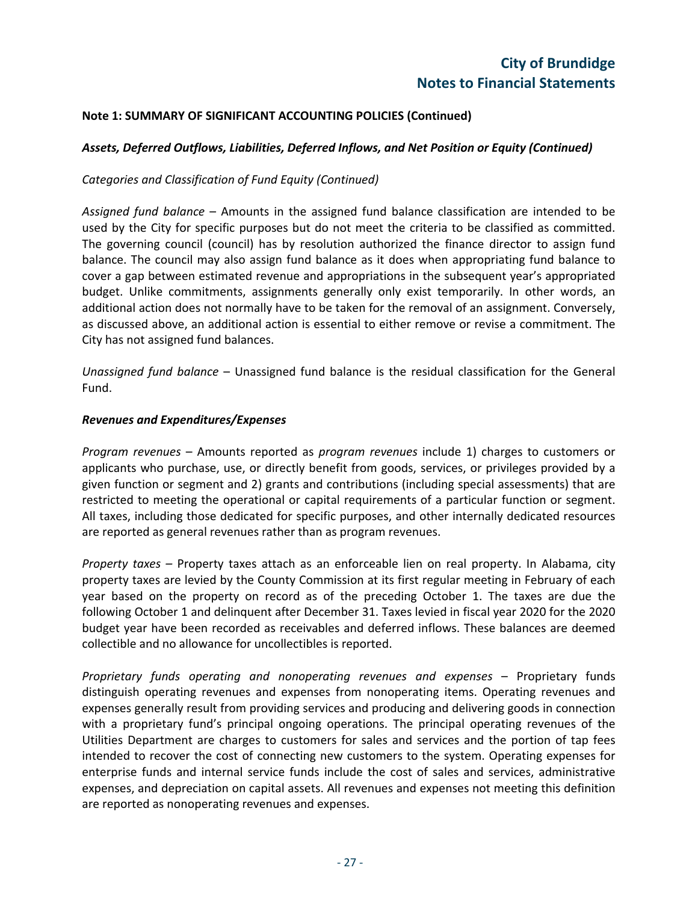**Note 1: SUMMARY OF SIGNIFICANT ACCOUNTING POLICIES (Continued)**

***Assets, Deferred Outflows, Liabilities, Deferred Inflows, and Net Position or Equity (Continued)***

*Categories and Classification of Fund Equity (Continued)*

*Assigned fund balance* – Amounts in the assigned fund balance classification are intended to be used by the City for specific purposes but do not meet the criteria to be classified as committed. The governing council (council) has by resolution authorized the finance director to assign fund balance. The council may also assign fund balance as it does when appropriating fund balance to cover a gap between estimated revenue and appropriations in the subsequent year's appropriated budget. Unlike commitments, assignments generally only exist temporarily. In other words, an additional action does not normally have to be taken for the removal of an assignment. Conversely, as discussed above, an additional action is essential to either remove or revise a commitment. The City has not assigned fund balances.

*Unassigned fund balance* – Unassigned fund balance is the residual classification for the General Fund.

***Revenues and Expenditures/Expenses***

*Program revenues* – Amounts reported as *program revenues* include 1) charges to customers or applicants who purchase, use, or directly benefit from goods, services, or privileges provided by a given function or segment and 2) grants and contributions (including special assessments) that are restricted to meeting the operational or capital requirements of a particular function or segment. All taxes, including those dedicated for specific purposes, and other internally dedicated resources are reported as general revenues rather than as program revenues.

*Property taxes* – Property taxes attach as an enforceable lien on real property. In Alabama, city property taxes are levied by the County Commission at its first regular meeting in February of each year based on the property on record as of the preceding October 1. The taxes are due the following October 1 and delinquent after December 31. Taxes levied in fiscal year 2020 for the 2020 budget year have been recorded as receivables and deferred inflows. These balances are deemed collectible and no allowance for uncollectibles is reported.

*Proprietary funds operating and nonoperating revenues and expenses* – Proprietary funds distinguish operating revenues and expenses from nonoperating items. Operating revenues and expenses generally result from providing services and producing and delivering goods in connection with a proprietary fund's principal ongoing operations. The principal operating revenues of the Utilities Department are charges to customers for sales and services and the portion of tap fees intended to recover the cost of connecting new customers to the system. Operating expenses for enterprise funds and internal service funds include the cost of sales and services, administrative expenses, and depreciation on capital assets. All revenues and expenses not meeting this definition are reported as nonoperating revenues and expenses.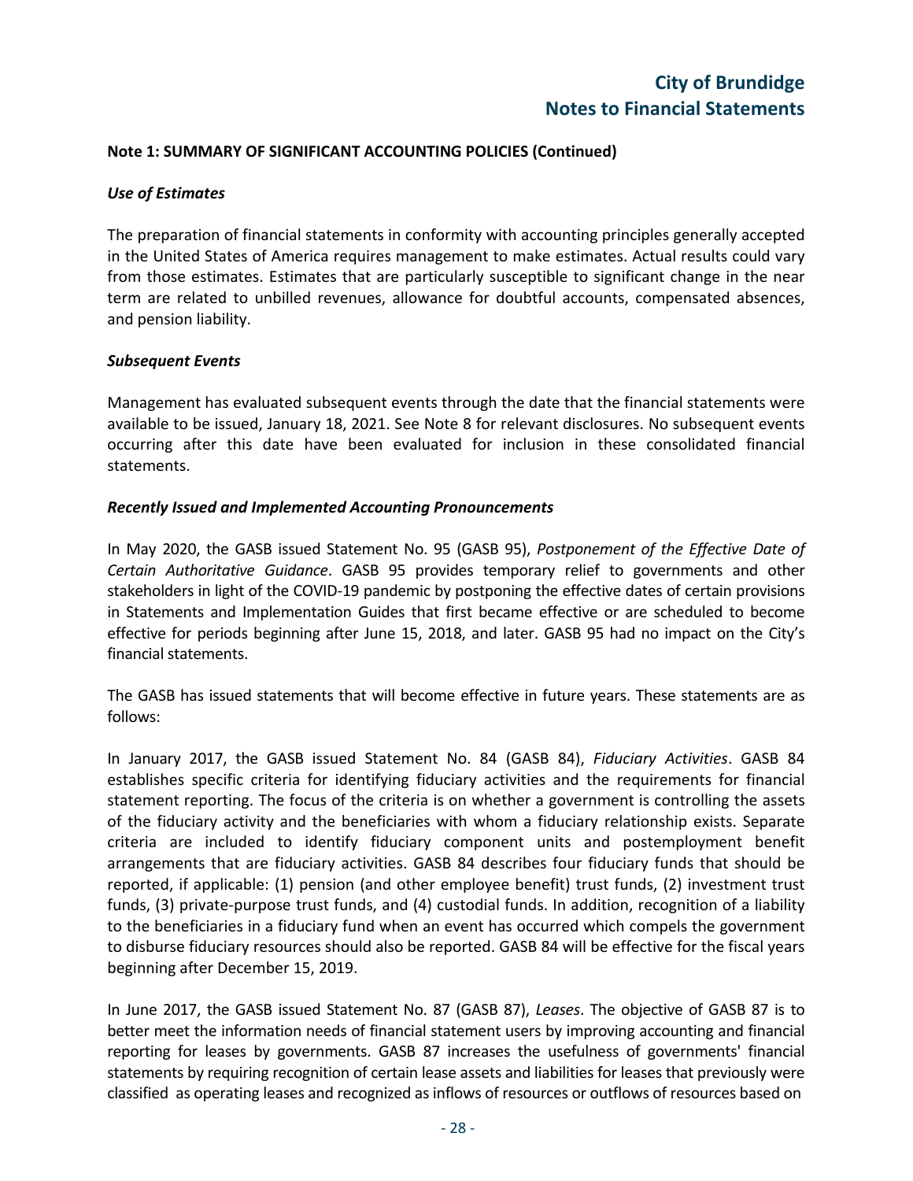**Note 1: SUMMARY OF SIGNIFICANT ACCOUNTING POLICIES (Continued)**

***Use of Estimates***

The preparation of financial statements in conformity with accounting principles generally accepted in the United States of America requires management to make estimates. Actual results could vary from those estimates. Estimates that are particularly susceptible to significant change in the near term are related to unbilled revenues, allowance for doubtful accounts, compensated absences, and pension liability.

***Subsequent Events***

Management has evaluated subsequent events through the date that the financial statements were available to be issued, January 18, 2021. See Note 8 for relevant disclosures. No subsequent events occurring after this date have been evaluated for inclusion in these consolidated financial statements.

***Recently Issued and Implemented Accounting Pronouncements***

In May 2020, the GASB issued Statement No. 95 (GASB 95), *Postponement of the Effective Date of Certain Authoritative Guidance*. GASB 95 provides temporary relief to governments and other stakeholders in light of the COVID-19 pandemic by postponing the effective dates of certain provisions in Statements and Implementation Guides that first became effective or are scheduled to become effective for periods beginning after June 15, 2018, and later. GASB 95 had no impact on the City's financial statements.

The GASB has issued statements that will become effective in future years. These statements are as follows:

In January 2017, the GASB issued Statement No. 84 (GASB 84), *Fiduciary Activities*. GASB 84 establishes specific criteria for identifying fiduciary activities and the requirements for financial statement reporting. The focus of the criteria is on whether a government is controlling the assets of the fiduciary activity and the beneficiaries with whom a fiduciary relationship exists. Separate criteria are included to identify fiduciary component units and postemployment benefit arrangements that are fiduciary activities. GASB 84 describes four fiduciary funds that should be reported, if applicable: (1) pension (and other employee benefit) trust funds, (2) investment trust funds, (3) private-purpose trust funds, and (4) custodial funds. In addition, recognition of a liability to the beneficiaries in a fiduciary fund when an event has occurred which compels the government to disburse fiduciary resources should also be reported. GASB 84 will be effective for the fiscal years beginning after December 15, 2019.

In June 2017, the GASB issued Statement No. 87 (GASB 87), *Leases*. The objective of GASB 87 is to better meet the information needs of financial statement users by improving accounting and financial reporting for leases by governments. GASB 87 increases the usefulness of governments' financial statements by requiring recognition of certain lease assets and liabilities for leases that previously were classified as operating leases and recognized as inflows of resources or outflows of resources based on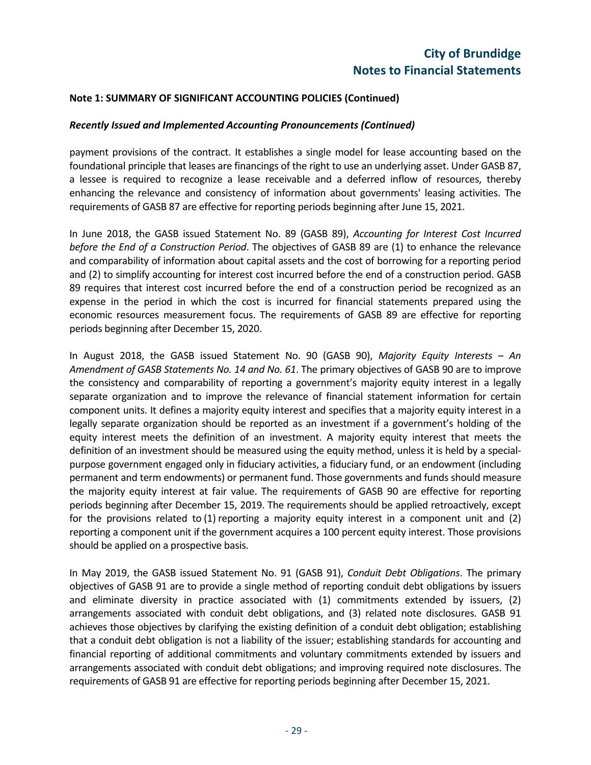**Note 1: SUMMARY OF SIGNIFICANT ACCOUNTING POLICIES (Continued)**

***Recently Issued and Implemented Accounting Pronouncements (Continued)***

payment provisions of the contract. It establishes a single model for lease accounting based on the foundational principle that leases are financings of the right to use an underlying asset. Under GASB 87, a lessee is required to recognize a lease receivable and a deferred inflow of resources, thereby enhancing the relevance and consistency of information about governments' leasing activities. The requirements of GASB 87 are effective for reporting periods beginning after June 15, 2021.

In June 2018, the GASB issued Statement No. 89 (GASB 89), *Accounting for Interest Cost Incurred before the End of a Construction Period*. The objectives of GASB 89 are (1) to enhance the relevance and comparability of information about capital assets and the cost of borrowing for a reporting period and (2) to simplify accounting for interest cost incurred before the end of a construction period. GASB 89 requires that interest cost incurred before the end of a construction period be recognized as an expense in the period in which the cost is incurred for financial statements prepared using the economic resources measurement focus. The requirements of GASB 89 are effective for reporting periods beginning after December 15, 2020.

In August 2018, the GASB issued Statement No. 90 (GASB 90), *Majority Equity Interests – An Amendment of GASB Statements No. 14 and No. 61*. The primary objectives of GASB 90 are to improve the consistency and comparability of reporting a government's majority equity interest in a legally separate organization and to improve the relevance of financial statement information for certain component units. It defines a majority equity interest and specifies that a majority equity interest in a legally separate organization should be reported as an investment if a government's holding of the equity interest meets the definition of an investment. A majority equity interest that meets the definition of an investment should be measured using the equity method, unless it is held by a special-purpose government engaged only in fiduciary activities, a fiduciary fund, or an endowment (including permanent and term endowments) or permanent fund. Those governments and funds should measure the majority equity interest at fair value. The requirements of GASB 90 are effective for reporting periods beginning after December 15, 2019. The requirements should be applied retroactively, except for the provisions related to (1) reporting a majority equity interest in a component unit and (2) reporting a component unit if the government acquires a 100 percent equity interest. Those provisions should be applied on a prospective basis.

In May 2019, the GASB issued Statement No. 91 (GASB 91), *Conduit Debt Obligations*. The primary objectives of GASB 91 are to provide a single method of reporting conduit debt obligations by issuers and eliminate diversity in practice associated with (1) commitments extended by issuers, (2) arrangements associated with conduit debt obligations, and (3) related note disclosures. GASB 91 achieves those objectives by clarifying the existing definition of a conduit debt obligation; establishing that a conduit debt obligation is not a liability of the issuer; establishing standards for accounting and financial reporting of additional commitments and voluntary commitments extended by issuers and arrangements associated with conduit debt obligations; and improving required note disclosures. The requirements of GASB 91 are effective for reporting periods beginning after December 15, 2021.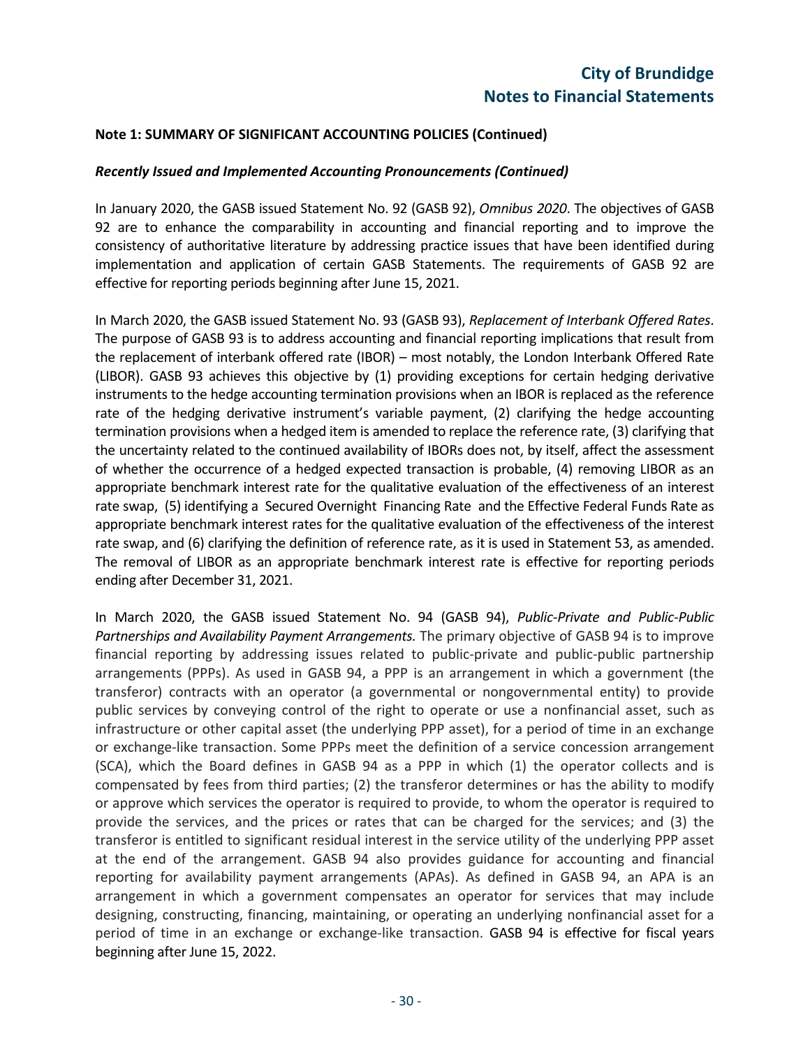## Note 1: SUMMARY OF SIGNIFICANT ACCOUNTING POLICIES (Continued)

### *Recently Issued and Implemented Accounting Pronouncements (Continued)*

In January 2020, the GASB issued Statement No. 92 (GASB 92), *Omnibus 2020*. The objectives of GASB 92 are to enhance the comparability in accounting and financial reporting and to improve the consistency of authoritative literature by addressing practice issues that have been identified during implementation and application of certain GASB Statements. The requirements of GASB 92 are effective for reporting periods beginning after June 15, 2021.

In March 2020, the GASB issued Statement No. 93 (GASB 93), *Replacement of Interbank Offered Rates*. The purpose of GASB 93 is to address accounting and financial reporting implications that result from the replacement of interbank offered rate (IBOR) – most notably, the London Interbank Offered Rate (LIBOR). GASB 93 achieves this objective by (1) providing exceptions for certain hedging derivative instruments to the hedge accounting termination provisions when an IBOR is replaced as the reference rate of the hedging derivative instrument's variable payment, (2) clarifying the hedge accounting termination provisions when a hedged item is amended to replace the reference rate, (3) clarifying that the uncertainty related to the continued availability of IBORs does not, by itself, affect the assessment of whether the occurrence of a hedged expected transaction is probable, (4) removing LIBOR as an appropriate benchmark interest rate for the qualitative evaluation of the effectiveness of an interest rate swap, (5) identifying a Secured Overnight Financing Rate and the Effective Federal Funds Rate as appropriate benchmark interest rates for the qualitative evaluation of the effectiveness of the interest rate swap, and (6) clarifying the definition of reference rate, as it is used in Statement 53, as amended. The removal of LIBOR as an appropriate benchmark interest rate is effective for reporting periods ending after December 31, 2021.

In March 2020, the GASB issued Statement No. 94 (GASB 94), *Public-Private and Public-Public Partnerships and Availability Payment Arrangements.* The primary objective of GASB 94 is to improve financial reporting by addressing issues related to public-private and public-public partnership arrangements (PPPs). As used in GASB 94, a PPP is an arrangement in which a government (the transferor) contracts with an operator (a governmental or nongovernmental entity) to provide public services by conveying control of the right to operate or use a nonfinancial asset, such as infrastructure or other capital asset (the underlying PPP asset), for a period of time in an exchange or exchange-like transaction. Some PPPs meet the definition of a service concession arrangement (SCA), which the Board defines in GASB 94 as a PPP in which (1) the operator collects and is compensated by fees from third parties; (2) the transferor determines or has the ability to modify or approve which services the operator is required to provide, to whom the operator is required to provide the services, and the prices or rates that can be charged for the services; and (3) the transferor is entitled to significant residual interest in the service utility of the underlying PPP asset at the end of the arrangement. GASB 94 also provides guidance for accounting and financial reporting for availability payment arrangements (APAs). As defined in GASB 94, an APA is an arrangement in which a government compensates an operator for services that may include designing, constructing, financing, maintaining, or operating an underlying nonfinancial asset for a period of time in an exchange or exchange-like transaction. GASB 94 is effective for fiscal years beginning after June 15, 2022.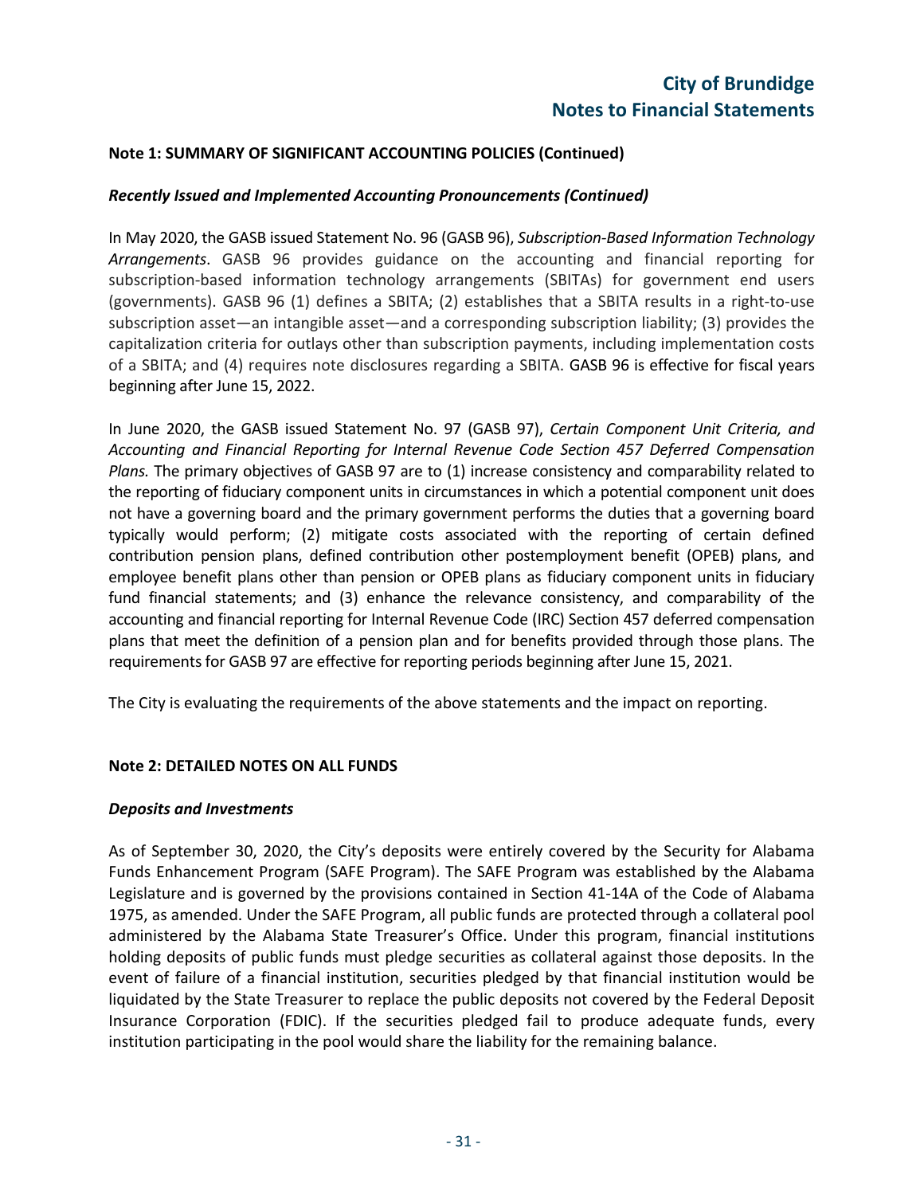## Note 1: SUMMARY OF SIGNIFICANT ACCOUNTING POLICIES (Continued)

### *Recently Issued and Implemented Accounting Pronouncements (Continued)*

In May 2020, the GASB issued Statement No. 96 (GASB 96), *Subscription-Based Information Technology Arrangements*. GASB 96 provides guidance on the accounting and financial reporting for subscription-based information technology arrangements (SBITAs) for government end users (governments). GASB 96 (1) defines a SBITA; (2) establishes that a SBITA results in a right-to-use subscription asset—an intangible asset—and a corresponding subscription liability; (3) provides the capitalization criteria for outlays other than subscription payments, including implementation costs of a SBITA; and (4) requires note disclosures regarding a SBITA. GASB 96 is effective for fiscal years beginning after June 15, 2022.

In June 2020, the GASB issued Statement No. 97 (GASB 97), *Certain Component Unit Criteria, and Accounting and Financial Reporting for Internal Revenue Code Section 457 Deferred Compensation Plans.* The primary objectives of GASB 97 are to (1) increase consistency and comparability related to the reporting of fiduciary component units in circumstances in which a potential component unit does not have a governing board and the primary government performs the duties that a governing board typically would perform; (2) mitigate costs associated with the reporting of certain defined contribution pension plans, defined contribution other postemployment benefit (OPEB) plans, and employee benefit plans other than pension or OPEB plans as fiduciary component units in fiduciary fund financial statements; and (3) enhance the relevance consistency, and comparability of the accounting and financial reporting for Internal Revenue Code (IRC) Section 457 deferred compensation plans that meet the definition of a pension plan and for benefits provided through those plans. The requirements for GASB 97 are effective for reporting periods beginning after June 15, 2021.

The City is evaluating the requirements of the above statements and the impact on reporting.

## Note 2: DETAILED NOTES ON ALL FUNDS

### *Deposits and Investments*

As of September 30, 2020, the City's deposits were entirely covered by the Security for Alabama Funds Enhancement Program (SAFE Program). The SAFE Program was established by the Alabama Legislature and is governed by the provisions contained in Section 41-14A of the Code of Alabama 1975, as amended. Under the SAFE Program, all public funds are protected through a collateral pool administered by the Alabama State Treasurer's Office. Under this program, financial institutions holding deposits of public funds must pledge securities as collateral against those deposits. In the event of failure of a financial institution, securities pledged by that financial institution would be liquidated by the State Treasurer to replace the public deposits not covered by the Federal Deposit Insurance Corporation (FDIC). If the securities pledged fail to produce adequate funds, every institution participating in the pool would share the liability for the remaining balance.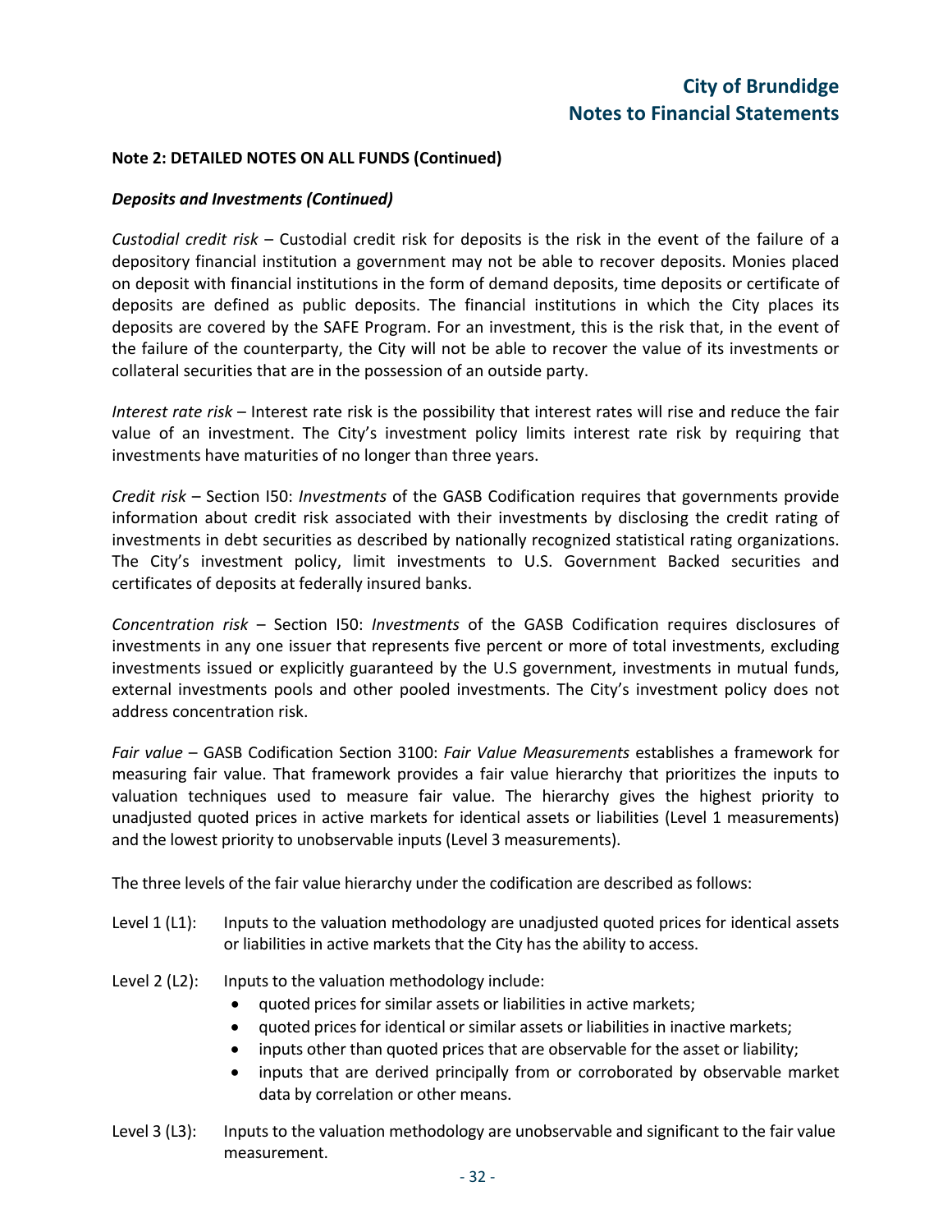**Note 2: DETAILED NOTES ON ALL FUNDS (Continued)**

***Deposits and Investments (Continued)***

*Custodial credit risk* – Custodial credit risk for deposits is the risk in the event of the failure of a depository financial institution a government may not be able to recover deposits. Monies placed on deposit with financial institutions in the form of demand deposits, time deposits or certificate of deposits are defined as public deposits. The financial institutions in which the City places its deposits are covered by the SAFE Program. For an investment, this is the risk that, in the event of the failure of the counterparty, the City will not be able to recover the value of its investments or collateral securities that are in the possession of an outside party.

*Interest rate risk* – Interest rate risk is the possibility that interest rates will rise and reduce the fair value of an investment. The City's investment policy limits interest rate risk by requiring that investments have maturities of no longer than three years.

*Credit risk* – Section I50: *Investments* of the GASB Codification requires that governments provide information about credit risk associated with their investments by disclosing the credit rating of investments in debt securities as described by nationally recognized statistical rating organizations. The City's investment policy, limit investments to U.S. Government Backed securities and certificates of deposits at federally insured banks.

*Concentration risk* – Section I50: *Investments* of the GASB Codification requires disclosures of investments in any one issuer that represents five percent or more of total investments, excluding investments issued or explicitly guaranteed by the U.S government, investments in mutual funds, external investments pools and other pooled investments. The City's investment policy does not address concentration risk.

*Fair value* – GASB Codification Section 3100: *Fair Value Measurements* establishes a framework for measuring fair value. That framework provides a fair value hierarchy that prioritizes the inputs to valuation techniques used to measure fair value. The hierarchy gives the highest priority to unadjusted quoted prices in active markets for identical assets or liabilities (Level 1 measurements) and the lowest priority to unobservable inputs (Level 3 measurements).

The three levels of the fair value hierarchy under the codification are described as follows:

Level 1 (L1): Inputs to the valuation methodology are unadjusted quoted prices for identical assets or liabilities in active markets that the City has the ability to access.

Level 2 (L2): Inputs to the valuation methodology include:

- quoted prices for similar assets or liabilities in active markets;
- quoted prices for identical or similar assets or liabilities in inactive markets;
- inputs other than quoted prices that are observable for the asset or liability;
- inputs that are derived principally from or corroborated by observable market data by correlation or other means.

Level 3 (L3): Inputs to the valuation methodology are unobservable and significant to the fair value measurement.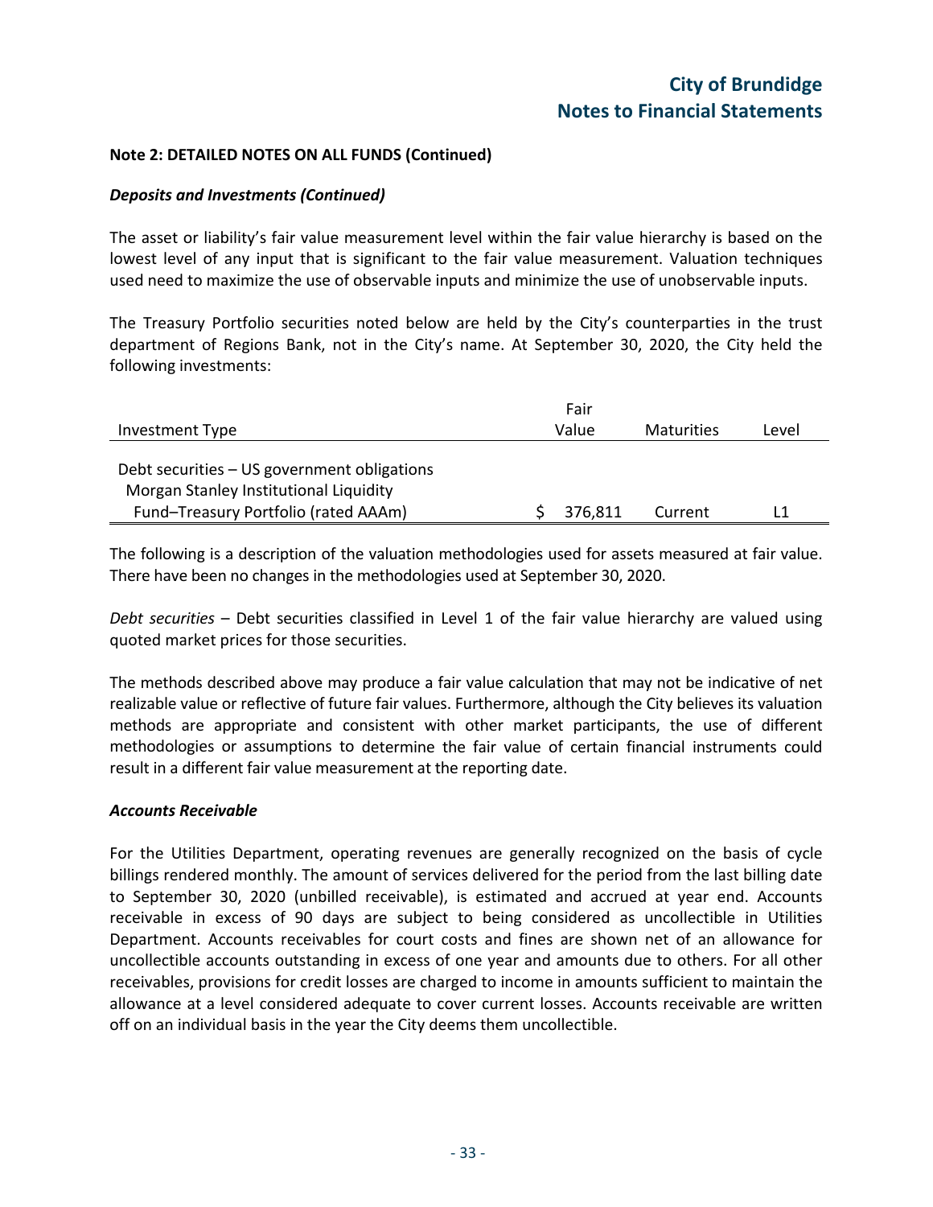**Note 2: DETAILED NOTES ON ALL FUNDS (Continued)**

***Deposits and Investments (Continued)***

The asset or liability's fair value measurement level within the fair value hierarchy is based on the lowest level of any input that is significant to the fair value measurement. Valuation techniques used need to maximize the use of observable inputs and minimize the use of unobservable inputs.

The Treasury Portfolio securities noted below are held by the City's counterparties in the trust department of Regions Bank, not in the City's name. At September 30, 2020, the City held the following investments:

| Investment Type | Fair Value | Maturities | Level |
|---|---|---|---|
| Debt securities – US government obligations | | | |
| Morgan Stanley Institutional Liquidity Fund–Treasury Portfolio (rated AAAm) | $ 376,811 | Current | L1 |

The following is a description of the valuation methodologies used for assets measured at fair value. There have been no changes in the methodologies used at September 30, 2020.

*Debt securities* – Debt securities classified in Level 1 of the fair value hierarchy are valued using quoted market prices for those securities.

The methods described above may produce a fair value calculation that may not be indicative of net realizable value or reflective of future fair values. Furthermore, although the City believes its valuation methods are appropriate and consistent with other market participants, the use of different methodologies or assumptions to determine the fair value of certain financial instruments could result in a different fair value measurement at the reporting date.

***Accounts Receivable***

For the Utilities Department, operating revenues are generally recognized on the basis of cycle billings rendered monthly. The amount of services delivered for the period from the last billing date to September 30, 2020 (unbilled receivable), is estimated and accrued at year end. Accounts receivable in excess of 90 days are subject to being considered as uncollectible in Utilities Department. Accounts receivables for court costs and fines are shown net of an allowance for uncollectible accounts outstanding in excess of one year and amounts due to others. For all other receivables, provisions for credit losses are charged to income in amounts sufficient to maintain the allowance at a level considered adequate to cover current losses. Accounts receivable are written off on an individual basis in the year the City deems them uncollectible.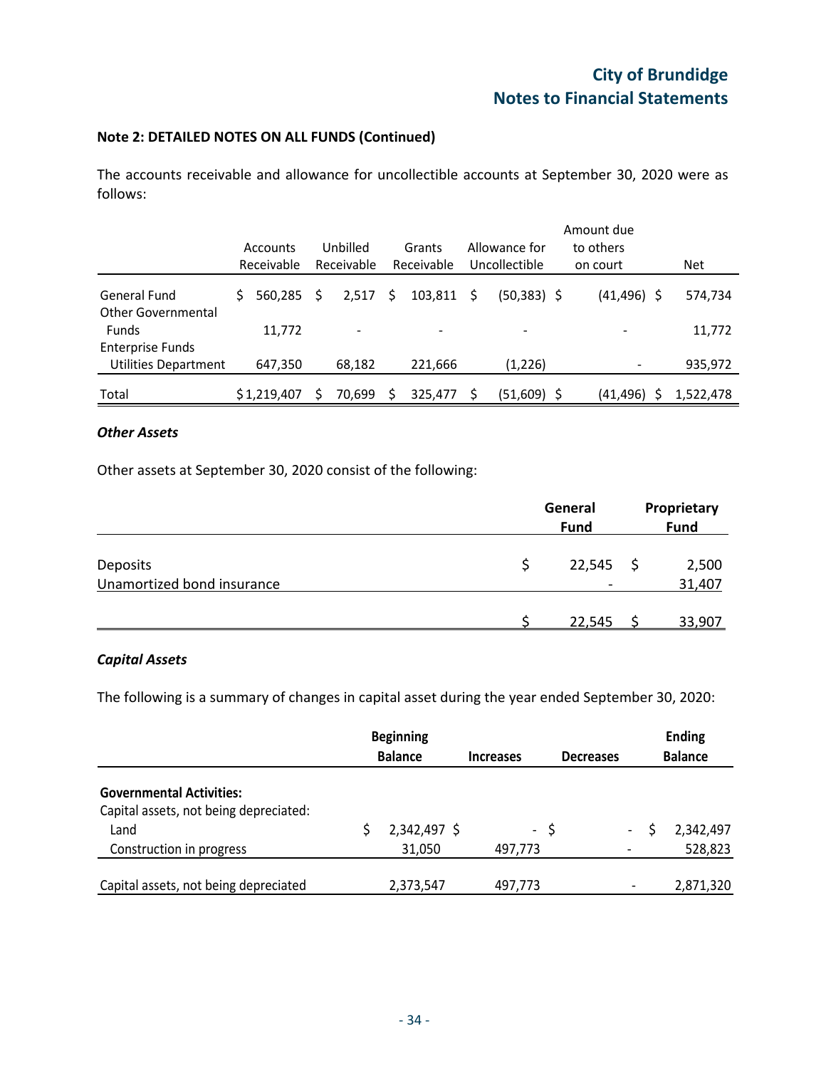**Note 2: DETAILED NOTES ON ALL FUNDS (Continued)**

The accounts receivable and allowance for uncollectible accounts at September 30, 2020 were as follows:

| | Accounts Receivable | Unbilled Receivable | Grants Receivable | Allowance for Uncollectible | Amount due to others on court | Net |
|---|---|---|---|---|---|---|
| General Fund | $ 560,285 | $ 2,517 | $ 103,811 | $ (50,383) | $ (41,496) | $ 574,734 |
| Other Governmental Funds | 11,772 | - | - | - | - | 11,772 |
| Enterprise Funds Utilities Department | 647,350 | 68,182 | 221,666 | (1,226) | - | 935,972 |
| Total | $ 1,219,407 | $ 70,699 | $ 325,477 | $ (51,609) | $ (41,496) | $ 1,522,478 |

### *Other Assets*

Other assets at September 30, 2020 consist of the following:

| | General Fund | Proprietary Fund |
|---|---|---|
| Deposits | $ 22,545 | $ 2,500 |
| Unamortized bond insurance | - | 31,407 |
| | $ 22,545 | $ 33,907 |

### *Capital Assets*

The following is a summary of changes in capital asset during the year ended September 30, 2020:

| | Beginning Balance | Increases | Decreases | Ending Balance |
|---|---|---|---|---|
| **Governmental Activities:** | | | | |
| Capital assets, not being depreciated: | | | | |
| Land | $ 2,342,497 | $ - | $ - | $ 2,342,497 |
| Construction in progress | 31,050 | 497,773 | - | 528,823 |
| Capital assets, not being depreciated | 2,373,547 | 497,773 | - | 2,871,320 |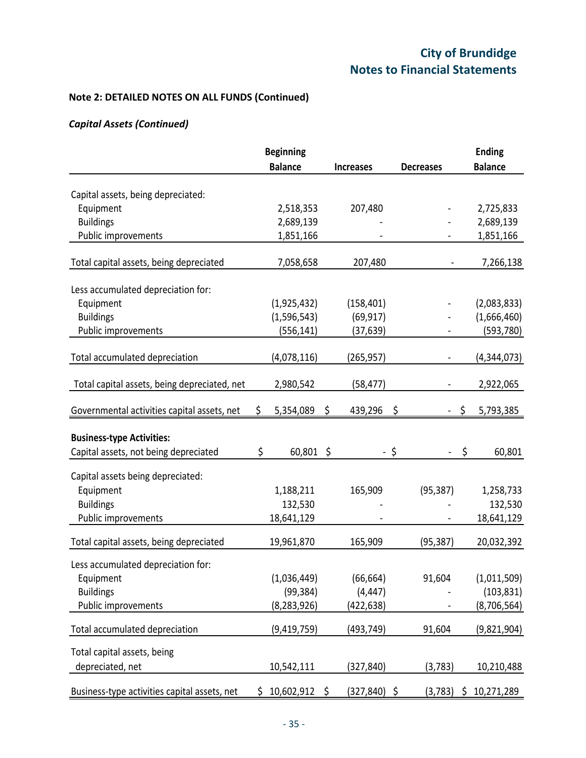**Note 2: DETAILED NOTES ON ALL FUNDS (Continued)**

***Capital Assets (Continued)***

| | Beginning Balance | Increases | Decreases | Ending Balance |
|---|---|---|---|---|
| Capital assets, being depreciated: | | | | |
| Equipment | 2,518,353 | 207,480 | - | 2,725,833 |
| Buildings | 2,689,139 | - | - | 2,689,139 |
| Public improvements | 1,851,166 | - | - | 1,851,166 |
| Total capital assets, being depreciated | 7,058,658 | 207,480 | - | 7,266,138 |
| Less accumulated depreciation for: | | | | |
| Equipment | (1,925,432) | (158,401) | - | (2,083,833) |
| Buildings | (1,596,543) | (69,917) | - | (1,666,460) |
| Public improvements | (556,141) | (37,639) | - | (593,780) |
| Total accumulated depreciation | (4,078,116) | (265,957) | - | (4,344,073) |
| Total capital assets, being depreciated, net | 2,980,542 | (58,477) | - | 2,922,065 |
| Governmental activities capital assets, net | $ 5,354,089 | $ 439,296 | $ - | $ 5,793,385 |
| **Business-type Activities:** | | | | |
| Capital assets, not being depreciated | $ 60,801 | $ - | $ - | $ 60,801 |
| Capital assets being depreciated: | | | | |
| Equipment | 1,188,211 | 165,909 | (95,387) | 1,258,733 |
| Buildings | 132,530 | - | - | 132,530 |
| Public improvements | 18,641,129 | - | - | 18,641,129 |
| Total capital assets, being depreciated | 19,961,870 | 165,909 | (95,387) | 20,032,392 |
| Less accumulated depreciation for: | | | | |
| Equipment | (1,036,449) | (66,664) | 91,604 | (1,011,509) |
| Buildings | (99,384) | (4,447) | - | (103,831) |
| Public improvements | (8,283,926) | (422,638) | - | (8,706,564) |
| Total accumulated depreciation | (9,419,759) | (493,749) | 91,604 | (9,821,904) |
| Total capital assets, being depreciated, net | 10,542,111 | (327,840) | (3,783) | 10,210,488 |
| Business-type activities capital assets, net | $ 10,602,912 | $ (327,840) | $ (3,783) | $ 10,271,289 |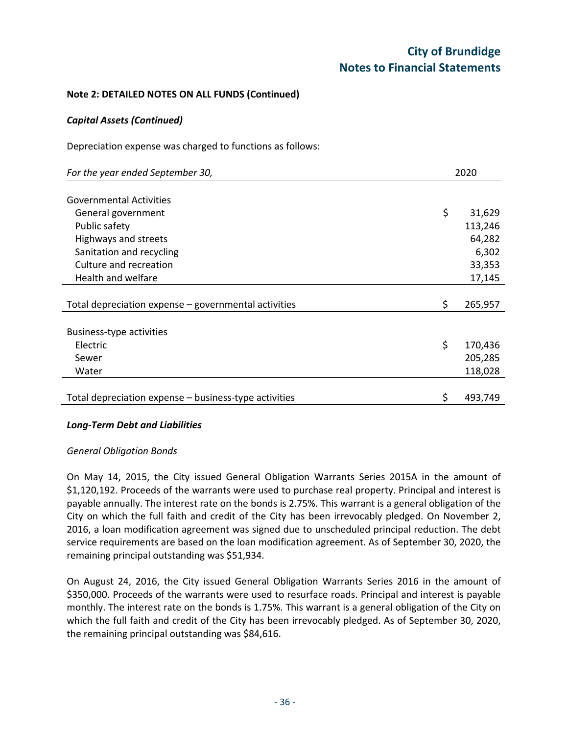**Note 2: DETAILED NOTES ON ALL FUNDS (Continued)**

***Capital Assets (Continued)***

Depreciation expense was charged to functions as follows:

| *For the year ended September 30,* | | 2020 |
|---|---|---|
| Governmental Activities | | |
| General government | $ | 31,629 |
| Public safety | | 113,246 |
| Highways and streets | | 64,282 |
| Sanitation and recycling | | 6,302 |
| Culture and recreation | | 33,353 |
| Health and welfare | | 17,145 |
| Total depreciation expense – governmental activities | $ | 265,957 |
| Business-type activities | | |
| Electric | $ | 170,436 |
| Sewer | | 205,285 |
| Water | | 118,028 |
| Total depreciation expense – business-type activities | $ | 493,749 |

***Long-Term Debt and Liabilities***

*General Obligation Bonds*

On May 14, 2015, the City issued General Obligation Warrants Series 2015A in the amount of $1,120,192. Proceeds of the warrants were used to purchase real property. Principal and interest is payable annually. The interest rate on the bonds is 2.75%. This warrant is a general obligation of the City on which the full faith and credit of the City has been irrevocably pledged. On November 2, 2016, a loan modification agreement was signed due to unscheduled principal reduction. The debt service requirements are based on the loan modification agreement. As of September 30, 2020, the remaining principal outstanding was $51,934.

On August 24, 2016, the City issued General Obligation Warrants Series 2016 in the amount of $350,000. Proceeds of the warrants were used to resurface roads. Principal and interest is payable monthly. The interest rate on the bonds is 1.75%. This warrant is a general obligation of the City on which the full faith and credit of the City has been irrevocably pledged. As of September 30, 2020, the remaining principal outstanding was $84,616.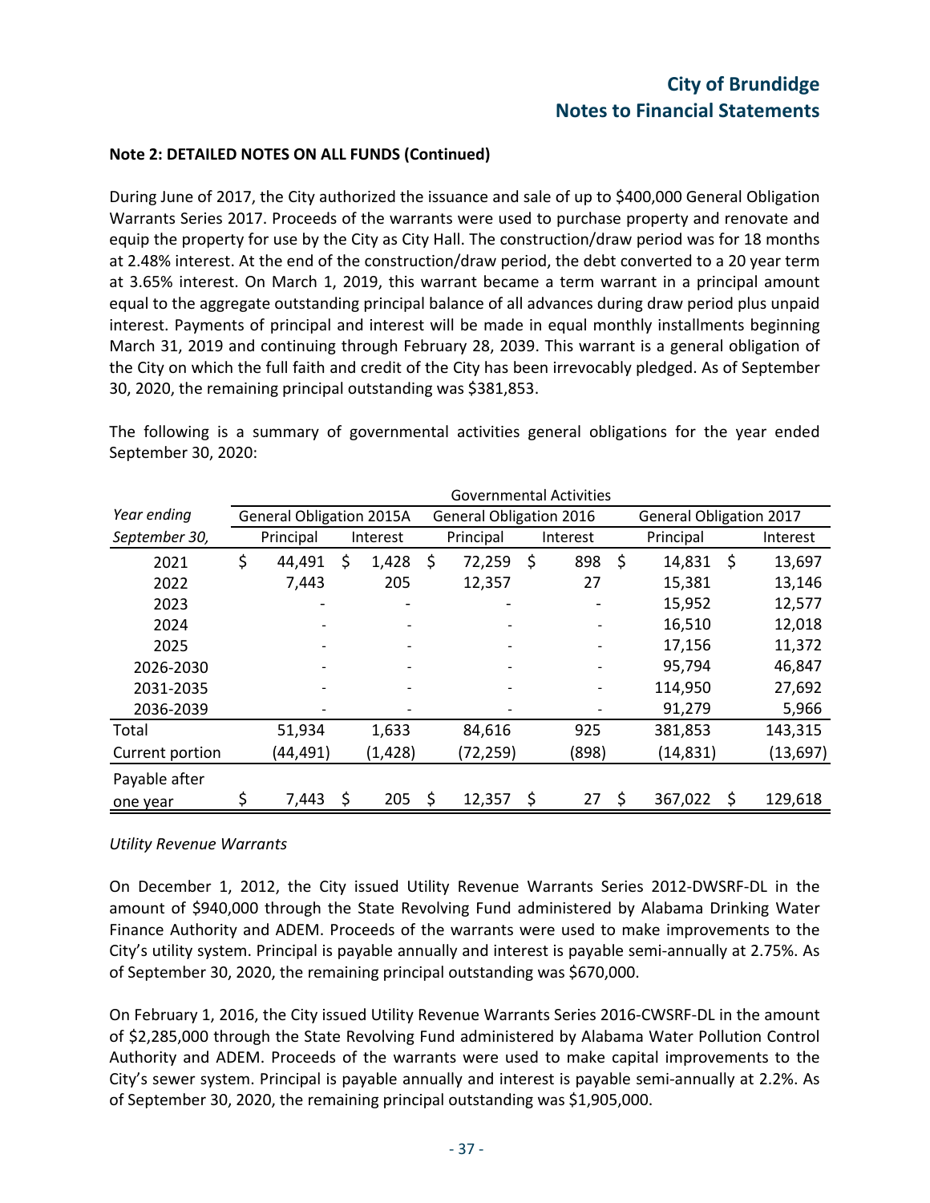**Note 2: DETAILED NOTES ON ALL FUNDS (Continued)**

During June of 2017, the City authorized the issuance and sale of up to $400,000 General Obligation Warrants Series 2017. Proceeds of the warrants were used to purchase property and renovate and equip the property for use by the City as City Hall. The construction/draw period was for 18 months at 2.48% interest. At the end of the construction/draw period, the debt converted to a 20 year term at 3.65% interest. On March 1, 2019, this warrant became a term warrant in a principal amount equal to the aggregate outstanding principal balance of all advances during draw period plus unpaid interest. Payments of principal and interest will be made in equal monthly installments beginning March 31, 2019 and continuing through February 28, 2039. This warrant is a general obligation of the City on which the full faith and credit of the City has been irrevocably pledged. As of September 30, 2020, the remaining principal outstanding was $381,853.

The following is a summary of governmental activities general obligations for the year ended September 30, 2020:

| | Governmental Activities | | | | | |
|---|---|---|---|---|---|---|
| *Year ending* | General Obligation 2015A | | General Obligation 2016 | | General Obligation 2017 | |
| *September 30,* | Principal | Interest | Principal | Interest | Principal | Interest |
| 2021 | $ 44,491 | $ 1,428 | $ 72,259 | $ 898 | $ 14,831 | $ 13,697 |
| 2022 | 7,443 | 205 | 12,357 | 27 | 15,381 | 13,146 |
| 2023 | - | - | - | - | 15,952 | 12,577 |
| 2024 | - | - | - | - | 16,510 | 12,018 |
| 2025 | - | - | - | - | 17,156 | 11,372 |
| 2026-2030 | - | - | - | - | 95,794 | 46,847 |
| 2031-2035 | - | - | - | - | 114,950 | 27,692 |
| 2036-2039 | - | - | - | - | 91,279 | 5,966 |
| Total | 51,934 | 1,633 | 84,616 | 925 | 381,853 | 143,315 |
| Current portion | (44,491) | (1,428) | (72,259) | (898) | (14,831) | (13,697) |
| Payable after one year | $ 7,443 | $ 205 | $ 12,357 | $ 27 | $ 367,022 | $ 129,618 |

*Utility Revenue Warrants*

On December 1, 2012, the City issued Utility Revenue Warrants Series 2012-DWSRF-DL in the amount of $940,000 through the State Revolving Fund administered by Alabama Drinking Water Finance Authority and ADEM. Proceeds of the warrants were used to make improvements to the City's utility system. Principal is payable annually and interest is payable semi-annually at 2.75%. As of September 30, 2020, the remaining principal outstanding was $670,000.

On February 1, 2016, the City issued Utility Revenue Warrants Series 2016-CWSRF-DL in the amount of $2,285,000 through the State Revolving Fund administered by Alabama Water Pollution Control Authority and ADEM. Proceeds of the warrants were used to make capital improvements to the City's sewer system. Principal is payable annually and interest is payable semi-annually at 2.2%. As of September 30, 2020, the remaining principal outstanding was $1,905,000.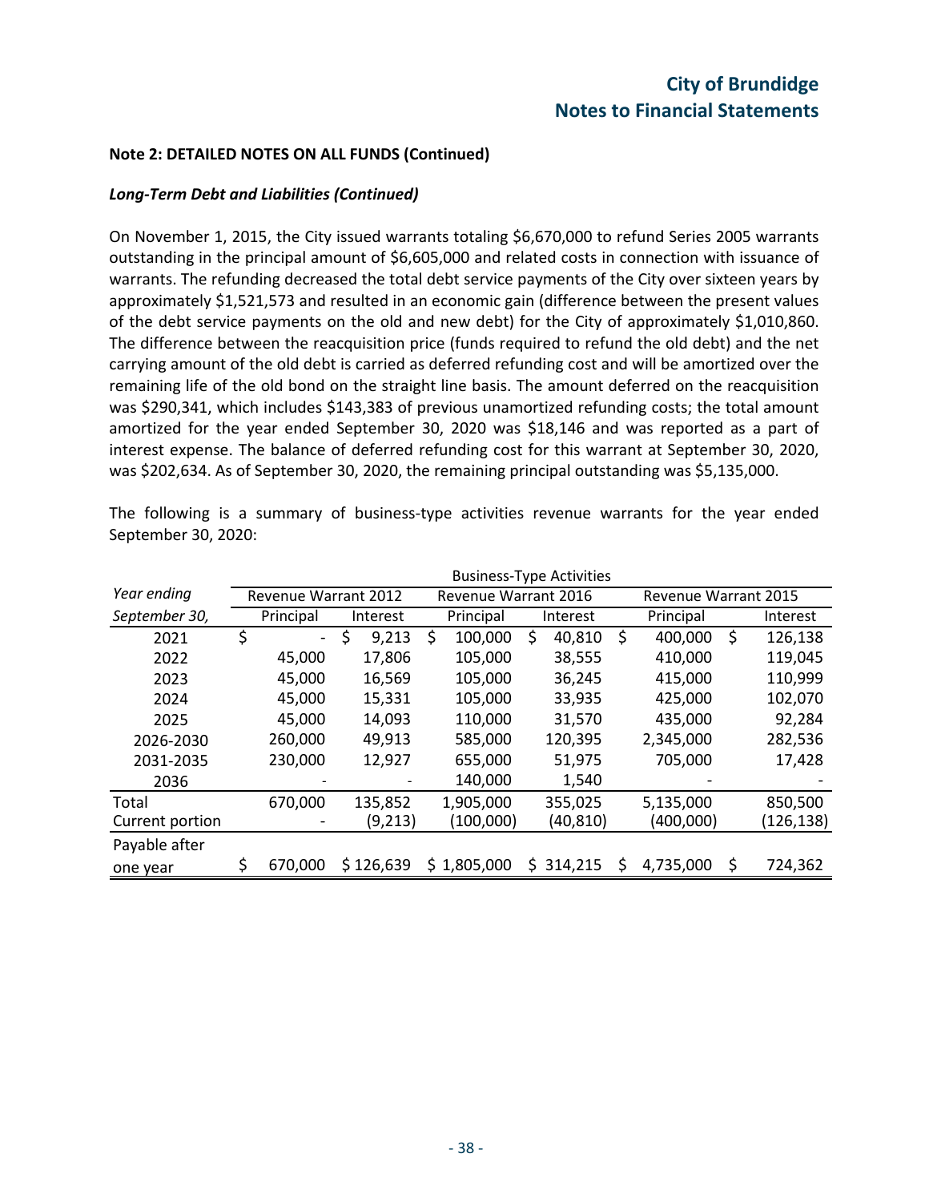**Note 2: DETAILED NOTES ON ALL FUNDS (Continued)**

***Long-Term Debt and Liabilities (Continued)***

On November 1, 2015, the City issued warrants totaling $6,670,000 to refund Series 2005 warrants outstanding in the principal amount of $6,605,000 and related costs in connection with issuance of warrants. The refunding decreased the total debt service payments of the City over sixteen years by approximately $1,521,573 and resulted in an economic gain (difference between the present values of the debt service payments on the old and new debt) for the City of approximately $1,010,860. The difference between the reacquisition price (funds required to refund the old debt) and the net carrying amount of the old debt is carried as deferred refunding cost and will be amortized over the remaining life of the old bond on the straight line basis. The amount deferred on the reacquisition was $290,341, which includes $143,383 of previous unamortized refunding costs; the total amount amortized for the year ended September 30, 2020 was $18,146 and was reported as a part of interest expense. The balance of deferred refunding cost for this warrant at September 30, 2020, was $202,634. As of September 30, 2020, the remaining principal outstanding was $5,135,000.

The following is a summary of business-type activities revenue warrants for the year ended September 30, 2020:

| | Business-Type Activities | | | | | |
|---|---|---|---|---|---|---|
| *Year ending* | Revenue Warrant 2012 | | Revenue Warrant 2016 | | Revenue Warrant 2015 | |
| *September 30,* | Principal | Interest | Principal | Interest | Principal | Interest |
| 2021 | $ - | $ 9,213 | $ 100,000 | $ 40,810 | $ 400,000 | $ 126,138 |
| 2022 | 45,000 | 17,806 | 105,000 | 38,555 | 410,000 | 119,045 |
| 2023 | 45,000 | 16,569 | 105,000 | 36,245 | 415,000 | 110,999 |
| 2024 | 45,000 | 15,331 | 105,000 | 33,935 | 425,000 | 102,070 |
| 2025 | 45,000 | 14,093 | 110,000 | 31,570 | 435,000 | 92,284 |
| 2026-2030 | 260,000 | 49,913 | 585,000 | 120,395 | 2,345,000 | 282,536 |
| 2031-2035 | 230,000 | 12,927 | 655,000 | 51,975 | 705,000 | 17,428 |
| 2036 | - | - | 140,000 | 1,540 | - | - |
| Total | 670,000 | 135,852 | 1,905,000 | 355,025 | 5,135,000 | 850,500 |
| Current portion | - | (9,213) | (100,000) | (40,810) | (400,000) | (126,138) |
| Payable after one year | $ 670,000 | $ 126,639 | $ 1,805,000 | $ 314,215 | $ 4,735,000 | $ 724,362 |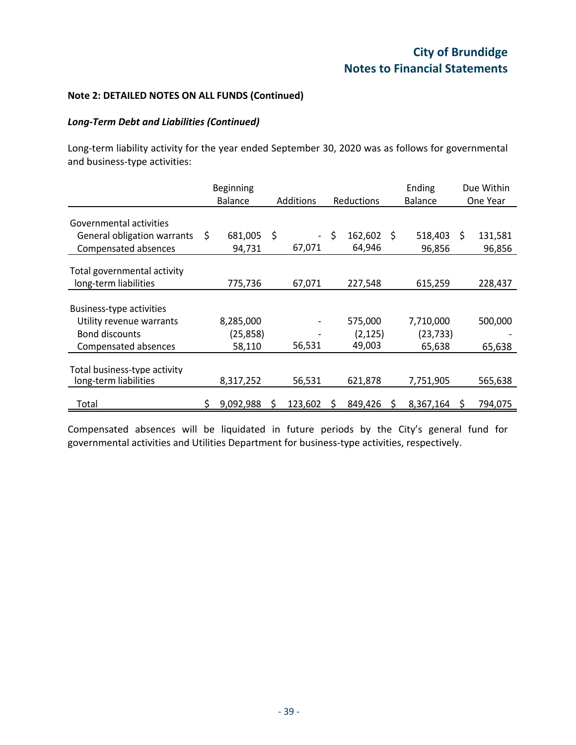**Note 2: DETAILED NOTES ON ALL FUNDS (Continued)**

***Long-Term Debt and Liabilities (Continued)***

Long-term liability activity for the year ended September 30, 2020 was as follows for governmental and business-type activities:

| | Beginning Balance | Additions | Reductions | Ending Balance | Due Within One Year |
|---|---|---|---|---|---|
| Governmental activities | | | | | |
| General obligation warrants | $ 681,005 | $ - | $ 162,602 | $ 518,403 | $ 131,581 |
| Compensated absences | 94,731 | 67,071 | 64,946 | 96,856 | 96,856 |
| Total governmental activity long-term liabilities | 775,736 | 67,071 | 227,548 | 615,259 | 228,437 |
| Business-type activities | | | | | |
| Utility revenue warrants | 8,285,000 | - | 575,000 | 7,710,000 | 500,000 |
| Bond discounts | (25,858) | - | (2,125) | (23,733) | - |
| Compensated absences | 58,110 | 56,531 | 49,003 | 65,638 | 65,638 |
| Total business-type activity long-term liabilities | 8,317,252 | 56,531 | 621,878 | 7,751,905 | 565,638 |
| Total | $ 9,092,988 | $ 123,602 | $ 849,426 | $ 8,367,164 | $ 794,075 |

Compensated absences will be liquidated in future periods by the City's general fund for governmental activities and Utilities Department for business-type activities, respectively.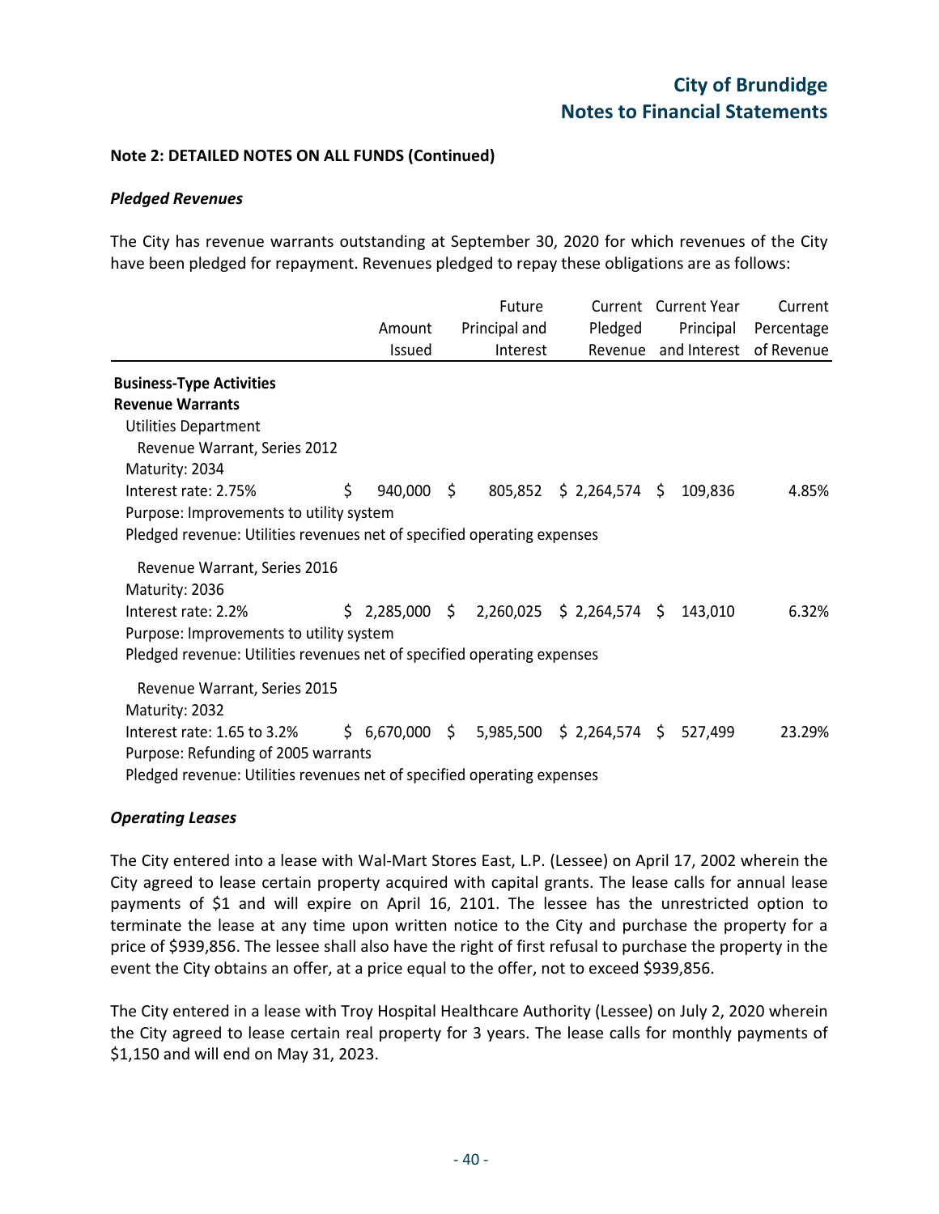**Note 2: DETAILED NOTES ON ALL FUNDS (Continued)**

***Pledged Revenues***

The City has revenue warrants outstanding at September 30, 2020 for which revenues of the City have been pledged for repayment. Revenues pledged to repay these obligations are as follows:

| | Amount Issued | Future Principal and Interest | Current Pledged Revenue | Current Year Principal and Interest | Current Percentage of Revenue |
|---|---|---|---|---|---|
| **Business-Type Activities** | | | | | |
| **Revenue Warrants** | | | | | |
| Utilities Department | | | | | |
| Revenue Warrant, Series 2012 | | | | | |
| Maturity: 2034 | | | | | |
| Interest rate: 2.75% | $ 940,000 | $ 805,852 | $ 2,264,574 | $ 109,836 | 4.85% |
| Purpose: Improvements to utility system | | | | | |
| Pledged revenue: Utilities revenues net of specified operating expenses | | | | | |
| Revenue Warrant, Series 2016 | | | | | |
| Maturity: 2036 | | | | | |
| Interest rate: 2.2% | $ 2,285,000 | $ 2,260,025 | $ 2,264,574 | $ 143,010 | 6.32% |
| Purpose: Improvements to utility system | | | | | |
| Pledged revenue: Utilities revenues net of specified operating expenses | | | | | |
| Revenue Warrant, Series 2015 | | | | | |
| Maturity: 2032 | | | | | |
| Interest rate: 1.65 to 3.2% | $ 6,670,000 | $ 5,985,500 | $ 2,264,574 | $ 527,499 | 23.29% |
| Purpose: Refunding of 2005 warrants | | | | | |
| Pledged revenue: Utilities revenues net of specified operating expenses | | | | | |

***Operating Leases***

The City entered into a lease with Wal-Mart Stores East, L.P. (Lessee) on April 17, 2002 wherein the City agreed to lease certain property acquired with capital grants. The lease calls for annual lease payments of $1 and will expire on April 16, 2101. The lessee has the unrestricted option to terminate the lease at any time upon written notice to the City and purchase the property for a price of $939,856. The lessee shall also have the right of first refusal to purchase the property in the event the City obtains an offer, at a price equal to the offer, not to exceed $939,856.

The City entered in a lease with Troy Hospital Healthcare Authority (Lessee) on July 2, 2020 wherein the City agreed to lease certain real property for 3 years. The lease calls for monthly payments of $1,150 and will end on May 31, 2023.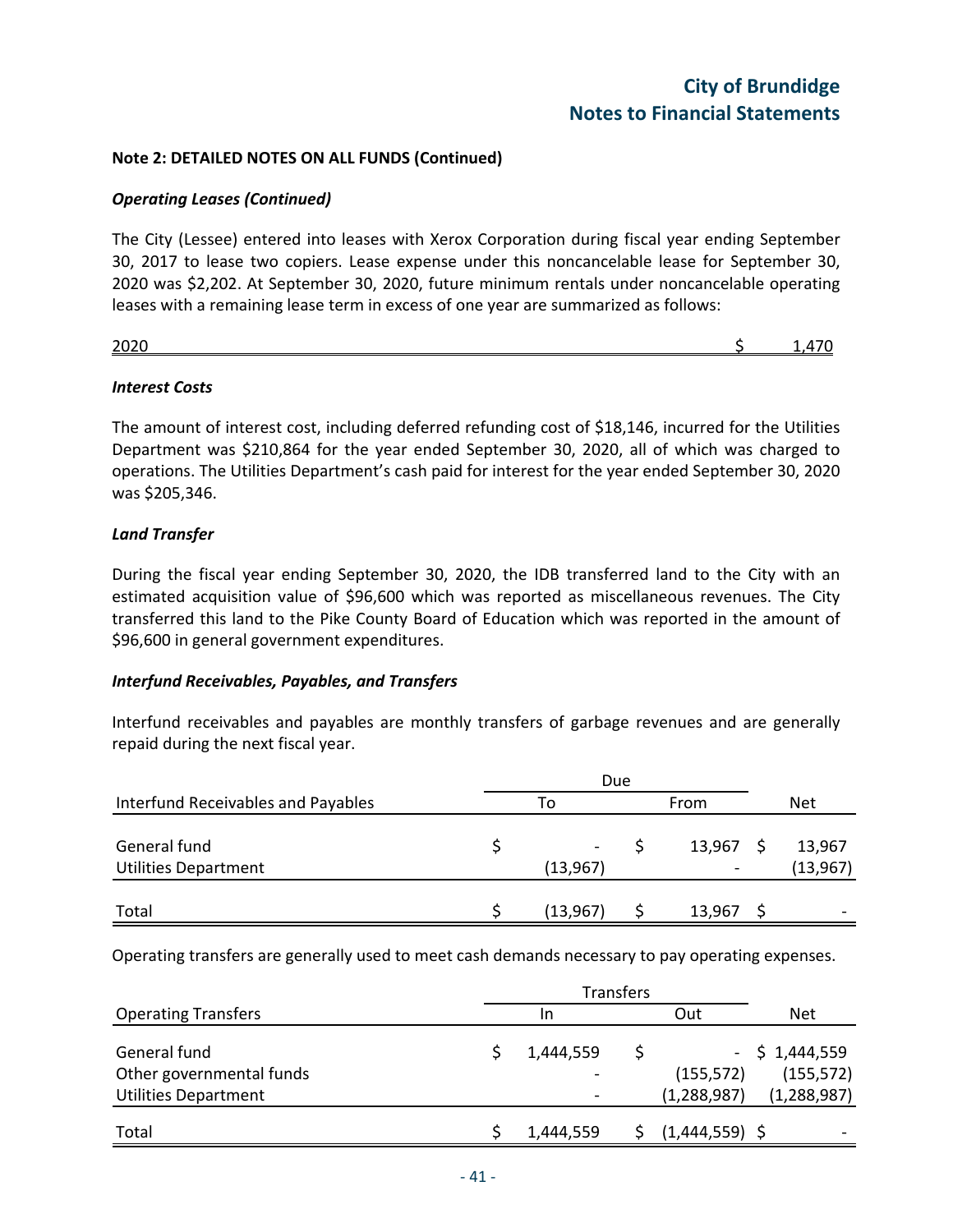## Note 2: DETAILED NOTES ON ALL FUNDS (Continued)

### *Operating Leases (Continued)*

The City (Lessee) entered into leases with Xerox Corporation during fiscal year ending September 30, 2017 to lease two copiers. Lease expense under this noncancelable lease for September 30, 2020 was $2,202. At September 30, 2020, future minimum rentals under noncancelable operating leases with a remaining lease term in excess of one year are summarized as follows:

| | |
|---|---|
| 2020 | $ 1,470 |

### *Interest Costs*

The amount of interest cost, including deferred refunding cost of $18,146, incurred for the Utilities Department was $210,864 for the year ended September 30, 2020, all of which was charged to operations. The Utilities Department's cash paid for interest for the year ended September 30, 2020 was $205,346.

### *Land Transfer*

During the fiscal year ending September 30, 2020, the IDB transferred land to the City with an estimated acquisition value of $96,600 which was reported as miscellaneous revenues. The City transferred this land to the Pike County Board of Education which was reported in the amount of $96,600 in general government expenditures.

### *Interfund Receivables, Payables, and Transfers*

Interfund receivables and payables are monthly transfers of garbage revenues and are generally repaid during the next fiscal year.

| | Due | | |
|---|---|---|---|
| Interfund Receivables and Payables | To | From | Net |
| General fund | $ - | $ 13,967 | $ 13,967 |
| Utilities Department | (13,967) | - | (13,967) |
| Total | $ (13,967) | $ 13,967 | $ - |

Operating transfers are generally used to meet cash demands necessary to pay operating expenses.

| | Transfers | | |
|---|---|---|---|
| Operating Transfers | In | Out | Net |
| General fund | $ 1,444,559 | $ - | $ 1,444,559 |
| Other governmental funds | - | (155,572) | (155,572) |
| Utilities Department | - | (1,288,987) | (1,288,987) |
| Total | $ 1,444,559 | $ (1,444,559) | $ - |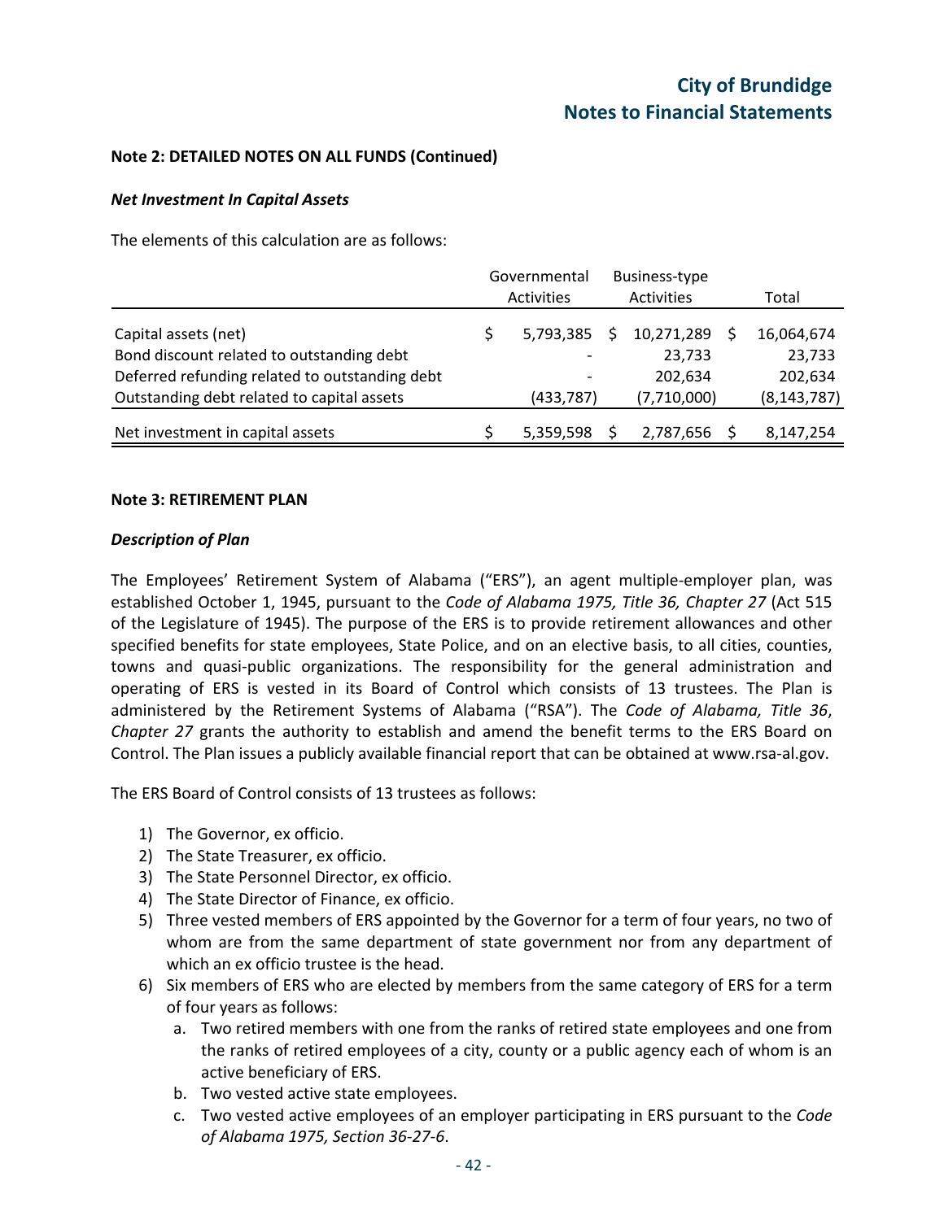**Note 2: DETAILED NOTES ON ALL FUNDS (Continued)**

***Net Investment In Capital Assets***

The elements of this calculation are as follows:

| | Governmental Activities | Business-type Activities | Total |
|---|---|---|---|
| Capital assets (net) | $ 5,793,385 | $ 10,271,289 | $ 16,064,674 |
| Bond discount related to outstanding debt | - | 23,733 | 23,733 |
| Deferred refunding related to outstanding debt | - | 202,634 | 202,634 |
| Outstanding debt related to capital assets | (433,787) | (7,710,000) | (8,143,787) |
| Net investment in capital assets | $ 5,359,598 | $ 2,787,656 | $ 8,147,254 |

**Note 3: RETIREMENT PLAN**

***Description of Plan***

The Employees' Retirement System of Alabama ("ERS"), an agent multiple-employer plan, was established October 1, 1945, pursuant to the *Code of Alabama 1975, Title 36, Chapter 27* (Act 515 of the Legislature of 1945). The purpose of the ERS is to provide retirement allowances and other specified benefits for state employees, State Police, and on an elective basis, to all cities, counties, towns and quasi-public organizations. The responsibility for the general administration and operating of ERS is vested in its Board of Control which consists of 13 trustees. The Plan is administered by the Retirement Systems of Alabama ("RSA"). The *Code of Alabama, Title 36*, *Chapter 27* grants the authority to establish and amend the benefit terms to the ERS Board on Control. The Plan issues a publicly available financial report that can be obtained at www.rsa-al.gov.

The ERS Board of Control consists of 13 trustees as follows:

1) The Governor, ex officio.
2) The State Treasurer, ex officio.
3) The State Personnel Director, ex officio.
4) The State Director of Finance, ex officio.
5) Three vested members of ERS appointed by the Governor for a term of four years, no two of whom are from the same department of state government nor from any department of which an ex officio trustee is the head.
6) Six members of ERS who are elected by members from the same category of ERS for a term of four years as follows:
   a. Two retired members with one from the ranks of retired state employees and one from the ranks of retired employees of a city, county or a public agency each of whom is an active beneficiary of ERS.
   b. Two vested active state employees.
   c. Two vested active employees of an employer participating in ERS pursuant to the *Code of Alabama 1975, Section 36-27-6*.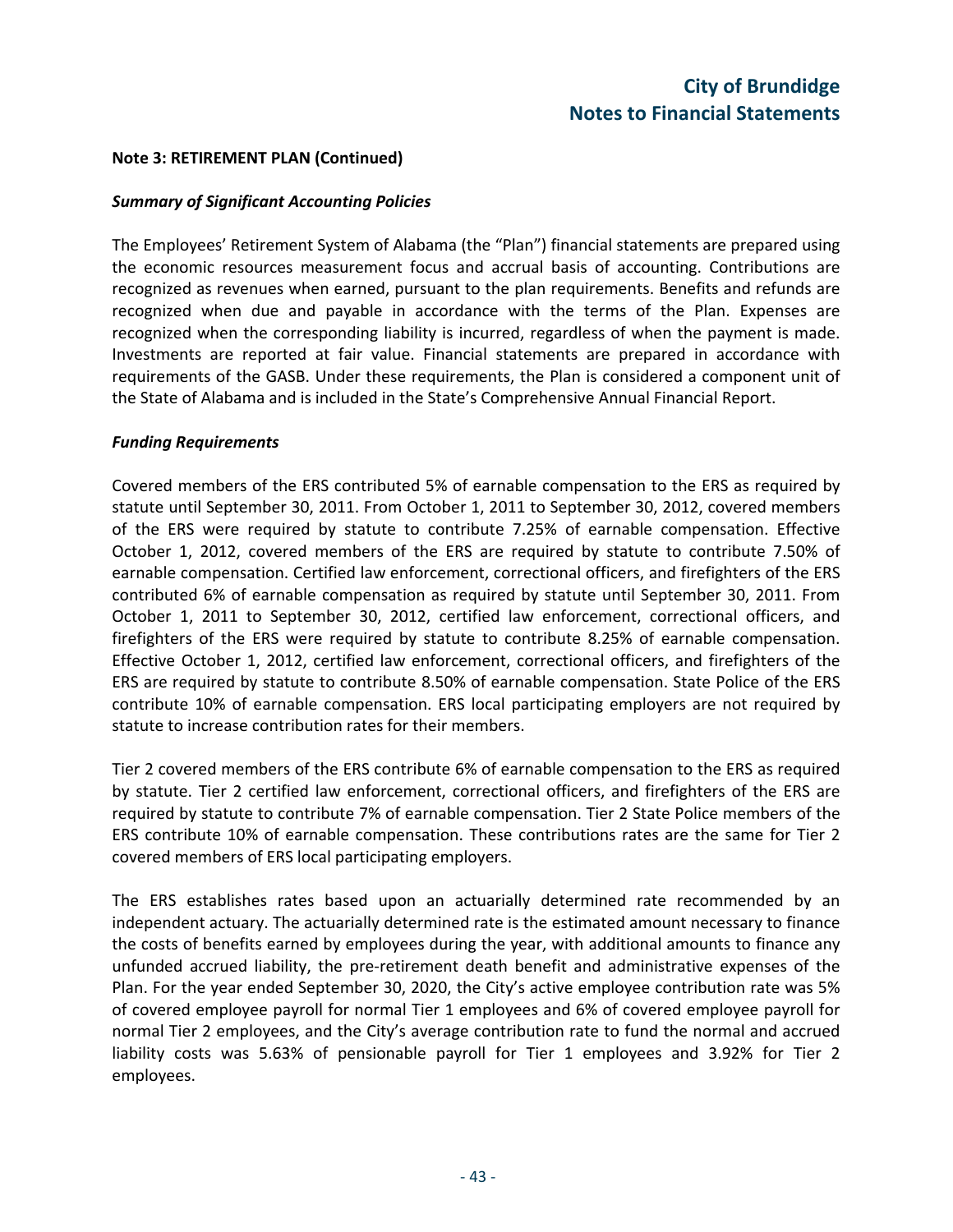## Note 3: RETIREMENT PLAN (Continued)

### *Summary of Significant Accounting Policies*

The Employees' Retirement System of Alabama (the "Plan") financial statements are prepared using the economic resources measurement focus and accrual basis of accounting. Contributions are recognized as revenues when earned, pursuant to the plan requirements. Benefits and refunds are recognized when due and payable in accordance with the terms of the Plan. Expenses are recognized when the corresponding liability is incurred, regardless of when the payment is made. Investments are reported at fair value. Financial statements are prepared in accordance with requirements of the GASB. Under these requirements, the Plan is considered a component unit of the State of Alabama and is included in the State's Comprehensive Annual Financial Report.

### *Funding Requirements*

Covered members of the ERS contributed 5% of earnable compensation to the ERS as required by statute until September 30, 2011. From October 1, 2011 to September 30, 2012, covered members of the ERS were required by statute to contribute 7.25% of earnable compensation. Effective October 1, 2012, covered members of the ERS are required by statute to contribute 7.50% of earnable compensation. Certified law enforcement, correctional officers, and firefighters of the ERS contributed 6% of earnable compensation as required by statute until September 30, 2011. From October 1, 2011 to September 30, 2012, certified law enforcement, correctional officers, and firefighters of the ERS were required by statute to contribute 8.25% of earnable compensation. Effective October 1, 2012, certified law enforcement, correctional officers, and firefighters of the ERS are required by statute to contribute 8.50% of earnable compensation. State Police of the ERS contribute 10% of earnable compensation. ERS local participating employers are not required by statute to increase contribution rates for their members.

Tier 2 covered members of the ERS contribute 6% of earnable compensation to the ERS as required by statute. Tier 2 certified law enforcement, correctional officers, and firefighters of the ERS are required by statute to contribute 7% of earnable compensation. Tier 2 State Police members of the ERS contribute 10% of earnable compensation. These contributions rates are the same for Tier 2 covered members of ERS local participating employers.

The ERS establishes rates based upon an actuarially determined rate recommended by an independent actuary. The actuarially determined rate is the estimated amount necessary to finance the costs of benefits earned by employees during the year, with additional amounts to finance any unfunded accrued liability, the pre-retirement death benefit and administrative expenses of the Plan. For the year ended September 30, 2020, the City's active employee contribution rate was 5% of covered employee payroll for normal Tier 1 employees and 6% of covered employee payroll for normal Tier 2 employees, and the City's average contribution rate to fund the normal and accrued liability costs was 5.63% of pensionable payroll for Tier 1 employees and 3.92% for Tier 2 employees.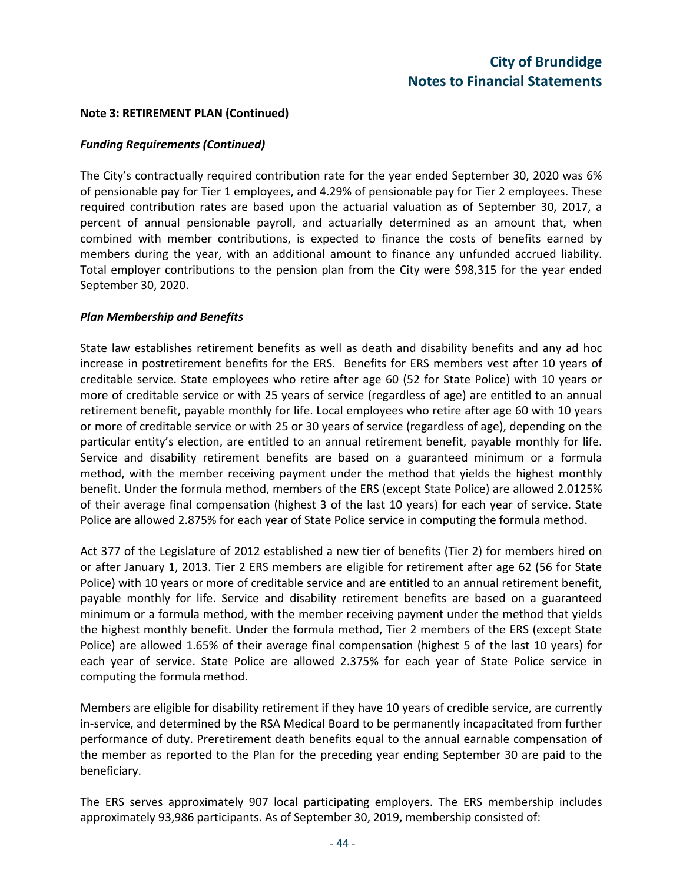**Note 3: RETIREMENT PLAN (Continued)**

***Funding Requirements (Continued)***

The City's contractually required contribution rate for the year ended September 30, 2020 was 6% of pensionable pay for Tier 1 employees, and 4.29% of pensionable pay for Tier 2 employees. These required contribution rates are based upon the actuarial valuation as of September 30, 2017, a percent of annual pensionable payroll, and actuarially determined as an amount that, when combined with member contributions, is expected to finance the costs of benefits earned by members during the year, with an additional amount to finance any unfunded accrued liability. Total employer contributions to the pension plan from the City were $98,315 for the year ended September 30, 2020.

***Plan Membership and Benefits***

State law establishes retirement benefits as well as death and disability benefits and any ad hoc increase in postretirement benefits for the ERS. Benefits for ERS members vest after 10 years of creditable service. State employees who retire after age 60 (52 for State Police) with 10 years or more of creditable service or with 25 years of service (regardless of age) are entitled to an annual retirement benefit, payable monthly for life. Local employees who retire after age 60 with 10 years or more of creditable service or with 25 or 30 years of service (regardless of age), depending on the particular entity's election, are entitled to an annual retirement benefit, payable monthly for life. Service and disability retirement benefits are based on a guaranteed minimum or a formula method, with the member receiving payment under the method that yields the highest monthly benefit. Under the formula method, members of the ERS (except State Police) are allowed 2.0125% of their average final compensation (highest 3 of the last 10 years) for each year of service. State Police are allowed 2.875% for each year of State Police service in computing the formula method.

Act 377 of the Legislature of 2012 established a new tier of benefits (Tier 2) for members hired on or after January 1, 2013. Tier 2 ERS members are eligible for retirement after age 62 (56 for State Police) with 10 years or more of creditable service and are entitled to an annual retirement benefit, payable monthly for life. Service and disability retirement benefits are based on a guaranteed minimum or a formula method, with the member receiving payment under the method that yields the highest monthly benefit. Under the formula method, Tier 2 members of the ERS (except State Police) are allowed 1.65% of their average final compensation (highest 5 of the last 10 years) for each year of service. State Police are allowed 2.375% for each year of State Police service in computing the formula method.

Members are eligible for disability retirement if they have 10 years of credible service, are currently in-service, and determined by the RSA Medical Board to be permanently incapacitated from further performance of duty. Preretirement death benefits equal to the annual earnable compensation of the member as reported to the Plan for the preceding year ending September 30 are paid to the beneficiary.

The ERS serves approximately 907 local participating employers. The ERS membership includes approximately 93,986 participants. As of September 30, 2019, membership consisted of: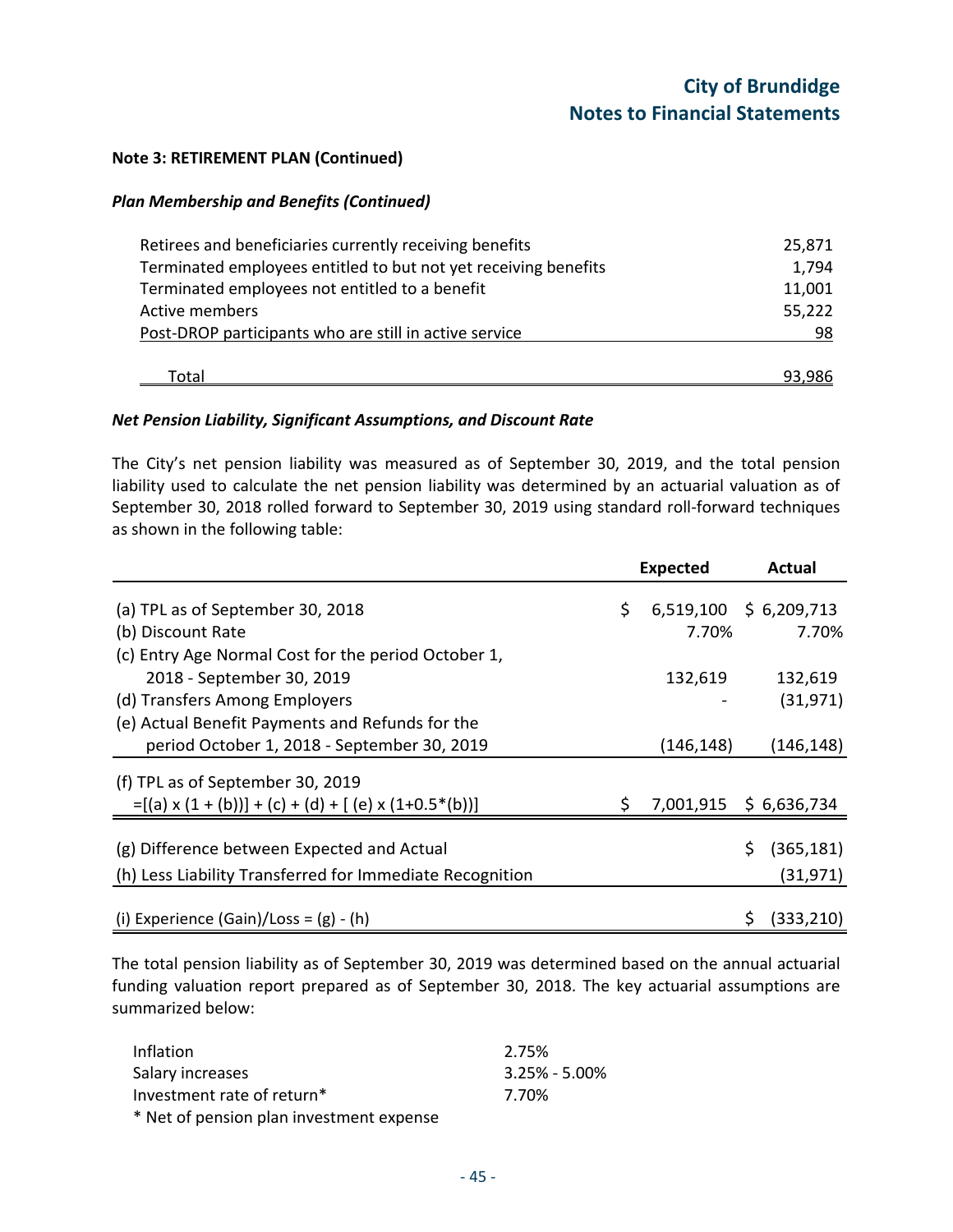**Note 3: RETIREMENT PLAN (Continued)**

***Plan Membership and Benefits (Continued)***

| | |
|---|---|
| Retirees and beneficiaries currently receiving benefits | 25,871 |
| Terminated employees entitled to but not yet receiving benefits | 1,794 |
| Terminated employees not entitled to a benefit | 11,001 |
| Active members | 55,222 |
| Post-DROP participants who are still in active service | 98 |
| Total | 93,986 |

***Net Pension Liability, Significant Assumptions, and Discount Rate***

The City's net pension liability was measured as of September 30, 2019, and the total pension liability used to calculate the net pension liability was determined by an actuarial valuation as of September 30, 2018 rolled forward to September 30, 2019 using standard roll-forward techniques as shown in the following table:

| | Expected | Actual |
|---|---|---|
| (a) TPL as of September 30, 2018 | $ 6,519,100 | $ 6,209,713 |
| (b) Discount Rate | 7.70% | 7.70% |
| (c) Entry Age Normal Cost for the period October 1, 2018 - September 30, 2019 | 132,619 | 132,619 |
| (d) Transfers Among Employers | - | (31,971) |
| (e) Actual Benefit Payments and Refunds for the period October 1, 2018 - September 30, 2019 | (146,148) | (146,148) |
| (f) TPL as of September 30, 2019 =[(a) x (1 + (b))] + (c) + (d) + [ (e) x (1+0.5*(b))] | $ 7,001,915 | $ 6,636,734 |
| (g) Difference between Expected and Actual | | $ (365,181) |
| (h) Less Liability Transferred for Immediate Recognition | | (31,971) |
| (i) Experience (Gain)/Loss = (g) - (h) | | $ (333,210) |

The total pension liability as of September 30, 2019 was determined based on the annual actuarial funding valuation report prepared as of September 30, 2018. The key actuarial assumptions are summarized below:

| | |
|---|---|
| Inflation | 2.75% |
| Salary increases | 3.25% - 5.00% |
| Investment rate of return* | 7.70% |

\* Net of pension plan investment expense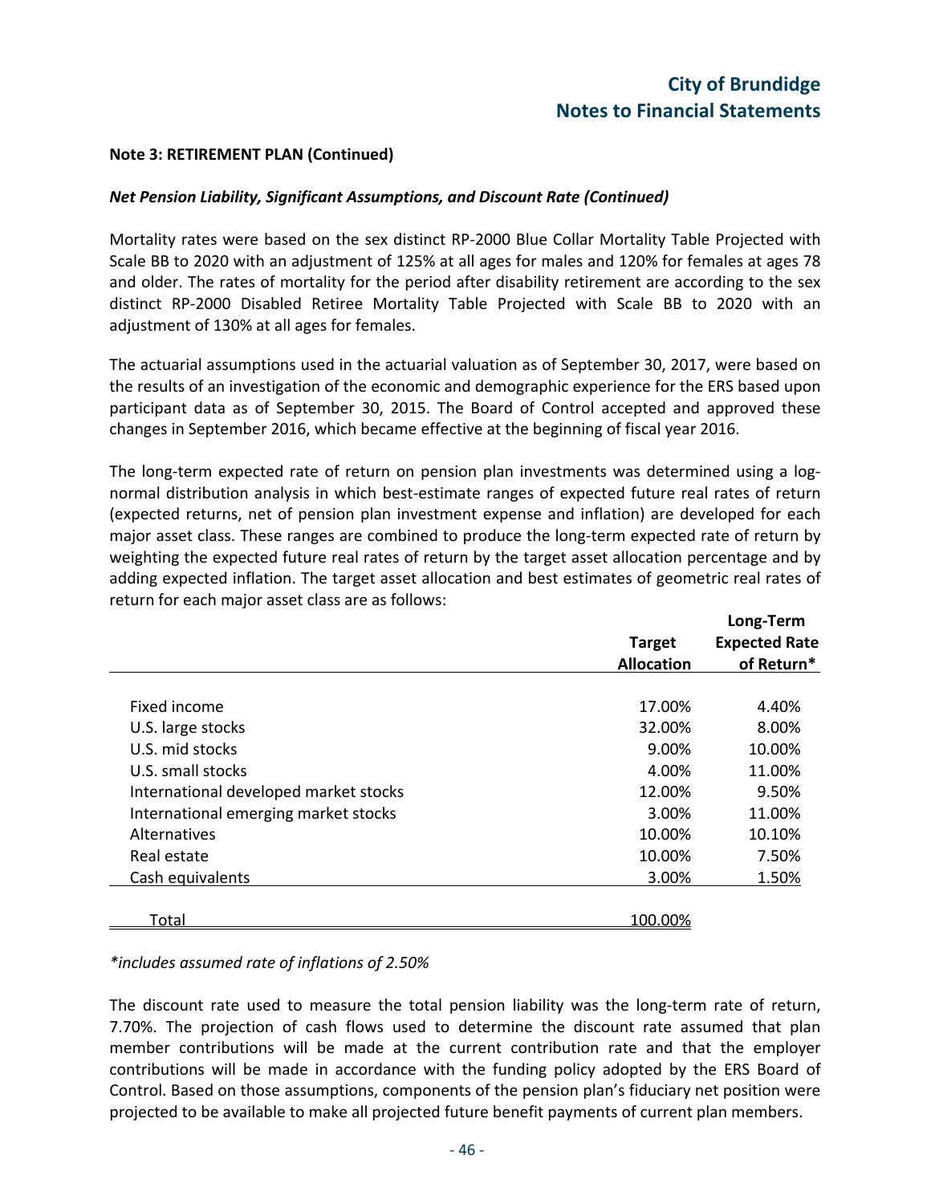**Note 3: RETIREMENT PLAN (Continued)**

***Net Pension Liability, Significant Assumptions, and Discount Rate (Continued)***

Mortality rates were based on the sex distinct RP-2000 Blue Collar Mortality Table Projected with Scale BB to 2020 with an adjustment of 125% at all ages for males and 120% for females at ages 78 and older. The rates of mortality for the period after disability retirement are according to the sex distinct RP-2000 Disabled Retiree Mortality Table Projected with Scale BB to 2020 with an adjustment of 130% at all ages for females.

The actuarial assumptions used in the actuarial valuation as of September 30, 2017, were based on the results of an investigation of the economic and demographic experience for the ERS based upon participant data as of September 30, 2015. The Board of Control accepted and approved these changes in September 2016, which became effective at the beginning of fiscal year 2016.

The long-term expected rate of return on pension plan investments was determined using a log-normal distribution analysis in which best-estimate ranges of expected future real rates of return (expected returns, net of pension plan investment expense and inflation) are developed for each major asset class. These ranges are combined to produce the long-term expected rate of return by weighting the expected future real rates of return by the target asset allocation percentage and by adding expected inflation. The target asset allocation and best estimates of geometric real rates of return for each major asset class are as follows:

| | Target Allocation | Long-Term Expected Rate of Return* |
|---|---|---|
| Fixed income | 17.00% | 4.40% |
| U.S. large stocks | 32.00% | 8.00% |
| U.S. mid stocks | 9.00% | 10.00% |
| U.S. small stocks | 4.00% | 11.00% |
| International developed market stocks | 12.00% | 9.50% |
| International emerging market stocks | 3.00% | 11.00% |
| Alternatives | 10.00% | 10.10% |
| Real estate | 10.00% | 7.50% |
| Cash equivalents | 3.00% | 1.50% |
| Total | 100.00% | |

*\*includes assumed rate of inflations of 2.50%*

The discount rate used to measure the total pension liability was the long-term rate of return, 7.70%. The projection of cash flows used to determine the discount rate assumed that plan member contributions will be made at the current contribution rate and that the employer contributions will be made in accordance with the funding policy adopted by the ERS Board of Control. Based on those assumptions, components of the pension plan's fiduciary net position were projected to be available to make all projected future benefit payments of current plan members.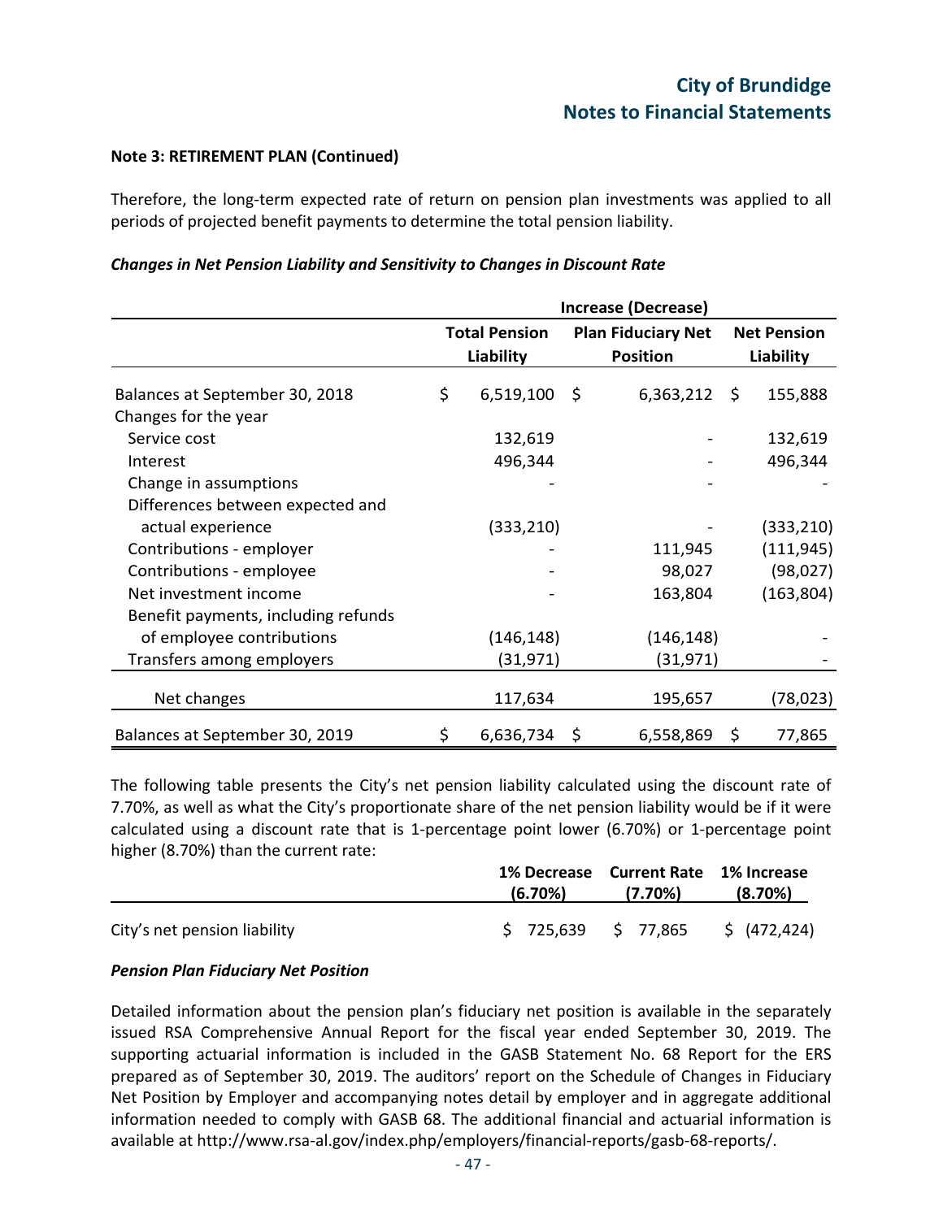**Note 3: RETIREMENT PLAN (Continued)**

Therefore, the long-term expected rate of return on pension plan investments was applied to all periods of projected benefit payments to determine the total pension liability.

***Changes in Net Pension Liability and Sensitivity to Changes in Discount Rate***

| | Increase (Decrease) | | |
|---|---|---|---|
| | **Total Pension Liability** | **Plan Fiduciary Net Position** | **Net Pension Liability** |
| Balances at September 30, 2018 | $ 6,519,100 | $ 6,363,212 | $ 155,888 |
| Changes for the year | | | |
| Service cost | 132,619 | - | 132,619 |
| Interest | 496,344 | - | 496,344 |
| Change in assumptions | - | - | - |
| Differences between expected and actual experience | (333,210) | - | (333,210) |
| Contributions - employer | - | 111,945 | (111,945) |
| Contributions - employee | - | 98,027 | (98,027) |
| Net investment income | - | 163,804 | (163,804) |
| Benefit payments, including refunds of employee contributions | (146,148) | (146,148) | - |
| Transfers among employers | (31,971) | (31,971) | - |
| Net changes | 117,634 | 195,657 | (78,023) |
| Balances at September 30, 2019 | $ 6,636,734 | $ 6,558,869 | $ 77,865 |

The following table presents the City's net pension liability calculated using the discount rate of 7.70%, as well as what the City's proportionate share of the net pension liability would be if it were calculated using a discount rate that is 1-percentage point lower (6.70%) or 1-percentage point higher (8.70%) than the current rate:

| | 1% Decrease (6.70%) | Current Rate (7.70%) | 1% Increase (8.70%) |
|---|---|---|---|
| City's net pension liability | $ 725,639 | $ 77,865 | $ (472,424) |

***Pension Plan Fiduciary Net Position***

Detailed information about the pension plan's fiduciary net position is available in the separately issued RSA Comprehensive Annual Report for the fiscal year ended September 30, 2019. The supporting actuarial information is included in the GASB Statement No. 68 Report for the ERS prepared as of September 30, 2019. The auditors' report on the Schedule of Changes in Fiduciary Net Position by Employer and accompanying notes detail by employer and in aggregate additional information needed to comply with GASB 68. The additional financial and actuarial information is available at http://www.rsa-al.gov/index.php/employers/financial-reports/gasb-68-reports/.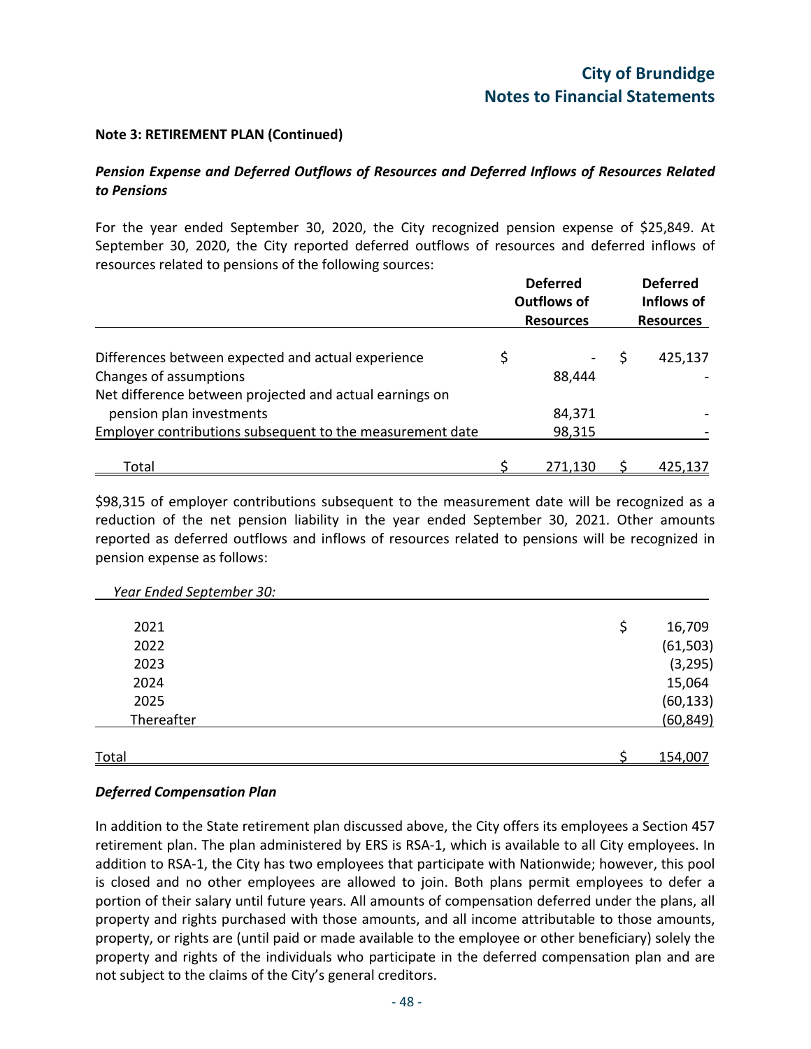**Note 3: RETIREMENT PLAN (Continued)**

***Pension Expense and Deferred Outflows of Resources and Deferred Inflows of Resources Related to Pensions***

For the year ended September 30, 2020, the City recognized pension expense of $25,849. At September 30, 2020, the City reported deferred outflows of resources and deferred inflows of resources related to pensions of the following sources:

| | Deferred Outflows of Resources | Deferred Inflows of Resources |
|---|---|---|
| Differences between expected and actual experience | $ - | $ 425,137 |
| Changes of assumptions | 88,444 | - |
| Net difference between projected and actual earnings on pension plan investments | 84,371 | - |
| Employer contributions subsequent to the measurement date | 98,315 | - |
| Total | $ 271,130 | $ 425,137 |

$98,315 of employer contributions subsequent to the measurement date will be recognized as a reduction of the net pension liability in the year ended September 30, 2021. Other amounts reported as deferred outflows and inflows of resources related to pensions will be recognized in pension expense as follows:

| *Year Ended September 30:* | |
|---|---|
| 2021 | $ 16,709 |
| 2022 | (61,503) |
| 2023 | (3,295) |
| 2024 | 15,064 |
| 2025 | (60,133) |
| Thereafter | (60,849) |
| Total | $ 154,007 |

***Deferred Compensation Plan***

In addition to the State retirement plan discussed above, the City offers its employees a Section 457 retirement plan. The plan administered by ERS is RSA-1, which is available to all City employees. In addition to RSA-1, the City has two employees that participate with Nationwide; however, this pool is closed and no other employees are allowed to join. Both plans permit employees to defer a portion of their salary until future years. All amounts of compensation deferred under the plans, all property and rights purchased with those amounts, and all income attributable to those amounts, property, or rights are (until paid or made available to the employee or other beneficiary) solely the property and rights of the individuals who participate in the deferred compensation plan and are not subject to the claims of the City's general creditors.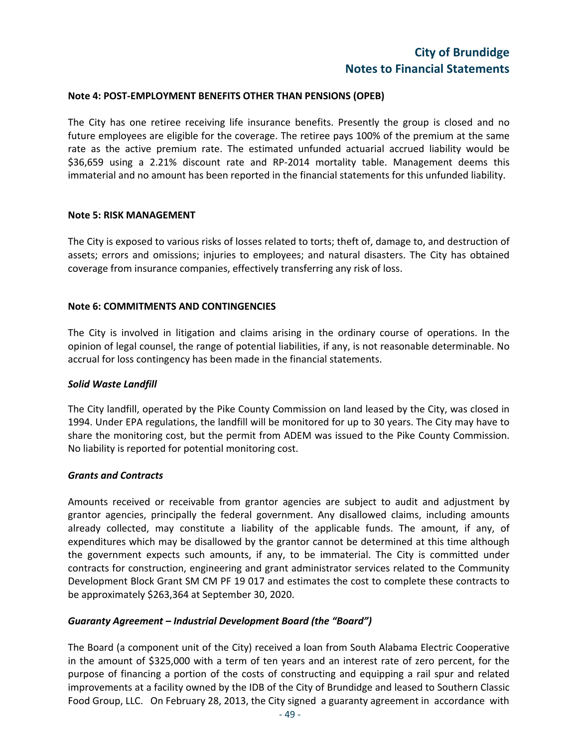**Note 4: POST-EMPLOYMENT BENEFITS OTHER THAN PENSIONS (OPEB)**

The City has one retiree receiving life insurance benefits. Presently the group is closed and no future employees are eligible for the coverage. The retiree pays 100% of the premium at the same rate as the active premium rate. The estimated unfunded actuarial accrued liability would be $36,659 using a 2.21% discount rate and RP-2014 mortality table. Management deems this immaterial and no amount has been reported in the financial statements for this unfunded liability.

**Note 5: RISK MANAGEMENT**

The City is exposed to various risks of losses related to torts; theft of, damage to, and destruction of assets; errors and omissions; injuries to employees; and natural disasters. The City has obtained coverage from insurance companies, effectively transferring any risk of loss.

**Note 6: COMMITMENTS AND CONTINGENCIES**

The City is involved in litigation and claims arising in the ordinary course of operations. In the opinion of legal counsel, the range of potential liabilities, if any, is not reasonable determinable. No accrual for loss contingency has been made in the financial statements.

***Solid Waste Landfill***

The City landfill, operated by the Pike County Commission on land leased by the City, was closed in 1994. Under EPA regulations, the landfill will be monitored for up to 30 years. The City may have to share the monitoring cost, but the permit from ADEM was issued to the Pike County Commission. No liability is reported for potential monitoring cost.

***Grants and Contracts***

Amounts received or receivable from grantor agencies are subject to audit and adjustment by grantor agencies, principally the federal government. Any disallowed claims, including amounts already collected, may constitute a liability of the applicable funds. The amount, if any, of expenditures which may be disallowed by the grantor cannot be determined at this time although the government expects such amounts, if any, to be immaterial. The City is committed under contracts for construction, engineering and grant administrator services related to the Community Development Block Grant SM CM PF 19 017 and estimates the cost to complete these contracts to be approximately $263,364 at September 30, 2020.

***Guaranty Agreement – Industrial Development Board (the "Board")***

The Board (a component unit of the City) received a loan from South Alabama Electric Cooperative in the amount of $325,000 with a term of ten years and an interest rate of zero percent, for the purpose of financing a portion of the costs of constructing and equipping a rail spur and related improvements at a facility owned by the IDB of the City of Brundidge and leased to Southern Classic Food Group, LLC. On February 28, 2013, the City signed a guaranty agreement in accordance with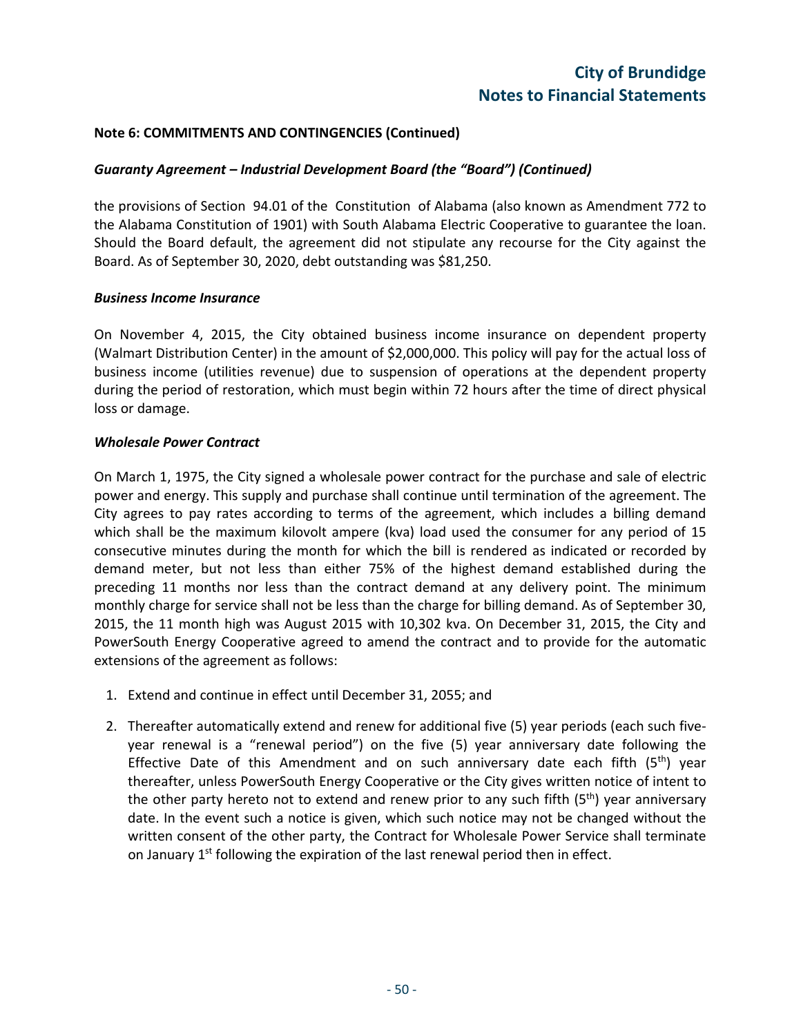**Note 6: COMMITMENTS AND CONTINGENCIES (Continued)**

***Guaranty Agreement – Industrial Development Board (the "Board") (Continued)***

the provisions of Section 94.01 of the Constitution of Alabama (also known as Amendment 772 to the Alabama Constitution of 1901) with South Alabama Electric Cooperative to guarantee the loan. Should the Board default, the agreement did not stipulate any recourse for the City against the Board. As of September 30, 2020, debt outstanding was $81,250.

***Business Income Insurance***

On November 4, 2015, the City obtained business income insurance on dependent property (Walmart Distribution Center) in the amount of $2,000,000. This policy will pay for the actual loss of business income (utilities revenue) due to suspension of operations at the dependent property during the period of restoration, which must begin within 72 hours after the time of direct physical loss or damage.

***Wholesale Power Contract***

On March 1, 1975, the City signed a wholesale power contract for the purchase and sale of electric power and energy. This supply and purchase shall continue until termination of the agreement. The City agrees to pay rates according to terms of the agreement, which includes a billing demand which shall be the maximum kilovolt ampere (kva) load used the consumer for any period of 15 consecutive minutes during the month for which the bill is rendered as indicated or recorded by demand meter, but not less than either 75% of the highest demand established during the preceding 11 months nor less than the contract demand at any delivery point. The minimum monthly charge for service shall not be less than the charge for billing demand. As of September 30, 2015, the 11 month high was August 2015 with 10,302 kva. On December 31, 2015, the City and PowerSouth Energy Cooperative agreed to amend the contract and to provide for the automatic extensions of the agreement as follows:

1. Extend and continue in effect until December 31, 2055; and
2. Thereafter automatically extend and renew for additional five (5) year periods (each such five-year renewal is a "renewal period") on the five (5) year anniversary date following the Effective Date of this Amendment and on such anniversary date each fifth (5th) year thereafter, unless PowerSouth Energy Cooperative or the City gives written notice of intent to the other party hereto not to extend and renew prior to any such fifth (5th) year anniversary date. In the event such a notice is given, which such notice may not be changed without the written consent of the other party, the Contract for Wholesale Power Service shall terminate on January 1st following the expiration of the last renewal period then in effect.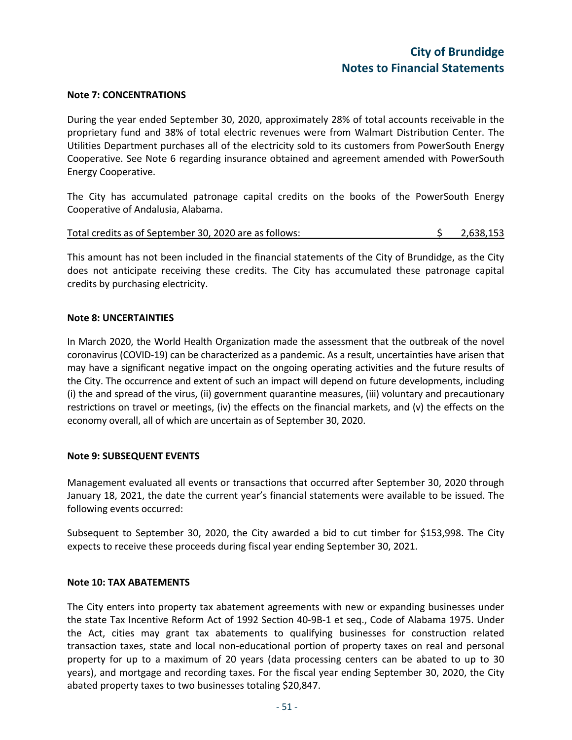**Note 7: CONCENTRATIONS**

During the year ended September 30, 2020, approximately 28% of total accounts receivable in the proprietary fund and 38% of total electric revenues were from Walmart Distribution Center. The Utilities Department purchases all of the electricity sold to its customers from PowerSouth Energy Cooperative. See Note 6 regarding insurance obtained and agreement amended with PowerSouth Energy Cooperative.

The City has accumulated patronage capital credits on the books of the PowerSouth Energy Cooperative of Andalusia, Alabama.

| Total credits as of September 30, 2020 are as follows: | $ 2,638,153 |
|---|---|

This amount has not been included in the financial statements of the City of Brundidge, as the City does not anticipate receiving these credits. The City has accumulated these patronage capital credits by purchasing electricity.

**Note 8: UNCERTAINTIES**

In March 2020, the World Health Organization made the assessment that the outbreak of the novel coronavirus (COVID-19) can be characterized as a pandemic. As a result, uncertainties have arisen that may have a significant negative impact on the ongoing operating activities and the future results of the City. The occurrence and extent of such an impact will depend on future developments, including (i) the and spread of the virus, (ii) government quarantine measures, (iii) voluntary and precautionary restrictions on travel or meetings, (iv) the effects on the financial markets, and (v) the effects on the economy overall, all of which are uncertain as of September 30, 2020.

**Note 9: SUBSEQUENT EVENTS**

Management evaluated all events or transactions that occurred after September 30, 2020 through January 18, 2021, the date the current year's financial statements were available to be issued. The following events occurred:

Subsequent to September 30, 2020, the City awarded a bid to cut timber for $153,998. The City expects to receive these proceeds during fiscal year ending September 30, 2021.

**Note 10: TAX ABATEMENTS**

The City enters into property tax abatement agreements with new or expanding businesses under the state Tax Incentive Reform Act of 1992 Section 40-9B-1 et seq., Code of Alabama 1975. Under the Act, cities may grant tax abatements to qualifying businesses for construction related transaction taxes, state and local non-educational portion of property taxes on real and personal property for up to a maximum of 20 years (data processing centers can be abated to up to 30 years), and mortgage and recording taxes. For the fiscal year ending September 30, 2020, the City abated property taxes to two businesses totaling $20,847.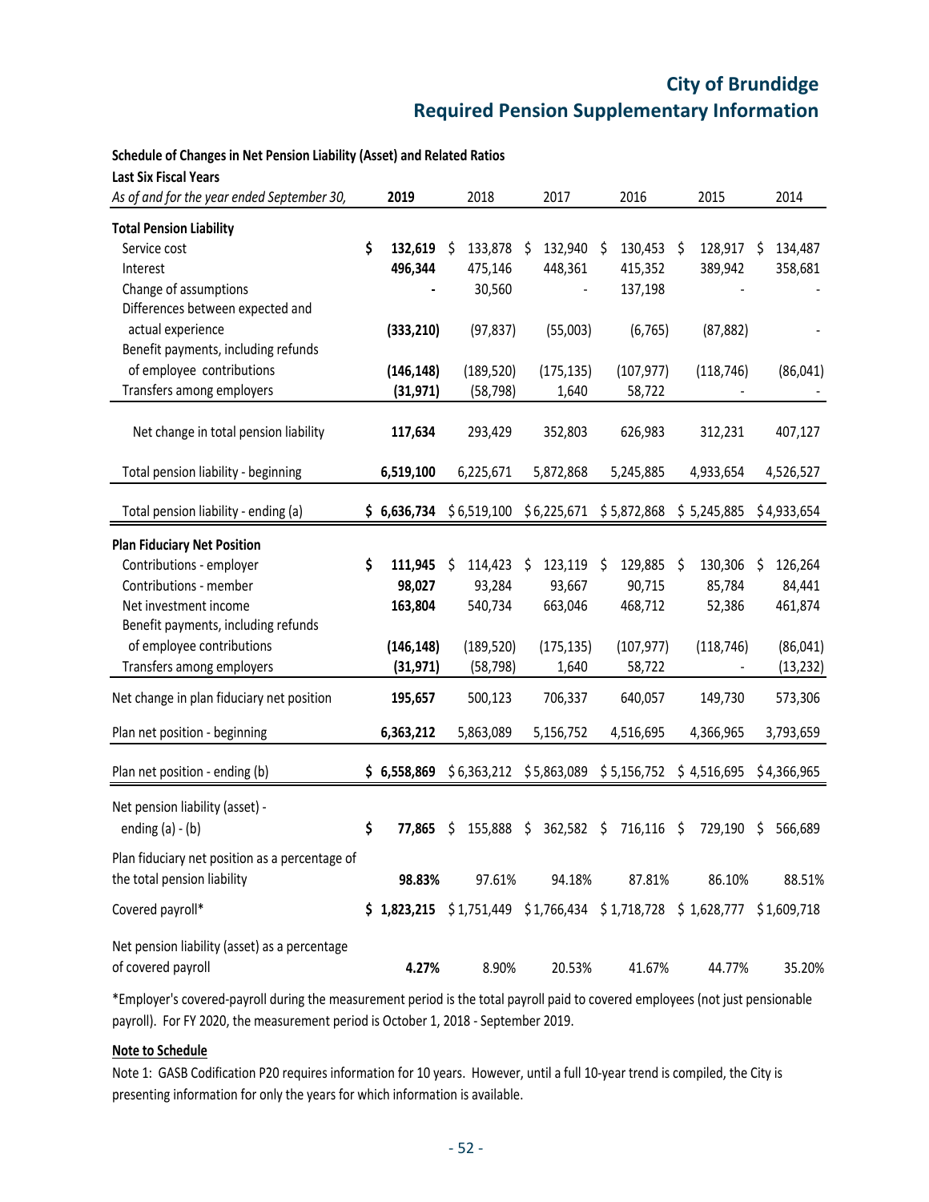# City of Brundidge
# Required Pension Supplementary Information

**Schedule of Changes in Net Pension Liability (Asset) and Related Ratios**
**Last Six Fiscal Years**

| *As of and for the year ended September 30,* | **2019** | 2018 | 2017 | 2016 | 2015 | 2014 |
|---|---|---|---|---|---|---|
| **Total Pension Liability** | | | | | | |
| Service cost | **$ 132,619** | $ 133,878 | $ 132,940 | $ 130,453 | $ 128,917 | $ 134,487 |
| Interest | **496,344** | 475,146 | 448,361 | 415,352 | 389,942 | 358,681 |
| Change of assumptions | **-** | 30,560 | - | 137,198 | - | - |
| Differences between expected and actual experience | **(333,210)** | (97,837) | (55,003) | (6,765) | (87,882) | - |
| Benefit payments, including refunds of employee contributions | **(146,148)** | (189,520) | (175,135) | (107,977) | (118,746) | (86,041) |
| Transfers among employers | **(31,971)** | (58,798) | 1,640 | 58,722 | - | - |
| Net change in total pension liability | **117,634** | 293,429 | 352,803 | 626,983 | 312,231 | 407,127 |
| Total pension liability - beginning | **6,519,100** | 6,225,671 | 5,872,868 | 5,245,885 | 4,933,654 | 4,526,527 |
| Total pension liability - ending (a) | **$ 6,636,734** | $ 6,519,100 | $ 6,225,671 | $ 5,872,868 | $ 5,245,885 | $ 4,933,654 |
| **Plan Fiduciary Net Position** | | | | | | |
| Contributions - employer | **$ 111,945** | $ 114,423 | $ 123,119 | $ 129,885 | $ 130,306 | $ 126,264 |
| Contributions - member | **98,027** | 93,284 | 93,667 | 90,715 | 85,784 | 84,441 |
| Net investment income | **163,804** | 540,734 | 663,046 | 468,712 | 52,386 | 461,874 |
| Benefit payments, including refunds of employee contributions | **(146,148)** | (189,520) | (175,135) | (107,977) | (118,746) | (86,041) |
| Transfers among employers | **(31,971)** | (58,798) | 1,640 | 58,722 | - | (13,232) |
| Net change in plan fiduciary net position | **195,657** | 500,123 | 706,337 | 640,057 | 149,730 | 573,306 |
| Plan net position - beginning | **6,363,212** | 5,863,089 | 5,156,752 | 4,516,695 | 4,366,965 | 3,793,659 |
| Plan net position - ending (b) | **$ 6,558,869** | $ 6,363,212 | $ 5,863,089 | $ 5,156,752 | $ 4,516,695 | $ 4,366,965 |
| Net pension liability (asset) - ending (a) - (b) | **$ 77,865** | $ 155,888 | $ 362,582 | $ 716,116 | $ 729,190 | $ 566,689 |
| Plan fiduciary net position as a percentage of the total pension liability | **98.83%** | 97.61% | 94.18% | 87.81% | 86.10% | 88.51% |
| Covered payroll* | **$ 1,823,215** | $ 1,751,449 | $ 1,766,434 | $ 1,718,728 | $ 1,628,777 | $ 1,609,718 |
| Net pension liability (asset) as a percentage of covered payroll | **4.27%** | 8.90% | 20.53% | 41.67% | 44.77% | 35.20% |

*Employer's covered-payroll during the measurement period is the total payroll paid to covered employees (not just pensionable payroll). For FY 2020, the measurement period is October 1, 2018 - September 2019.

**Note to Schedule**

Note 1: GASB Codification P20 requires information for 10 years. However, until a full 10-year trend is compiled, the City is presenting information for only the years for which information is available.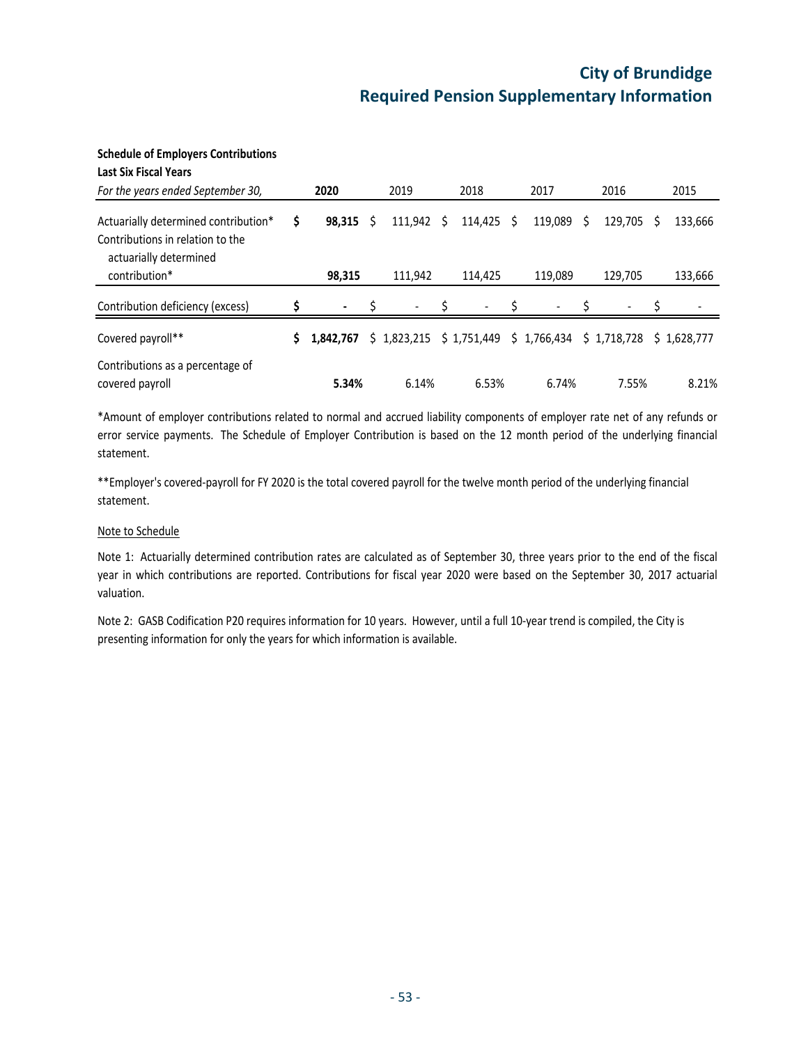# City of Brundidge
## Required Pension Supplementary Information

**Schedule of Employers Contributions**
**Last Six Fiscal Years**

| *For the years ended September 30,* | **2020** | 2019 | 2018 | 2017 | 2016 | 2015 |
|---|---|---|---|---|---|---|
| Actuarially determined contribution* | **$ 98,315** | $ 111,942 | $ 114,425 | $ 119,089 | $ 129,705 | $ 133,666 |
| Contributions in relation to the actuarially determined contribution* | **98,315** | 111,942 | 114,425 | 119,089 | 129,705 | 133,666 |
| Contribution deficiency (excess) | **$ -** | $ - | $ - | $ - | $ - | $ - |
| Covered payroll** | **$ 1,842,767** | $ 1,823,215 | $ 1,751,449 | $ 1,766,434 | $ 1,718,728 | $ 1,628,777 |
| Contributions as a percentage of covered payroll | **5.34%** | 6.14% | 6.53% | 6.74% | 7.55% | 8.21% |

*Amount of employer contributions related to normal and accrued liability components of employer rate net of any refunds or error service payments. The Schedule of Employer Contribution is based on the 12 month period of the underlying financial statement.

**Employer's covered-payroll for FY 2020 is the total covered payroll for the twelve month period of the underlying financial statement.

Note to Schedule

Note 1: Actuarially determined contribution rates are calculated as of September 30, three years prior to the end of the fiscal year in which contributions are reported. Contributions for fiscal year 2020 were based on the September 30, 2017 actuarial valuation.

Note 2: GASB Codification P20 requires information for 10 years. However, until a full 10-year trend is compiled, the City is presenting information for only the years for which information is available.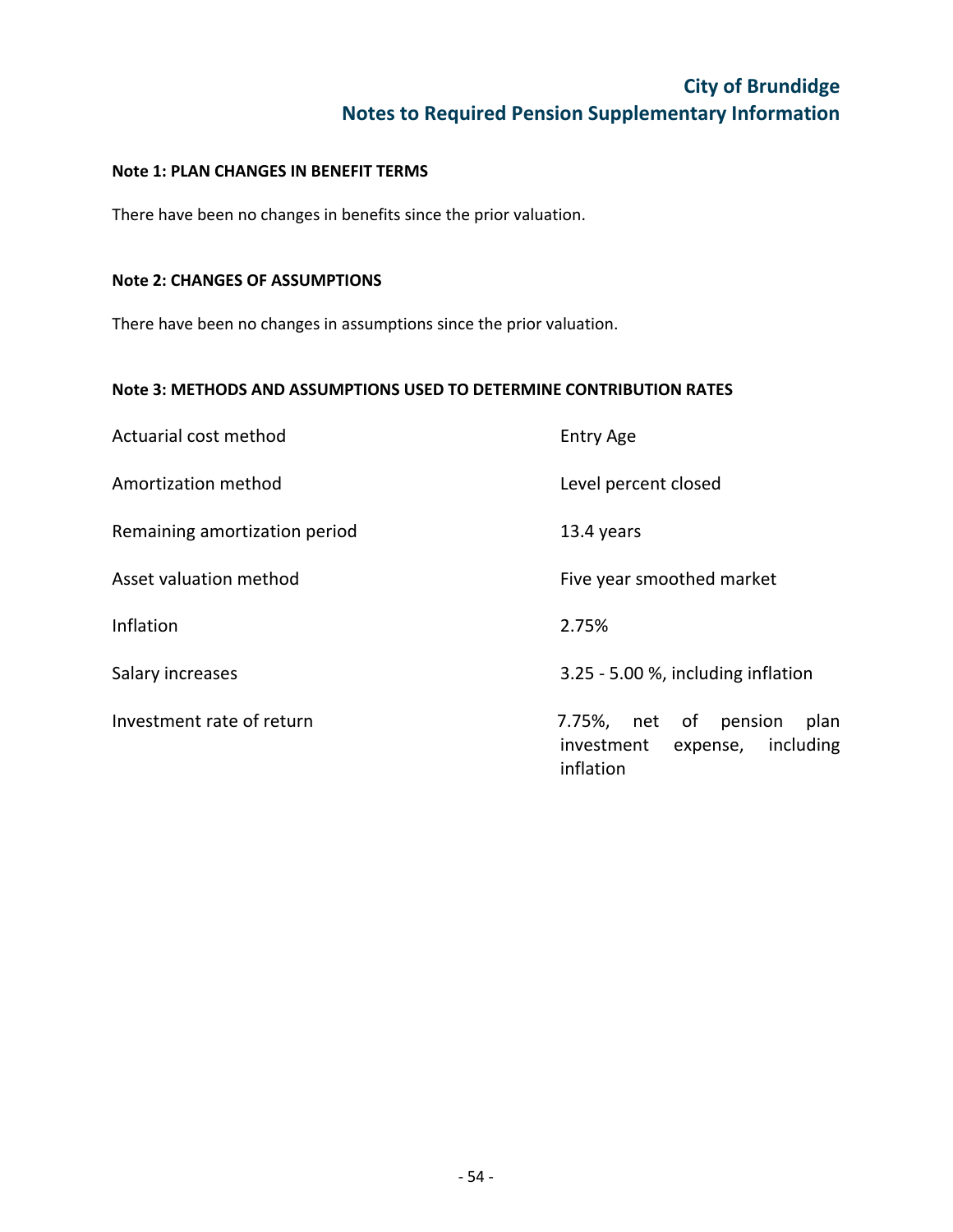# City of Brundidge
## Notes to Required Pension Supplementary Information

**Note 1: PLAN CHANGES IN BENEFIT TERMS**

There have been no changes in benefits since the prior valuation.

**Note 2: CHANGES OF ASSUMPTIONS**

There have been no changes in assumptions since the prior valuation.

**Note 3: METHODS AND ASSUMPTIONS USED TO DETERMINE CONTRIBUTION RATES**

| | |
|---|---|
| Actuarial cost method | Entry Age |
| Amortization method | Level percent closed |
| Remaining amortization period | 13.4 years |
| Asset valuation method | Five year smoothed market |
| Inflation | 2.75% |
| Salary increases | 3.25 - 5.00 %, including inflation |
| Investment rate of return | 7.75%, net of pension plan investment expense, including inflation |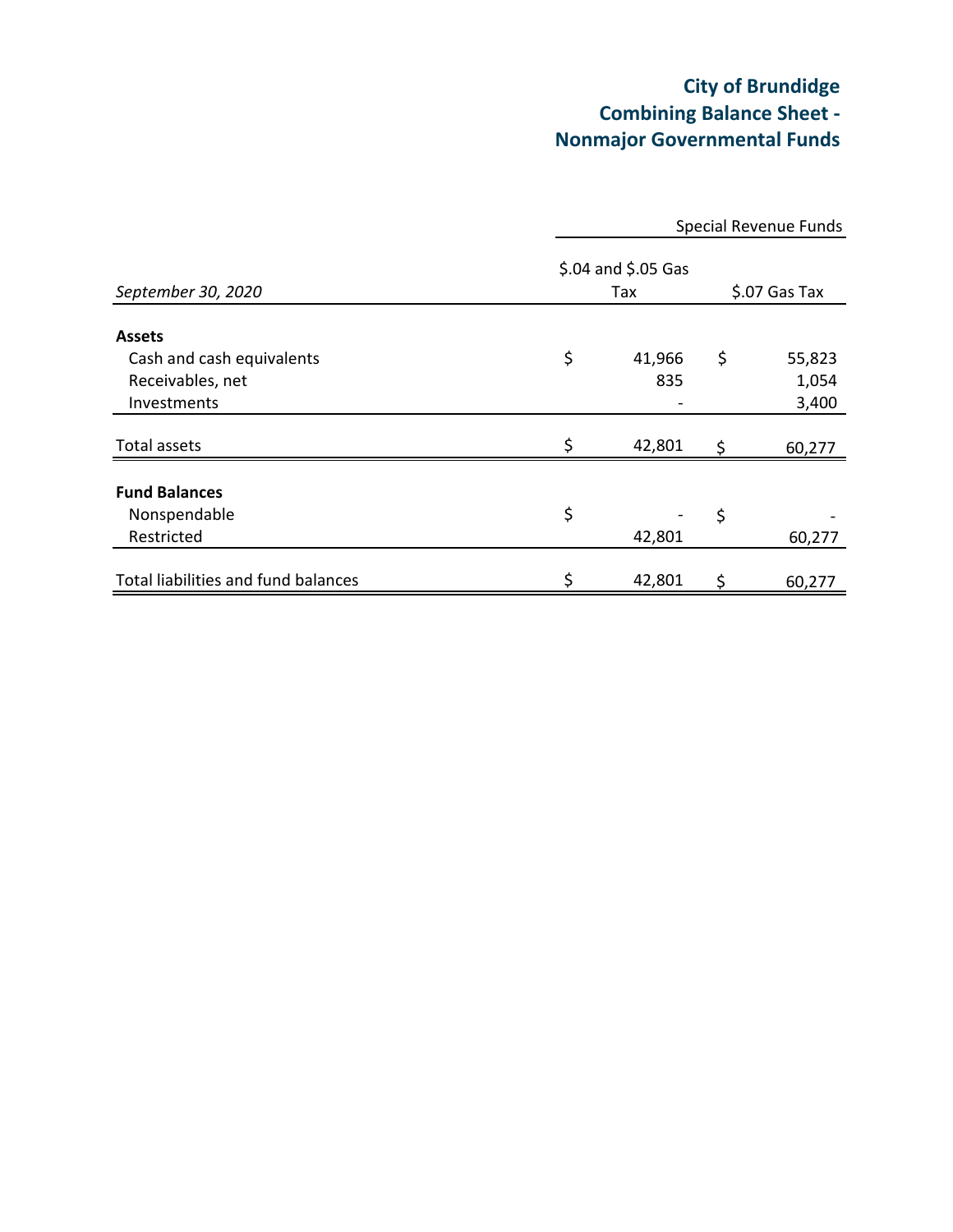# City of Brundidge
# Combining Balance Sheet - Nonmajor Governmental Funds

| | Special Revenue Funds | |
|---|---|---|
| *September 30, 2020* | $.04 and $.05 Gas Tax | $.07 Gas Tax |
| **Assets** | | |
| Cash and cash equivalents | $ 41,966 | $ 55,823 |
| Receivables, net | 835 | 1,054 |
| Investments | - | 3,400 |
| Total assets | $ 42,801 | $ 60,277 |
| **Fund Balances** | | |
| Nonspendable | $ - | $ - |
| Restricted | 42,801 | 60,277 |
| Total liabilities and fund balances | $ 42,801 | $ 60,277 |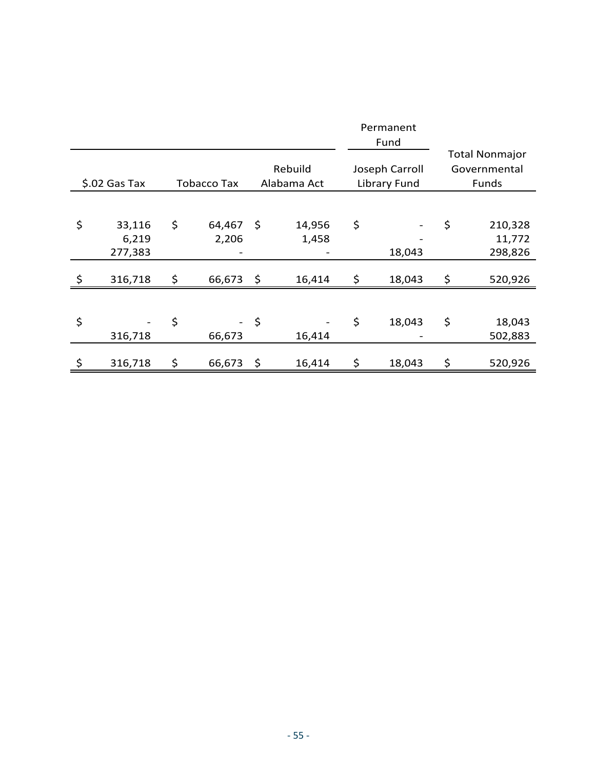| | | | Permanent Fund | |
|---|---|---|---|---|
| $.02 Gas Tax | Tobacco Tax | Rebuild Alabama Act | Joseph Carroll Library Fund | Total Nonmajor Governmental Funds |
| $ 33,116 | $ 64,467 | $ 14,956 | $ - | $ 210,328 |
| 6,219 | 2,206 | 1,458 | - | 11,772 |
| 277,383 | - | - | 18,043 | 298,826 |
| $ 316,718 | $ 66,673 | $ 16,414 | $ 18,043 | $ 520,926 |
| | | | | |
| $ - | $ - | $ - | $ 18,043 | $ 18,043 |
| 316,718 | 66,673 | 16,414 | - | 502,883 |
| $ 316,718 | $ 66,673 | $ 16,414 | $ 18,043 | $ 520,926 |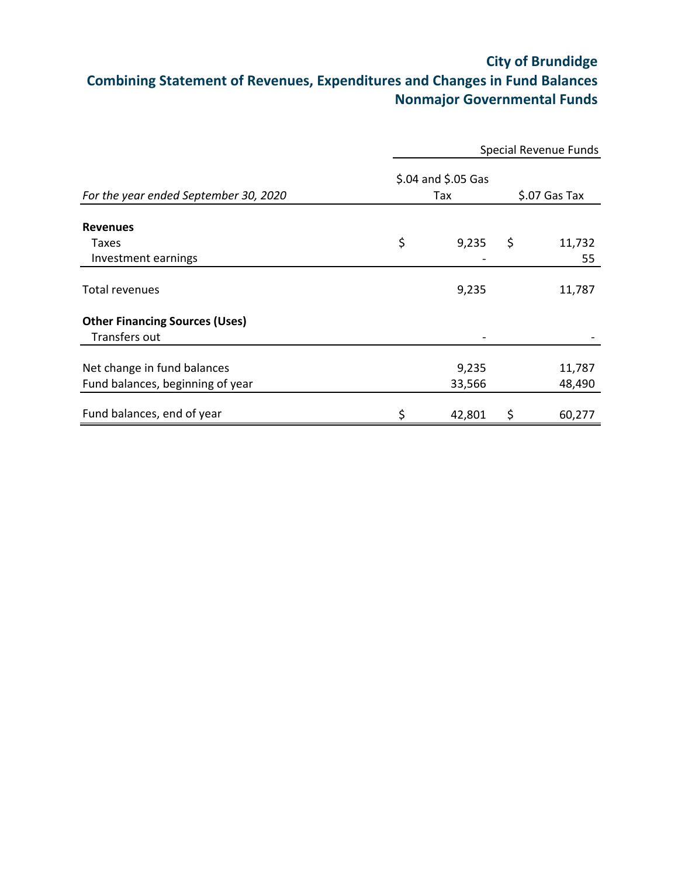# City of Brundidge
## Combining Statement of Revenues, Expenditures and Changes in Fund Balances
## Nonmajor Governmental Funds

| | Special Revenue Funds | |
|---|---|---|
| *For the year ended September 30, 2020* | $.04 and $.05 Gas Tax | $.07 Gas Tax |
| **Revenues** | | |
| Taxes | $ 9,235 | $ 11,732 |
| Investment earnings | - | 55 |
| Total revenues | 9,235 | 11,787 |
| **Other Financing Sources (Uses)** | | |
| Transfers out | - | - |
| Net change in fund balances | 9,235 | 11,787 |
| Fund balances, beginning of year | 33,566 | 48,490 |
| Fund balances, end of year | $ 42,801 | $ 60,277 |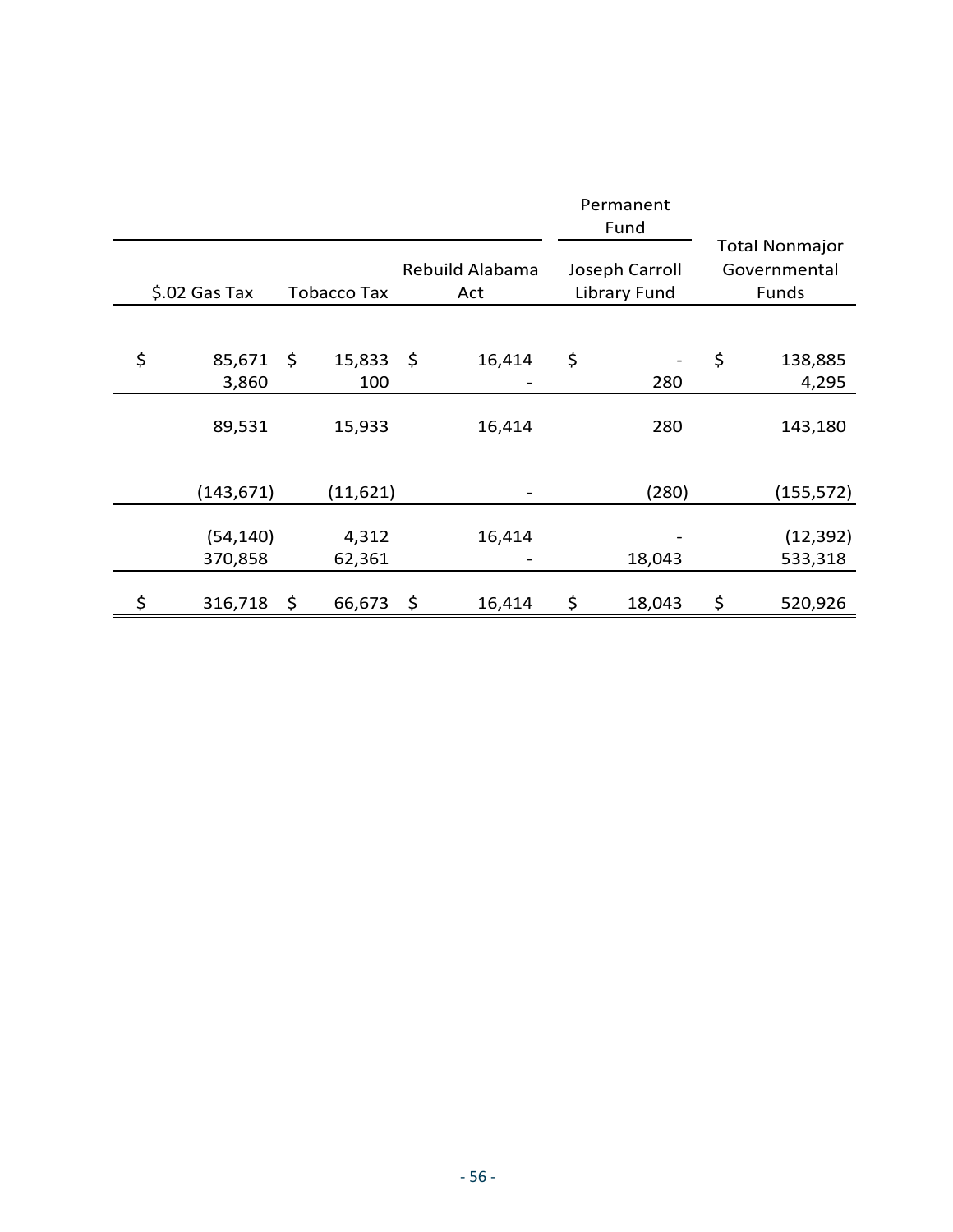| | | | Permanent Fund | |
|---|---|---|---|---|
| $.02 Gas Tax | Tobacco Tax | Rebuild Alabama Act | Joseph Carroll Library Fund | Total Nonmajor Governmental Funds |
| $ 85,671 | $ 15,833 | $ 16,414 | $ - | $ 138,885 |
| 3,860 | 100 | - | 280 | 4,295 |
| 89,531 | 15,933 | 16,414 | 280 | 143,180 |
| (143,671) | (11,621) | - | (280) | (155,572) |
| (54,140) | 4,312 | 16,414 | - | (12,392) |
| 370,858 | 62,361 | - | 18,043 | 533,318 |
| $ 316,718 | $ 66,673 | $ 16,414 | $ 18,043 | $ 520,926 |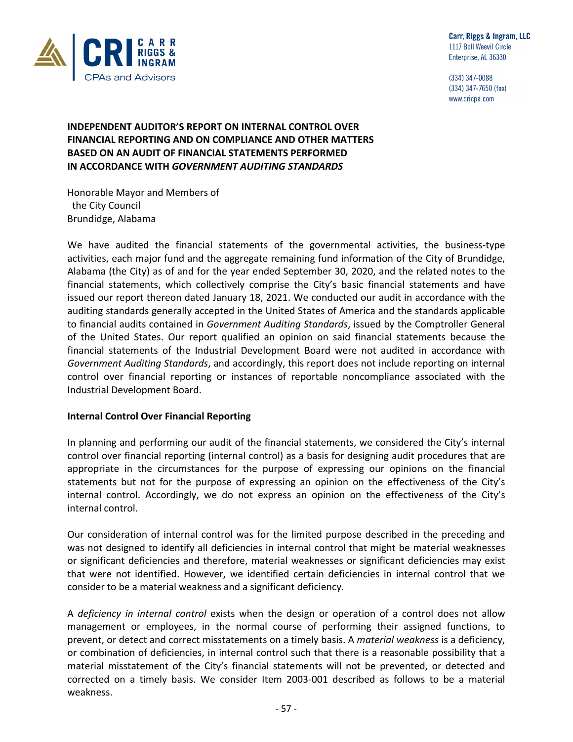Carr, Riggs & Ingram, LLC
1117 Boll Weevil Circle
Enterprise, AL 36330

(334) 347-0088
(334) 347-7650 (fax)
www.cricpa.com

# INDEPENDENT AUDITOR'S REPORT ON INTERNAL CONTROL OVER FINANCIAL REPORTING AND ON COMPLIANCE AND OTHER MATTERS BASED ON AN AUDIT OF FINANCIAL STATEMENTS PERFORMED IN ACCORDANCE WITH *GOVERNMENT AUDITING STANDARDS*

Honorable Mayor and Members of
the City Council
Brundidge, Alabama

We have audited the financial statements of the governmental activities, the business-type activities, each major fund and the aggregate remaining fund information of the City of Brundidge, Alabama (the City) as of and for the year ended September 30, 2020, and the related notes to the financial statements, which collectively comprise the City's basic financial statements and have issued our report thereon dated January 18, 2021. We conducted our audit in accordance with the auditing standards generally accepted in the United States of America and the standards applicable to financial audits contained in *Government Auditing Standards*, issued by the Comptroller General of the United States. Our report qualified an opinion on said financial statements because the financial statements of the Industrial Development Board were not audited in accordance with *Government Auditing Standards*, and accordingly, this report does not include reporting on internal control over financial reporting or instances of reportable noncompliance associated with the Industrial Development Board.

**Internal Control Over Financial Reporting**

In planning and performing our audit of the financial statements, we considered the City's internal control over financial reporting (internal control) as a basis for designing audit procedures that are appropriate in the circumstances for the purpose of expressing our opinions on the financial statements but not for the purpose of expressing an opinion on the effectiveness of the City's internal control. Accordingly, we do not express an opinion on the effectiveness of the City's internal control.

Our consideration of internal control was for the limited purpose described in the preceding and was not designed to identify all deficiencies in internal control that might be material weaknesses or significant deficiencies and therefore, material weaknesses or significant deficiencies may exist that were not identified. However, we identified certain deficiencies in internal control that we consider to be a material weakness and a significant deficiency.

A *deficiency in internal control* exists when the design or operation of a control does not allow management or employees, in the normal course of performing their assigned functions, to prevent, or detect and correct misstatements on a timely basis. A *material weakness* is a deficiency, or combination of deficiencies, in internal control such that there is a reasonable possibility that a material misstatement of the City's financial statements will not be prevented, or detected and corrected on a timely basis. We consider Item 2003-001 described as follows to be a material weakness.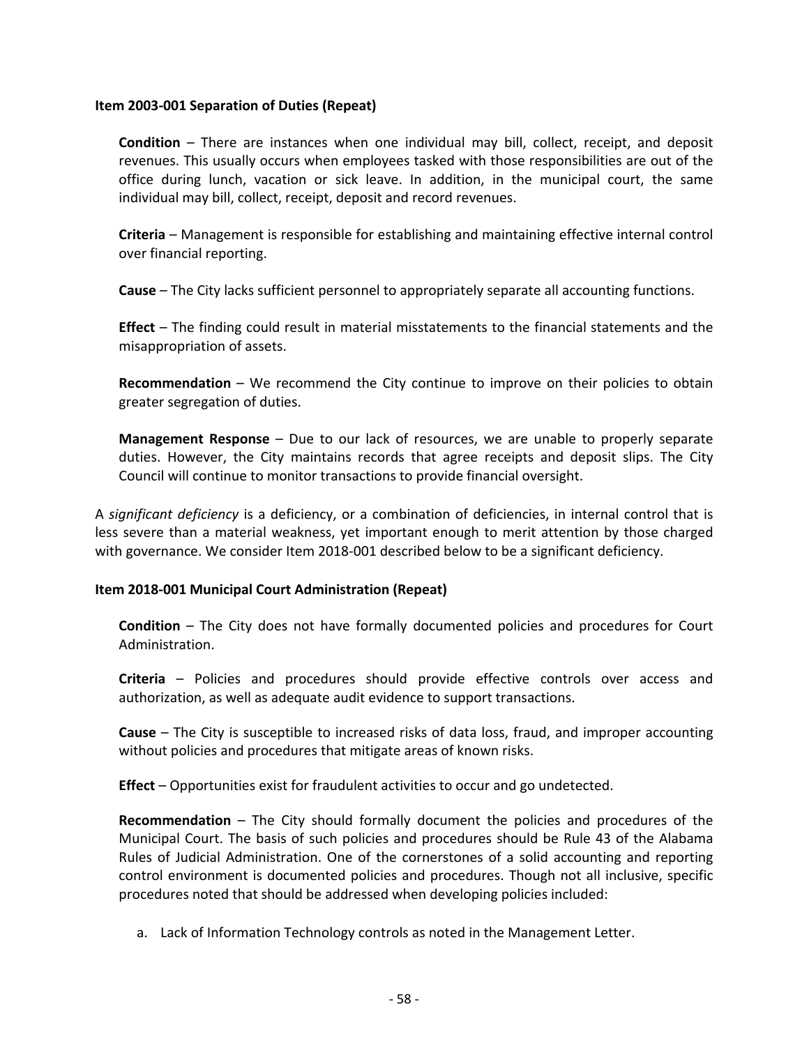**Item 2003-001 Separation of Duties (Repeat)**

**Condition** – There are instances when one individual may bill, collect, receipt, and deposit revenues. This usually occurs when employees tasked with those responsibilities are out of the office during lunch, vacation or sick leave. In addition, in the municipal court, the same individual may bill, collect, receipt, deposit and record revenues.

**Criteria** – Management is responsible for establishing and maintaining effective internal control over financial reporting.

**Cause** – The City lacks sufficient personnel to appropriately separate all accounting functions.

**Effect** – The finding could result in material misstatements to the financial statements and the misappropriation of assets.

**Recommendation** – We recommend the City continue to improve on their policies to obtain greater segregation of duties.

**Management Response** – Due to our lack of resources, we are unable to properly separate duties. However, the City maintains records that agree receipts and deposit slips. The City Council will continue to monitor transactions to provide financial oversight.

A *significant deficiency* is a deficiency, or a combination of deficiencies, in internal control that is less severe than a material weakness, yet important enough to merit attention by those charged with governance. We consider Item 2018-001 described below to be a significant deficiency.

**Item 2018-001 Municipal Court Administration (Repeat)**

**Condition** – The City does not have formally documented policies and procedures for Court Administration.

**Criteria** – Policies and procedures should provide effective controls over access and authorization, as well as adequate audit evidence to support transactions.

**Cause** – The City is susceptible to increased risks of data loss, fraud, and improper accounting without policies and procedures that mitigate areas of known risks.

**Effect** – Opportunities exist for fraudulent activities to occur and go undetected.

**Recommendation** – The City should formally document the policies and procedures of the Municipal Court. The basis of such policies and procedures should be Rule 43 of the Alabama Rules of Judicial Administration. One of the cornerstones of a solid accounting and reporting control environment is documented policies and procedures. Though not all inclusive, specific procedures noted that should be addressed when developing policies included:

a. Lack of Information Technology controls as noted in the Management Letter.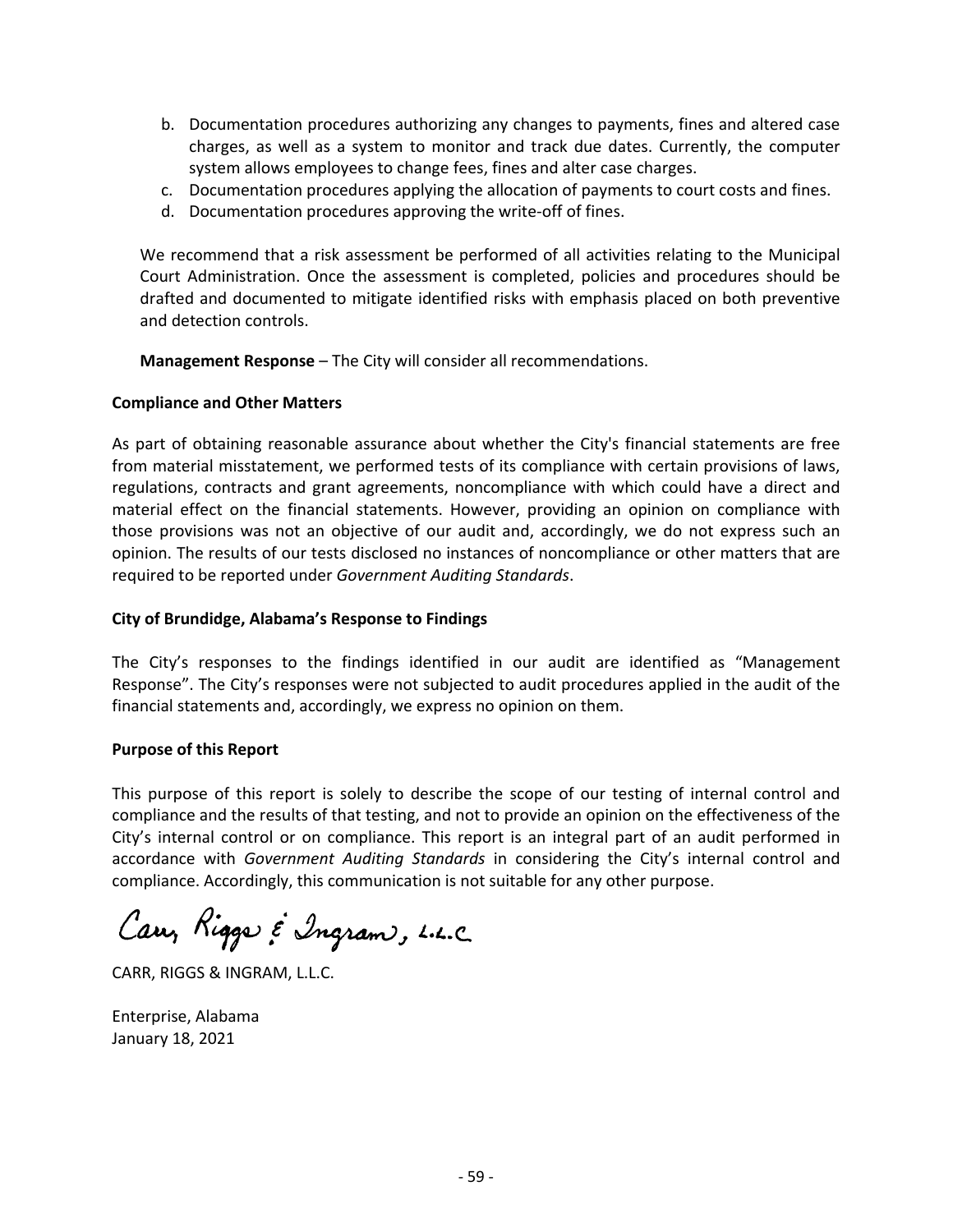b. Documentation procedures authorizing any changes to payments, fines and altered case charges, as well as a system to monitor and track due dates. Currently, the computer system allows employees to change fees, fines and alter case charges.
c. Documentation procedures applying the allocation of payments to court costs and fines.
d. Documentation procedures approving the write-off of fines.

We recommend that a risk assessment be performed of all activities relating to the Municipal Court Administration. Once the assessment is completed, policies and procedures should be drafted and documented to mitigate identified risks with emphasis placed on both preventive and detection controls.

**Management Response** – The City will consider all recommendations.

**Compliance and Other Matters**

As part of obtaining reasonable assurance about whether the City's financial statements are free from material misstatement, we performed tests of its compliance with certain provisions of laws, regulations, contracts and grant agreements, noncompliance with which could have a direct and material effect on the financial statements. However, providing an opinion on compliance with those provisions was not an objective of our audit and, accordingly, we do not express such an opinion. The results of our tests disclosed no instances of noncompliance or other matters that are required to be reported under *Government Auditing Standards*.

**City of Brundidge, Alabama's Response to Findings**

The City's responses to the findings identified in our audit are identified as "Management Response". The City's responses were not subjected to audit procedures applied in the audit of the financial statements and, accordingly, we express no opinion on them.

**Purpose of this Report**

This purpose of this report is solely to describe the scope of our testing of internal control and compliance and the results of that testing, and not to provide an opinion on the effectiveness of the City's internal control or on compliance. This report is an integral part of an audit performed in accordance with *Government Auditing Standards* in considering the City's internal control and compliance. Accordingly, this communication is not suitable for any other purpose.

Carr, Riggs & Ingram, L.L.C.

CARR, RIGGS & INGRAM, L.L.C.

Enterprise, Alabama
January 18, 2021